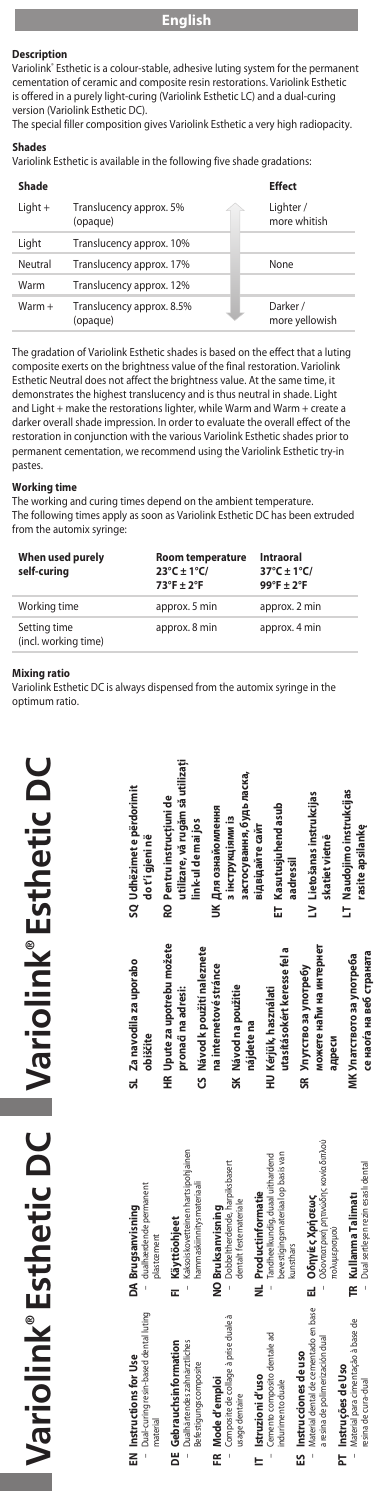## English

### Description

Variolink® Esthetic is a colour-stable, adhesive luting system for the permanent cementation of ceramic and composite resin restorations. Variolink Esthetic is offered in a purely light-curing (Variolink Esthetic LC) and a dual-curing version (Variolink Esthetic DC).

The special filler composition gives Variolink Esthetic a very high radiopacity.

### Shades

Variolink Esthetic is available in the following five shade gradations:

| Shade | | Effect |
|---|---|---|
| Light + | Translucency approx. 5% (opaque) | Lighter / more whitish |
| Light | Translucency approx. 10% | |
| Neutral | Translucency approx. 17% | None |
| Warm | Translucency approx. 12% | |
| Warm + | Translucency approx. 8.5% (opaque) | Darker / more yellowish |

The gradation of Variolink Esthetic shades is based on the effect that a luting composite exerts on the brightness value of the final restoration. Variolink Esthetic Neutral does not affect the brightness value. At the same time, it demonstrates the highest translucency and is thus neutral in shade. Light and Light + make the restorations lighter, while Warm and Warm + create a darker overall shade impression. In order to evaluate the overall effect of the restoration in conjunction with the various Variolink Esthetic shades prior to permanent cementation, we recommend using the Variolink Esthetic try-in pastes.

### Working time

The working and curing times depend on the ambient temperature. The following times apply as soon as Variolink Esthetic DC has been extruded from the automix syringe:

| When used purely self-curing | Room temperature 23°C ± 1°C/ 73°F ± 2°F | Intraoral 37°C ± 1°C/ 99°F ± 2°F |
|---|---|---|
| Working time | approx. 5 min | approx. 2 min |
| Setting time (incl. working time) | approx. 8 min | approx. 4 min |

### Mixing ratio

Variolink Esthetic DC is always dispensed from the automix syringe in the optimum ratio.

# Variolink® Esthetic DC

**EN Instructions for Use**
– Dual-curing resin-based dental luting material

**DE Gebrauchsinformation**
– Dualhärtendes zahnärztliches Befestigungscomposite

**FR Mode d'emploi**
– Composite de collage à prise duale à usage dentaire

**IT Istruzioni d'uso**
– Cemento composito dentale ad indurimento duale

**ES Instrucciones de uso**
– Material dental de cementado en base a resina de polimerización dual

**PT Instruções de Uso**
– Material para cimentação à base de resina de cura dual

**DA Brugsanvisning**
– dualhærdende permanent påsætning

**FI Käyttöohjeet**
– Kaksoiskovetteinen hartsipohjainen hammaslääkintämateriaali

**NO Bruksanvisning**
– Dobbelttherdende, harpiksbasert dentalt festemateriale

**NL Productinformatie**
– Tandheelkundig, duaal uithardend bevestigingsmateriaal op basis van kunsthars

**EL Οδηγίες Χρήσεως**
– Οδοντιατρικό ρητινώδες κονιαμα διπλού πολυμερισμού

**TR Kullanma Talimatı**
– Dual sertleşen rezin esaslı dental

# Variolink® Esthetic DC

**SL Za navodila za uporabo obiščite**

**HR Upute za upotrebu možete pronaći na adresi:**

**CS Návod k použití naleznete na internetové stránce**

**SK Návod na použitie nájdete na**

**HU Kérjük, használati utasításokért keresse fel a**

**SR Упутство за употребу можете наћи на интернет адреси**

**MK Упатството за употреба се наоѓа на веб страната**

**SQ Udhëzimet e përdorimit do t'i gjeni në**

**RO Pentru instrucţiuni de utilizare, vă rugăm să utilizaţi link-ul de mai jos**

**UK Для ознайомлення з інструкціями із застосування, будь ласка, відвідайте сайт**

**ET Kasutusjuhend asub aadressil**

**LV Lietošanas instrukcijas skatiet vietnē**

**LT Naudojimo instrukcijas rasite apsilankę**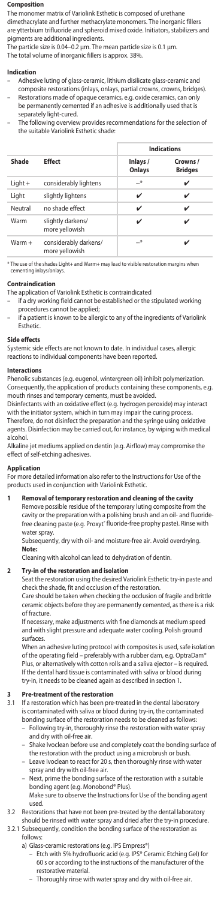## Composition

The monomer matrix of Variolink Esthetic is composed of urethane dimethacrylate and further methacrylate monomers. The inorganic fillers are ytterbium trifluoride and spheroid mixed oxide. Initiators, stabilizers and pigments are additional ingredients.
The particle size is 0.04–0.2 µm. The mean particle size is 0.1 µm.
The total volume of inorganic fillers is approx. 38%.

## Indication

- Adhesive luting of glass-ceramic, lithium disilicate glass-ceramic and composite restorations (inlays, onlays, partial crowns, crowns, bridges).
- Restorations made of opaque ceramics, e.g. oxide ceramics, can only be permanently cemented if an adhesive is additionally used that is separately light-cured.
- The following overview provides recommendations for the selection of the suitable Variolink Esthetic shade:

| Shade | Effect | Indications | |
|---|---|---|---|
| | | Inlays / Onlays | Crowns / Bridges |
| Light + | considerably lightens | –* | ✔ |
| Light | slightly lightens | ✔ | ✔ |
| Neutral | no shade effect | ✔ | ✔ |
| Warm | slightly darkens/ more yellowish | ✔ | ✔ |
| Warm + | considerably darkens/ more yellowish | –* | ✔ |

* The use of the shades Light+ and Warm+ may lead to visible restoration margins when cementing inlays/onlays.

## Contraindication

The application of Variolink Esthetic is contraindicated

- if a dry working field cannot be established or the stipulated working procedures cannot be applied;
- if a patient is known to be allergic to any of the ingredients of Variolink Esthetic.

## Side effects

Systemic side effects are not known to date. In individual cases, allergic reactions to individual components have been reported.

## Interactions

Phenolic substances (e.g. eugenol, wintergreen oil) inhibit polymerization. Consequently, the application of products containing these components, e.g. mouth rinses and temporary cements, must be avoided.
Disinfectants with an oxidative effect (e.g. hydrogen peroxide) may interact with the initiator system, which in turn may impair the curing process. Therefore, do not disinfect the preparation and the syringe using oxidative agents. Disinfection may be carried out, for instance, by wiping with medical alcohol.
Alkaline jet mediums applied on dentin (e.g. Airflow) may compromise the effect of self-etching adhesives.

## Application

For more detailed information also refer to the Instructions for Use of the products used in conjunction with Variolink Esthetic.

### 1 Removal of temporary restoration and cleaning of the cavity

Remove possible residue of the temporary luting composite from the cavity or the preparation with a polishing brush and an oil- and fluoride-free cleaning paste (e.g. Proxyt® fluoride-free prophy paste). Rinse with water spray.
Subsequently, dry with oil- and moisture-free air. Avoid overdrying.

**Note:**
Cleaning with alcohol can lead to dehydration of dentin.

### 2 Try-in of the restoration and isolation

Seat the restoration using the desired Variolink Esthetic try-in paste and check the shade, fit and occlusion of the restoration.
Care should be taken when checking the occlusion of fragile and brittle ceramic objects before they are permanently cemented, as there is a risk of fracture.
If necessary, make adjustments with fine diamonds at medium speed and with slight pressure and adequate water cooling. Polish ground surfaces.
When an adhesive luting protocol with composites is used, safe isolation of the operating field – preferably with a rubber dam, e.g. OptraDam® Plus, or alternatively with cotton rolls and a saliva ejector – is required. If the dental hard tissue is contaminated with saliva or blood during try-in, it needs to be cleaned again as described in section 1.

### 3 Pre-treatment of the restoration

3.1 If a restoration which has been pre-treated in the dental laboratory is contaminated with saliva or blood during try-in, the contaminated bonding surface of the restoration needs to be cleaned as follows:

- Following try-in, thoroughly rinse the restoration with water spray and dry with oil-free air.
- Shake Ivoclean before use and completely coat the bonding surface of the restoration with the product using a microbrush or brush.
- Leave Ivoclean to react for 20 s, then thoroughly rinse with water spray and dry with oil-free air.
- Next, prime the bonding surface of the restoration with a suitable bonding agent (e.g. Monobond® Plus).
  Make sure to observe the Instructions for Use of the bonding agent used.

3.2 Restorations that have not been pre-treated by the dental laboratory should be rinsed with water spray and dried after the try-in procedure.

3.2.1 Subsequently, condition the bonding surface of the restoration as follows:

a) Glass-ceramic restorations (e.g. IPS Empress®)

- Etch with 5% hydrofluoric acid (e.g. IPS® Ceramic Etching Gel) for 60 s or according to the instructions of the manufacturer of the restorative material.
- Thoroughly rinse with water spray and dry with oil-free air.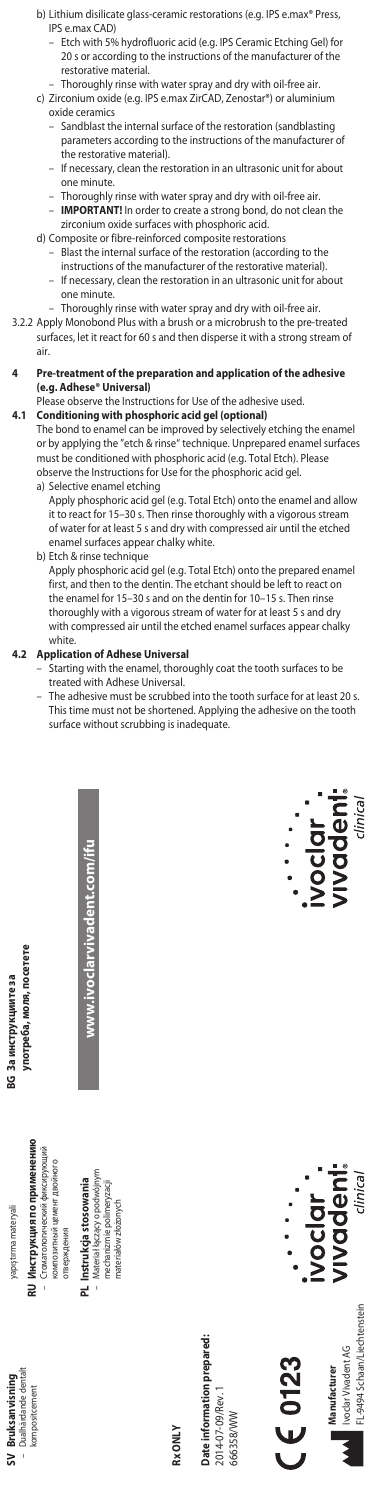b) Lithium disilicate glass-ceramic restorations (e.g. IPS e.max® Press, IPS e.max CAD)
   - Etch with 5% hydrofluoric acid (e.g. IPS Ceramic Etching Gel) for 20 s or according to the instructions of the manufacturer of the restorative material.
   - Thoroughly rinse with water spray and dry with oil-free air.

c) Zirconium oxide (e.g. IPS e.max ZirCAD, Zenostar®) or aluminium oxide ceramics
   - Sandblast the internal surface of the restoration (sandblasting parameters according to the instructions of the manufacturer of the restorative material).
   - If necessary, clean the restoration in an ultrasonic unit for about one minute.
   - Thoroughly rinse with water spray and dry with oil-free air.
   - **IMPORTANT!** In order to create a strong bond, do not clean the zirconium oxide surfaces with phosphoric acid.

d) Composite or fibre-reinforced composite restorations
   - Blast the internal surface of the restoration (according to the instructions of the manufacturer of the restorative material).
   - If necessary, clean the restoration in an ultrasonic unit for about one minute.
   - Thoroughly rinse with water spray and dry with oil-free air.

3.2.2 Apply Monobond Plus with a brush or a microbrush to the pre-treated surfaces, let it react for 60 s and then disperse it with a strong stream of air.

## 4 Pre-treatment of the preparation and application of the adhesive (e.g. Adhese® Universal)

Please observe the Instructions for Use of the adhesive used.

### 4.1 Conditioning with phosphoric acid gel (optional)

The bond to enamel can be improved by selectively etching the enamel or by applying the "etch & rinse" technique. Unprepared enamel surfaces must be conditioned with phosphoric acid (e.g. Total Etch). Please observe the Instructions for Use for the phosphoric acid gel.

a) Selective enamel etching
   Apply phosphoric acid gel (e.g. Total Etch) onto the enamel and allow it to react for 15–30 s. Then rinse thoroughly with a vigorous stream of water for at least 5 s and dry with compressed air until the etched enamel surfaces appear chalky white.

b) Etch & rinse technique
   Apply phosphoric acid gel (e.g. Total Etch) onto the prepared enamel first, and then to the dentin. The etchant should be left to react on the enamel for 15–30 s and on the dentin for 10–15 s. Then rinse thoroughly with a vigorous stream of water for at least 5 s and dry with compressed air until the etched enamel surfaces appear chalky white.

### 4.2 Application of Adhese Universal

- Starting with the enamel, thoroughly coat the tooth surfaces to be treated with Adhese Universal.
- The adhesive must be scrubbed into the tooth surface for at least 20 s. This time must not be shortened. Applying the adhesive on the tooth surface without scrubbing is inadequate.

**SV Bruksanvisning**
– Dualhärdande dentalt kompositcement

yapıştırma materyali

**RU Инструкция по применению**
– Стоматологический фиксирующий композитный цемент двойного отверждения

**PL Instrukcja stosowania**
– Materiał łączący o podwójnym mechanizmie polimeryzacji materiałów złożonych

**BG За инструкциите за употреба, моля, посетете**

**www.ivoclarvivadent.com/ifu**

ivoclar vivadent® clinical

Rx ONLY

**Date information prepared:**
2014-07-09/Rev. 1
666358/WW

CE 0123

**Manufacturer**
Ivoclar Vivadent AG
FL-9494 Schaan/Liechtenstein

ivoclar vivadent® clinical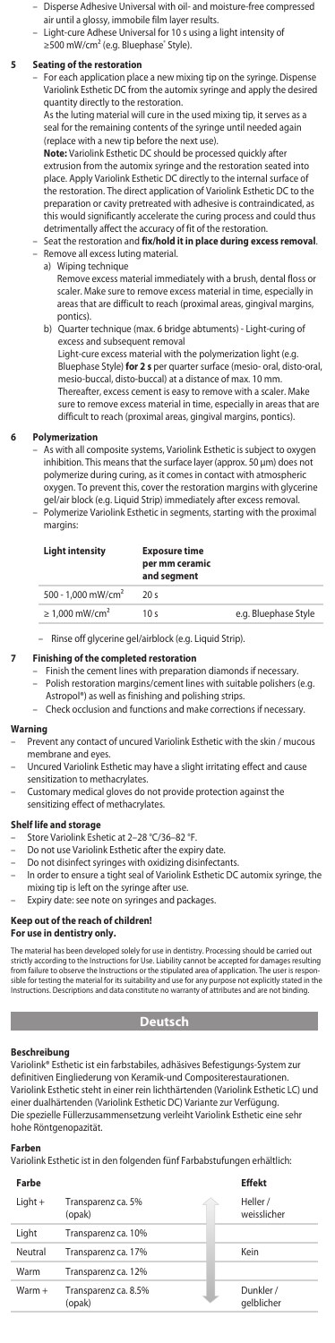– Disperse Adhesive Universal with oil- and moisture-free compressed air until a glossy, immobile film layer results.
– Light-cure Adhese Universal for 10 s using a light intensity of ≥500 mW/cm² (e.g. Bluephase® Style).

## 5 Seating of the restoration

– For each application place a new mixing tip on the syringe. Dispense Variolink Esthetic DC from the automix syringe and apply the desired quantity directly to the restoration.
As the luting material will cure in the used mixing tip, it serves as a seal for the remaining contents of the syringe until needed again (replace with a new tip before the next use).
**Note:** Variolink Esthetic DC should be processed quickly after extrusion from the automix syringe and the restoration seated into place. Apply Variolink Esthetic DC directly to the internal surface of the restoration. The direct application of Variolink Esthetic DC to the preparation or cavity pretreated with adhesive is contraindicated, as this would significantly accelerate the curing process and could thus detrimentally affect the accuracy of fit of the restoration.
– Seat the restoration and **fix/hold it in place during excess removal**.
– Remove all excess luting material.
  a) Wiping technique
  Remove excess material immediately with a brush, dental floss or scaler. Make sure to remove excess material in time, especially in areas that are difficult to reach (proximal areas, gingival margins, pontics).
  b) Quarter technique (max. 6 bridge abutments) - Light-curing of excess and subsequent removal
  Light-cure excess material with the polymerization light (e.g. Bluephase Style) **for 2 s** per quarter surface (mesio- oral, disto-oral, mesio-buccal, disto-buccal) at a distance of max. 10 mm. Thereafter, excess cement is easy to remove with a scaler. Make sure to remove excess material in time, especially in areas that are difficult to reach (proximal areas, gingival margins, pontics).

## 6 Polymerization

– As with all composite systems, Variolink Esthetic is subject to oxygen inhibition. This means that the surface layer (approx. 50 µm) does not polymerize during curing, as it comes in contact with atmospheric oxygen. To prevent this, cover the restoration margins with glycerine gel/air block (e.g. Liquid Strip) immediately after excess removal.
– Polymerize Variolink Esthetic in segments, starting with the proximal margins:

| Light intensity | Exposure time per mm ceramic and segment | |
|---|---|---|
| 500 - 1,000 mW/cm² | 20 s | |
| ≥ 1,000 mW/cm² | 10 s | e.g. Bluephase Style |

– Rinse off glycerine gel/airblock (e.g. Liquid Strip).

## 7 Finishing of the completed restoration

– Finish the cement lines with preparation diamonds if necessary.
– Polish restoration margins/cement lines with suitable polishers (e.g. Astropol®) as well as finishing and polishing strips.
– Check occlusion and functions and make corrections if necessary.

## Warning

– Prevent any contact of uncured Variolink Esthetic with the skin / mucous membrane and eyes.
– Uncured Variolink Esthetic may have a slight irritating effect and cause sensitization to methacrylates.
– Customary medical gloves do not provide protection against the sensitizing effect of methacrylates.

## Shelf life and storage

– Store Variolink Eshetic at 2–28 °C/36–82 °F.
– Do not use Variolink Esthetic after the expiry date.
– Do not disinfect syringes with oxidizing disinfectants.
– In order to ensure a tight seal of Variolink Esthetic DC automix syringe, the mixing tip is left on the syringe after use.
– Expiry date: see note on syringes and packages.

**Keep out of the reach of children!**
**For use in dentistry only.**

The material has been developed solely for use in dentistry. Processing should be carried out strictly according to the Instructions for Use. Liability cannot be accepted for damages resulting from failure to observe the Instructions or the stipulated area of application. The user is responsible for testing the material for its suitability and use for any purpose not explicitly stated in the Instructions. Descriptions and data constitute no warranty of attributes and are not binding.

# Deutsch

## Beschreibung

Variolink® Esthetic ist ein farbstabiles, adhäsives Befestigungs-System zur definitiven Eingliederung von Keramik-und Compositerestaurationen. Variolink Esthetic steht in einer rein lichthärtenden (Variolink Esthetic LC) und einer dualhärtenden (Variolink Esthetic DC) Variante zur Verfügung. Die spezielle Füllerzusammensetzung verleiht Variolink Esthetic eine sehr hohe Röntgenopazität.

## Farben

Variolink Esthetic ist in den folgenden fünf Farbabstufungen erhältlich:

| Farbe | | Effekt |
|---|---|---|
| Light + | Transparenz ca. 5% (opak) | Heller / weisslicher |
| Light | Transparenz ca. 10% | |
| Neutral | Transparenz ca. 17% | Kein |
| Warm | Transparenz ca. 12% | |
| Warm + | Transparenz ca. 8.5% (opak) | Dunkler / gelblicher |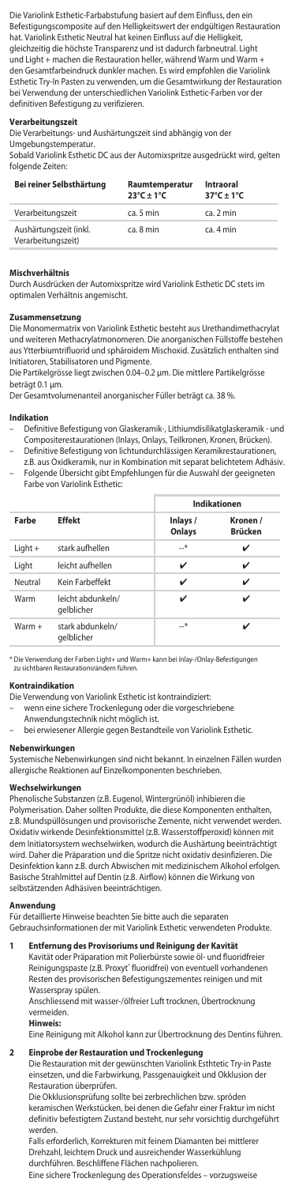Die Variolink Esthetic-Farbabstufung basiert auf dem Einfluss, den ein Befestigungscomposite auf den Helligkeitswert der endgültigen Restauration hat. Variolink Esthetic Neutral hat keinen Einfluss auf die Helligkeit, gleichzeitig die höchste Transparenz und ist dadurch farbneutral. Light und Light + machen die Restauration heller, während Warm und Warm + den Gesamtfarbeindruck dunkler machen. Es wird empfohlen die Variolink Esthetic Try-In Pasten zu verwenden, um die Gesamtwirkung der Restauration bei Verwendung der unterschiedlichen Variolink Esthetic-Farben vor der definitiven Befestigung zu verifizieren.

**Verarbeitungszeit**

Die Verarbeitungs- und Aushärtungszeit sind abhängig von der Umgebungstemperatur.

Sobald Variolink Esthetic DC aus der Automixspritze ausgedrückt wird, gelten folgende Zeiten:

| Bei reiner Selbsthärtung | Raumtemperatur 23°C ± 1°C | Intraoral 37°C ± 1°C |
|---|---|---|
| Verarbeitungszeit | ca. 5 min | ca. 2 min |
| Aushärtungszeit (inkl. Verarbeitungszeit) | ca. 8 min | ca. 4 min |

**Mischverhältnis**

Durch Ausdrücken der Automixspritze wird Variolink Esthetic DC stets im optimalen Verhältnis angemischt.

**Zusammensetzung**

Die Monomermatrix von Variolink Esthetic besteht aus Urethandimethacrylat und weiteren Methacrylatmonomeren. Die anorganischen Füllstoffe bestehen aus Ytterbiumtrifluorid und sphäroidem Mischoxid. Zusätzlich enthalten sind Initiatoren, Stabilisatoren und Pigmente.

Die Partikelgrösse liegt zwischen 0.04–0.2 µm. Die mittlere Partikelgrösse beträgt 0.1 µm.

Der Gesamtvolumenanteil anorganischer Füller beträgt ca. 38 %.

**Indikation**

- Definitive Befestigung von Glaskeramik-, Lithiumdisilikatglaskeramik - und Compositerestaurationen (Inlays, Onlays, Teilkronen, Kronen, Brücken).
- Definitive Befestigung von lichtundurchlässigen Keramikrestaurationen, z.B. aus Oxidkeramik, nur in Kombination mit separat belichtetem Adhäsiv.
- Folgende Übersicht gibt Empfehlungen für die Auswahl der geeigneten Farbe von Variolink Esthetic:

| | | Indikationen | |
|---|---|---|---|
| **Farbe** | **Effekt** | **Inlays / Onlays** | **Kronen / Brücken** |
| Light + | stark aufhellen | –* | ✔ |
| Light | leicht aufhellen | ✔ | ✔ |
| Neutral | Kein Farbeffekt | ✔ | ✔ |
| Warm | leicht abdunkeln/ gelblicher | ✔ | ✔ |
| Warm + | stark abdunkeln/ gelblicher | –* | ✔ |

\* Die Verwendung der Farben Light+ und Warm+ kann bei Inlay-/Onlay-Befestigungen zu sichtbaren Restaurationsrändern führen.

**Kontraindikation**

Die Verwendung von Variolink Esthetic ist kontraindiziert:

- wenn eine sichere Trockenlegung oder die vorgeschriebene Anwendungstechnik nicht möglich ist.
- bei erwiesener Allergie gegen Bestandteile von Variolink Esthetic.

**Nebenwirkungen**

Systemische Nebenwirkungen sind nicht bekannt. In einzelnen Fällen wurden allergische Reaktionen auf Einzelkomponenten beschrieben.

**Wechselwirkungen**

Phenolische Substanzen (z.B. Eugenol, Wintergrünöl) inhibieren die Polymerisation. Daher sollten Produkte, die diese Komponenten enthalten, z.B. Mundspüllösungen und provisorische Zemente, nicht verwendet werden. Oxidativ wirkende Desinfektionsmittel (z.B. Wasserstoffperoxid) können mit dem Initiatorsystem wechselwirken, wodurch die Aushärtung beeinträchtigt wird. Daher die Präparation und die Spritze nicht oxidativ desinfizieren. Die Desinfektion kann z.B. durch Abwischen mit medizinischem Alkohol erfolgen. Basische Strahlmittel auf Dentin (z.B. Airflow) können die Wirkung von selbstätzenden Adhäsiven beeinträchtigen.

**Anwendung**

Für detaillierte Hinweise beachten Sie bitte auch die separaten Gebrauchsinformationen der mit Variolink Esthetic verwendeten Produkte.

**1 Entfernung des Provisoriums und Reinigung der Kavität**

Kavität oder Präparation mit Polierbürste sowie öl- und fluoridfreier Reinigungspaste (z.B. Proxyt® fluoridfrei) von eventuell vorhandenen Resten des provisorischen Befestigungszementes reinigen und mit Wasserspray spülen.

Anschliessend mit wasser-/ölfreier Luft trocknen, Übertrocknung vermeiden.

**Hinweis:**

Eine Reinigung mit Alkohol kann zur Übertrocknung des Dentins führen.

**2 Einprobe der Restauration und Trockenlegung**

Die Restauration mit der gewünschten Variolink Esthetic Try-in Paste einsetzen, und die Farbwirkung, Passgenauigkeit und Okklusion der Restauration überprüfen.

Die Okklusionsprüfung sollte bei zerbrechlichen bzw. spröden keramischen Werkstücken, bei denen die Gefahr einer Fraktur im nicht definitiv befestigtem Zustand besteht, nur sehr vorsichtig durchgeführt werden.

Falls erforderlich, Korrekturen mit feinem Diamanten bei mittlerer Drehzahl, leichtem Druck und ausreichender Wasserkühlung durchführen. Beschliffene Flächen nachpolieren.

Eine sichere Trockenlegung des Operationsfeldes – vorzugsweise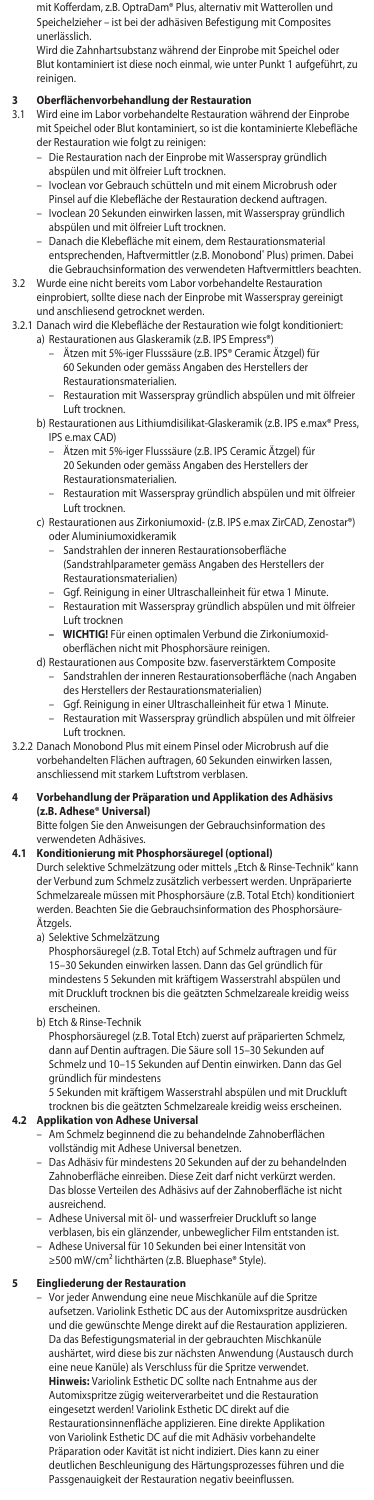mit Kofferdam, z.B. OptraDam® Plus, alternativ mit Watterollen und Speichelzieher – ist bei der adhäsiven Befestigung mit Composites unerlässlich.

Wird die Zahnhartsubstanz während der Einprobe mit Speichel oder Blut kontaminiert ist diese noch einmal, wie unter Punkt 1 aufgeführt, zu reinigen.

## 3 Oberflächenvorbehandlung der Restauration

3.1 Wird eine im Labor vorbehandelte Restauration während der Einprobe mit Speichel oder Blut kontaminiert, so ist die kontaminierte Klebefläche der Restauration wie folgt zu reinigen:
- Die Restauration nach der Einprobe mit Wasserspray gründlich abspülen und mit ölfreier Luft trocknen.
- Ivoclean vor Gebrauch schütteln und mit einem Microbrush oder Pinsel auf die Klebefläche der Restauration deckend auftragen.
- Ivoclean 20 Sekunden einwirken lassen, mit Wasserspray gründlich abspülen und mit ölfreier Luft trocknen.
- Danach die Klebefläche mit einem, dem Restaurationsmaterial entsprechenden, Haftvermittler (z.B. Monobond® Plus) primen. Dabei die Gebrauchsinformation des verwendeten Haftvermittlers beachten.

3.2 Wurde eine nicht bereits vom Labor vorbehandelte Restauration einprobiert, sollte diese nach der Einprobe mit Wasserspray gereinigt und anschliessend getrocknet werden.

3.2.1 Danach wird die Klebefläche der Restauration wie folgt konditioniert:

a) Restaurationen aus Glaskeramik (z.B. IPS Empress®)
- Ätzen mit 5%-iger Flusssäure (z.B. IPS® Ceramic Ätzgel) für 60 Sekunden oder gemäss Angaben des Herstellers der Restaurationsmaterialien.
- Restauration mit Wasserspray gründlich abspülen und mit ölfreier Luft trocknen.

b) Restaurationen aus Lithiumdisilikat-Glaskeramik (z.B. IPS e.max® Press, IPS e.max CAD)
- Ätzen mit 5%-iger Flusssäure (z.B. IPS Ceramic Ätzgel) für 20 Sekunden oder gemäss Angaben des Herstellers der Restaurationsmaterialien.
- Restauration mit Wasserspray gründlich abspülen und mit ölfreier Luft trocknen.

c) Restaurationen aus Zirkoniumoxid- (z.B. IPS e.max ZirCAD, Zenostar®) oder Aluminiumoxidkeramik
- Sandstrahlen der inneren Restaurationsoberfläche (Sandstrahlparameter gemäss Angaben des Herstellers der Restaurationsmaterialien)
- Ggf. Reinigung in einer Ultraschalleinheit für etwa 1 Minute.
- Restauration mit Wasserspray gründlich abspülen und mit ölfreier Luft trocknen
- **WICHTIG!** Für einen optimalen Verbund die Zirkoniumoxidoberflächen nicht mit Phosphorsäure reinigen.

d) Restaurationen aus Composite bzw. faserverstärktem Composite
- Sandstrahlen der inneren Restaurationsoberfläche (nach Angaben des Herstellers der Restaurationsmaterialien)
- Ggf. Reinigung in einer Ultraschalleinheit für etwa 1 Minute.
- Restauration mit Wasserspray gründlich abspülen und mit ölfreier Luft trocknen.

3.2.2 Danach Monobond Plus mit einem Pinsel oder Microbrush auf die vorbehandelten Flächen auftragen, 60 Sekunden einwirken lassen, anschliessend mit starkem Luftstrom verblasen.

## 4 Vorbehandlung der Präparation und Applikation des Adhäsivs (z.B. Adhese® Universal)

Bitte folgen Sie den Anweisungen der Gebrauchsinformation des verwendeten Adhäsivs.

### 4.1 Konditionierung mit Phosphorsäuregel (optional)

Durch selektive Schmelzätzung oder mittels „Etch & Rinse-Technik" kann der Verbund zum Schmelz zusätzlich verbessert werden. Unpräparierte Schmelzareale müssen mit Phosphorsäure (z.B. Total Etch) konditioniert werden. Beachten Sie die Gebrauchsinformation des Phosphorsäure-Ätzgels.

a) Selektive Schmelzätzung
Phosphorsäuregel (z.B. Total Etch) auf Schmelz auftragen und für 15–30 Sekunden einwirken lassen. Dann das Gel gründlich für mindestens 5 Sekunden mit kräftigem Wasserstrahl abspülen und mit Druckluft trocknen bis die geätzten Schmelzareale kreidig weiss erscheinen.

b) Etch & Rinse-Technik
Phosphorsäuregel (z.B. Total Etch) zuerst auf präparierten Schmelz, dann auf Dentin auftragen. Die Säure soll 15–30 Sekunden auf Schmelz und 10–15 Sekunden auf Dentin einwirken. Dann das Gel gründlich für mindestens
5 Sekunden mit kräftigem Wasserstrahl abspülen und mit Druckluft trocknen bis die geätzten Schmelzareale kreidig weiss erscheinen.

### 4.2 Applikation von Adhese Universal

- Am Schmelz beginnend die zu behandelnde Zahnoberflächen vollständig mit Adhese Universal benetzen.
- Das Adhäsiv für mindestens 20 Sekunden auf der zu behandelnden Zahnoberfläche einreiben. Diese Zeit darf nicht verkürzt werden. Das blosse Verteilen des Adhäsivs auf der Zahnoberfläche ist nicht ausreichend.
- Adhese Universal mit öl- und wasserfreier Druckluft so lange verblasen, bis ein glänzender, unbeweglicher Film entstanden ist.
- Adhese Universal für 10 Sekunden bei einer Intensität von ≥500 mW/cm² lichthärten (z.B. Bluephase® Style).

## 5 Eingliederung der Restauration

- Vor jeder Anwendung eine neue Mischkanüle auf die Spritze aufsetzen. Variolink Esthetic DC aus der Automixspritze ausdrücken und die gewünschte Menge direkt auf die Restauration applizieren. Da das Befestigungsmaterial in der gebrauchten Mischkanüle aushärtet, wird diese bis zur nächsten Anwendung (Austausch durch eine neue Kanüle) als Verschluss für die Spritze verwendet.
  **Hinweis:** Variolink Esthetic DC sollte nach Entnahme aus der Automixspritze zügig weiterverarbeitet und die Restauration eingesetzt werden! Variolink Esthetic DC direkt auf die Restaurationsinnenfläche applizieren. Eine direkte Applikation von Variolink Esthetic DC auf die mit Adhäsiv vorbehandelte Präparation oder Kavität ist nicht indiziert. Dies kann zu einer deutlichen Beschleunigung des Härtungsprozesses führen und die Passgenauigkeit der Restauration negativ beeinflussen.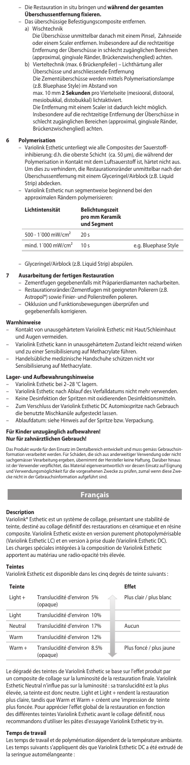- Die Restauration in situ bringen und **während der gesamten Überschussentfernung fixieren.**
- Das überschüssige Befestigungscomposite entfernen.
  a) Wischtechnik
     Die Überschüsse unmittelbar danach mit einem Pinsel, Zahnseide oder einem Scaler entfernen. Insbesondere auf die rechtzeitige Entfernung der Überschüsse in schlecht zugänglichen Bereichen (approximal, gingivale Ränder, Brückenzwischenglied) achten.
  b) Vierteltechnik (max. 6 Brückenpfeiler) – Lichthärtung aller Überschüsse und anschliessende Entfernung
     Die Zementüberschüsse werden mittels Polymerisationslampe (z.B. Bluephase Style) im Abstand von max. 10 mm **2 Sekunden** pro Viertelseite (mesiooral, distooral, mesiobukkal, distobukkal) lichtaktiviert.
     Die Entfernung mit einem Scaler ist dadurch leicht möglich. Insbesondere auf die rechtzeitige Entfernung der Überschüsse in schlecht zugänglichen Bereichen (approximal, gingivale Ränder, Brückenzwischenglied) achten.

### 6 Polymerisation

- Variolink Esthetic unterliegt wie alle Composites der Sauerstoffinhibierung; d.h. die oberste Schicht (ca. 50 µm), die während der Polymerisation in Kontakt mit dem Luftsauerstoff ist, härtet nicht aus. Um dies zu verhindern, die Restaurationsränder unmittelbar nach der Überschussentfernung mit einem Glyceringel/Airblock (z.B. Liquid Strip) abdecken.
- Variolink Esthetic nun segmentweise beginnend bei den approximalen Rändern polymerisieren:

| Lichtintensität | Belichtungszeit pro mm Keramik und Segment | |
|---|---|---|
| 500 - 1´000 mW/cm² | 20 s | |
| mind. 1´000 mW/cm² | 10 s | e.g. Bluephase Style |

- Glyceringel/Airblock (z.B. Liquid Strip) abspülen.

### 7 Ausarbeitung der fertigen Restauration

- Zementfugen gegebenenfalls mit Präparierdiamanten nacharbeiten.
- Restaurationsränder/Zementfugen mit geeigneten Polierern (z.B. Astropol®) sowie Finier- und Polierstreifen polieren.
- Okklusion und Funktionsbewegungen überprüfen und gegebenenfalls korrigieren.

## Warnhinweise

- Kontakt von unausgehärtetem Variolink Esthetic mit Haut/Schleimhaut und Augen vermeiden.
- Variolink Esthetic kann in unausgehärtetem Zustand leicht reizend wirken und zu einer Sensibilisierung auf Methacrylate führen.
- Handelsübliche medizinische Handschuhe schützen nicht vor Sensibilisierung auf Methacrylate.

## Lager- und Aufbewahrungshinweise

- Variolink Esthetic bei 2–28 °C lagern.
- Variolink Esthetic nach Ablauf des Verfalldatums nicht mehr verwenden.
- Keine Desinfektion der Spritzen mit oxidierenden Desinfektionsmitteln.
- Zum Verschluss der Variolink Esthetic DC Automixspritze nach Gebrauch die benutzte Mischkanüle aufgesteckt lassen.
- Ablaufdatum: siehe Hinweis auf der Spritze bzw. Verpackung.

**Für Kinder unzugänglich aufbewahren!**
**Nur für zahnärztlichen Gebrauch!**

Das Produkt wurde für den Einsatz im Dentalbereich entwickelt und muss gemäss Gebrauchsinformation verarbeitet werden. Für Schäden, die sich aus anderweitiger Verwendung oder nicht sachgemässer Verarbeitung ergeben, übernimmt der Hersteller keine Haftung. Darüber hinaus ist der Verwender verpflichtet, das Material eigenverantwortlich vor dessen Einsatz auf Eignung und Verwendungsmöglichkeit für die vorgesehenen Zwecke zu prüfen, zumal wenn diese Zwecke nicht in der Gebrauchsinformation aufgeführt sind.

# Français

## Description

Variolink® Esthetic est un système de collage, présentant une stabilité de teinte, destiné au collage définitif des restaurations en céramique et en résine composite. Variolink Esthetic existe en version purement photopolymérisable (Variolink Esthetic LC) et en version à prise duale (Variolink Esthetic DC). Les charges spéciales intégrées à la composition de Variolink Esthetic apportent au matériau une radio-opacité très élevée.

## Teintes

Variolink Esthetic est disponible dans les cinq degrés de teinte suivants :

| Teinte | | Effet |
|---|---|---|
| Light + | Translucidité d'environ 5% (opaque) | Plus clair / plus blanc |
| Light | Translucidité d'environ 10% | |
| Neutral | Translucidité d'environ 17% | Aucun |
| Warm | Translucidité d'environ 12% | |
| Warm + | Translucidité d'environ 8.5% (opaque) | Plus foncé / plus jaune |

Le dégradé des teintes de Variolink Esthetic se base sur l'effet produit par un composite de collage sur la luminosité de la restauration finale. Variolink Esthetic Neutral n'influe pas sur la luminosité : sa translucidité est la plus élevée, sa teinte est donc neutre. Light et Light + rendent la restauration plus claire, tandis que Warm et Warm + créent une 'impression de teinte plus foncée. Pour apprécier l'effet global de la restauration en fonction des différentes teintes Variolink Esthetic avant le collage définitif, nous recommandons d'utiliser les pâtes d'essayage Variolink Esthetic try-in.

## Temps de travail

Les temps de travail et de polymérisation dépendent de la température ambiante. Les temps suivants s'appliquent dès que Variolink Esthetic DC a été extrudé de la seringue automélangeante :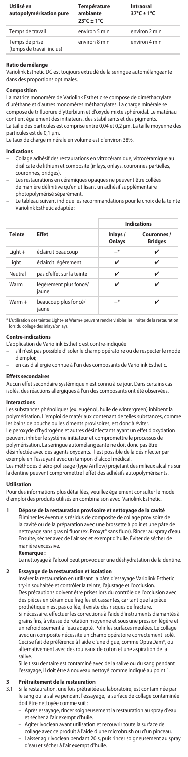| Utilisé en autopolymérisation pure | Température ambiante 23°C ± 1°C | Intraoral 37°C ± 1°C |
|---|---|---|
| Temps de travail | environ 5 min | environ 2 min |
| Temps de prise (temps de travail inclus) | environ 8 min | environ 4 min |

**Ratio de mélange**

Variolink Esthetic DC est toujours extrudé de la seringue automélangeante dans des proportions optimales.

**Composition**

La matrice monomère de Variolink Esthetic se compose de diméthacrylate d'uréthane et d'autres monomères méthacrylates. La charge minérale se compose de trifluorure d'ytterbium et d'oxyde mixte sphéroïdal. Le matériau contient également des initiateurs, des stabilisants et des pigments. La taille des particules est comprise entre 0,04 et 0,2 µm. La taille moyenne des particules est de 0,1 µm.
Le taux de charge minérale en volume est d'environ 38%.

**Indications**

- Collage adhésif des restaurations en vitrocéramique, vitrocéramique au disilicate de lithium et composite (inlays, onlays, couronnes partielles, couronnes, bridges).
- Les restaurations en céramiques opaques ne peuvent être collées de manière définitive qu'en utilisant un adhésif supplémentaire photopolymérisé séparément.
- Le tableau suivant indique les recommandations pour le choix de la teinte Variolink Esthetic adaptée :

| | | Indications | |
|---|---|---|---|
| **Teinte** | **Effet** | **Inlays / Onlays** | **Couronnes / Bridges** |
| Light + | éclaircit beaucoup | –* | ✔ |
| Light | éclaircit légèrement | ✔ | ✔ |
| Neutral | pas d'effet sur la teinte | ✔ | ✔ |
| Warm | légèrement plus foncé/ jaune | ✔ | ✔ |
| Warm + | beaucoup plus foncé/ jaune | –* | ✔ |

* L'utilisation des teintes Light+ et Warm+ peuvent rendre visibles les limites de la restauration lors du collage des inlays/onlays.

**Contre-indications**

L'application de Variolink Esthetic est contre-indiquée

- s'il n'est pas possible d'isoler le champ opératoire ou de respecter le mode d'emploi;
- en cas d'allergie connue à l'un des composants de Variolink Esthetic.

**Effets secondaires**

Aucun effet secondaire systémique n'est connu à ce jour. Dans certains cas isolés, des réactions allergiques à l'un des composants ont été observées.

**Interactions**

Les substances phénoliques (ex. eugénol, huile de wintergreen) inhibent la polymérisation. L'emploi de matériaux contenant de telles substances, comme les bains de bouche ou les ciments provisoires, est donc à éviter.
Le peroxyde d'hydrogène et autres désinfectants ayant un effet d'oxydation peuvent inhiber le système initiateur et compromettre le processus de polymérisation. La seringue automélangeante ne doit donc pas être désinfectée avec des agents oxydants. Il est possible de la désinfecter par exemple en l'essuyant avec un tampon d'alcool médical.
Les méthodes d'aéro-polissage (type Airflow) projetant des milieux alcalins sur la dentine peuvent compromettre l'effet des adhésifs autopolymérisants.

**Utilisation**

Pour des informations plus détaillées, veuillez également consulter le mode d'emploi des produits utilisés en combinaison avec Variolink Esthetic.

**1 Dépose de la restauration provisoire et nettoyage de la cavité**

Éliminer les éventuels résidus de composite de collage provisoire de la cavité ou de la préparation avec une brossette à polir et une pâte de nettoyage sans gras ni fluor (ex. Proxyt® sans fluor). Rincer au spray d'eau. Ensuite, sécher avec de l'air sec et exempt d'huile. Éviter de sécher de manière excessive.

**Remarque :**

Le nettoyage à l'alcool peut provoquer une déshydratation de la dentine.

**2 Essayage de la restauration et isolation**

Insérer la restauration en utilisant la pâte d'essayage Variolink Esthetic try-in souhaitée et contrôler la teinte, l'ajustage et l'occlusion.
Des précautions doivent être prises lors du contrôle de l'occlusion avec des pièces en céramique fragiles et cassantes, car tant que la pièce prothétique n'est pas collée, il existe des risques de fracture.
Si nécessaire, effectuer les corrections à l'aide d'instruments diamantés à grains fins, à vitesse de rotation moyenne et sous une pression légère et un refroidissement à l'eau adapté. Polir les surfaces meulées. Le collage avec un composite nécessite un champ opératoire correctement isolé. Ceci se fait de préférence à l'aide d'une digue, comme OptraDam®, ou alternativement avec des rouleaux de coton et une aspiration de la salive.
Si le tissu dentaire est contaminé avec de la salive ou du sang pendant l'essayage, il doit être à nouveau nettoyé comme indiqué au point 1.

**3 Prétraitement de la restauration**

3.1 Si la restauration, une fois prétraitée au laboratoire, est contaminée par le sang ou la salive pendant l'essayage, la surface de collage contaminée doit être nettoyée comme suit :

- Après essayage, rincer soigneusement la restauration au spray d'eau et sécher à l'air exempt d'huile.
- Agiter Ivoclean avant utilisation et recouvrir toute la surface de collage avec ce produit à l'aide d'une microbrush ou d'un pinceau.
- Laisser agir Ivoclean pendant 20 s, puis rincer soigneusement au spray d'eau et sécher à l'air exempt d'huile.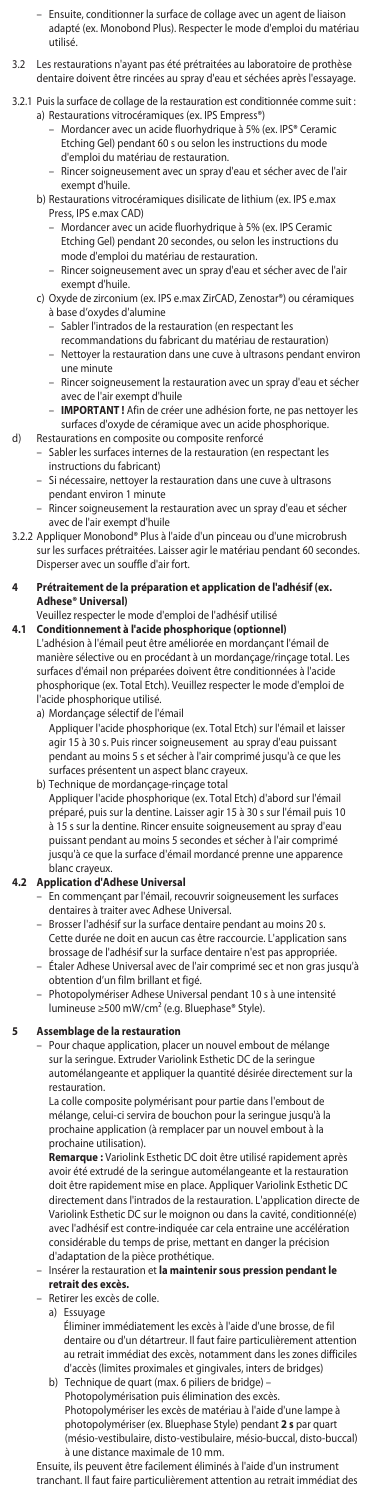- Ensuite, conditionner la surface de collage avec un agent de liaison adapté (ex. Monobond Plus). Respecter le mode d'emploi du matériau utilisé.

3.2 Les restaurations n'ayant pas été prétraitées au laboratoire de prothèse dentaire doivent être rincées au spray d'eau et séchées après l'essayage.

3.2.1 Puis la surface de collage de la restauration est conditionnée comme suit :

a) Restaurations vitrocéramiques (ex. IPS Empress®)
   - Mordancer avec un acide fluorhydrique à 5% (ex. IPS® Ceramic Etching Gel) pendant 60 s ou selon les instructions du mode d'emploi du matériau de restauration.
   - Rincer soigneusement avec un spray d'eau et sécher avec de l'air exempt d'huile.

b) Restaurations vitrocéramiques disilicate de lithium (ex. IPS e.max Press, IPS e.max CAD)
   - Mordancer avec un acide fluorhydrique à 5% (ex. IPS Ceramic Etching Gel) pendant 20 secondes, ou selon les instructions du mode d'emploi du matériau de restauration.
   - Rincer soigneusement avec un spray d'eau et sécher avec de l'air exempt d'huile.

c) Oxyde de zirconium (ex. IPS e.max ZirCAD, Zenostar®) ou céramiques à base d'oxydes d'alumine
   - Sabler l'intrados de la restauration (en respectant les recommandations du fabricant du matériau de restauration)
   - Nettoyer la restauration dans une cuve à ultrasons pendant environ une minute
   - Rincer soigneusement la restauration avec un spray d'eau et sécher avec de l'air exempt d'huile
   - **IMPORTANT !** Afin de créer une adhésion forte, ne pas nettoyer les surfaces d'oxyde de céramique avec un acide phosphorique.

d) Restaurations en composite ou composite renforcé
   - Sabler les surfaces internes de la restauration (en respectant les instructions du fabricant)
   - Si nécessaire, nettoyer la restauration dans une cuve à ultrasons pendant environ 1 minute
   - Rincer soigneusement la restauration avec un spray d'eau et sécher avec de l'air exempt d'huile

3.2.2 Appliquer Monobond® Plus à l'aide d'un pinceau ou d'une microbrush sur les surfaces prétraitées. Laisser agir le matériau pendant 60 secondes. Disperser avec un souffle d'air fort.

## 4 Prétraitement de la préparation et application de l'adhésif (ex. Adhese® Universal)

Veuillez respecter le mode d'emploi de l'adhésif utilisé

### 4.1 Conditionnement à l'acide phosphorique (optionnel)

L'adhésion à l'émail peut être améliorée en mordançant l'émail de manière sélective ou en procédant à un mordançage/rinçage total. Les surfaces d'émail non préparées doivent être conditionnées à l'acide phosphorique (ex. Total Etch). Veuillez respecter le mode d'emploi de l'acide phosphorique utilisé.

a) Mordançage sélectif de l'émail
   Appliquer l'acide phosphorique (ex. Total Etch) sur l'émail et laisser agir 15 à 30 s. Puis rincer soigneusement au spray d'eau puissant pendant au moins 5 s et sécher à l'air comprimé jusqu'à ce que les surfaces présentent un aspect blanc crayeux.

b) Technique de mordançage-rinçage total
   Appliquer l'acide phosphorique (ex. Total Etch) d'abord sur l'émail préparé, puis sur la dentine. Laisser agir 15 à 30 s sur l'émail puis 10 à 15 s sur la dentine. Rincer ensuite soigneusement au spray d'eau puissant pendant au moins 5 secondes et sécher à l'air comprimé jusqu'à ce que la surface d'émail mordancé prenne une apparence blanc crayeux.

### 4.2 Application d'Adhese Universal

- En commençant par l'émail, recouvrir soigneusement les surfaces dentaires à traiter avec Adhese Universal.
- Brosser l'adhésif sur la surface dentaire pendant au moins 20 s. Cette durée ne doit en aucun cas être raccourcie. L'application sans brossage de l'adhésif sur la surface dentaire n'est pas appropriée.
- Étaler Adhese Universal avec de l'air comprimé sec et non gras jusqu'à obtention d'un film brillant et figé.
- Photopolymériser Adhese Universal pendant 10 s à une intensité lumineuse ≥500 mW/cm² (e.g. Bluephase® Style).

## 5 Assemblage de la restauration

- Pour chaque application, placer un nouvel embout de mélange sur la seringue. Extruder Variolink Esthetic DC de la seringue automélangeante et appliquer la quantité désirée directement sur la restauration.
  La colle composite polymérisant pour partie dans l'embout de mélange, celui-ci servira de bouchon pour la seringue jusqu'à la prochaine application (à remplacer par un nouvel embout à la prochaine utilisation).
  **Remarque :** Variolink Esthetic DC doit être utilisé rapidement après avoir été extrudé de la seringue automélangeante et la restauration doit être rapidement mise en place. Appliquer Variolink Esthetic DC directement dans l'intrados de la restauration. L'application directe de Variolink Esthetic DC sur le moignon ou dans la cavité, conditionné(e) avec l'adhésif est contre-indiquée car cela entraine une accélération considérable du temps de prise, mettant en danger la précision d'adaptation de la pièce prothétique.
- Insérer la restauration et **la maintenir sous pression pendant le retrait des excès.**
- Retirer les excès de colle.
  a) Essuyage
     Éliminer immédiatement les excès à l'aide d'une brosse, de fil dentaire ou d'un détartreur. Il faut faire particulièrement attention au retrait immédiat des excès, notamment dans les zones difficiles d'accès (limites proximales et gingivales, inters de bridges)
  b) Technique de quart (max. 6 piliers de bridge) – Photopolymérisation puis élimination des excès.
     Photopolymériser les excès de matériau à l'aide d'une lampe à photopolymériser (ex. Bluephase Style) pendant **2 s** par quart (mésio-vestibulaire, disto-vestibulaire, mésio-buccal, disto-buccal) à une distance maximale de 10 mm.

Ensuite, ils peuvent être facilement éliminés à l'aide d'un instrument tranchant. Il faut faire particulièrement attention au retrait immédiat des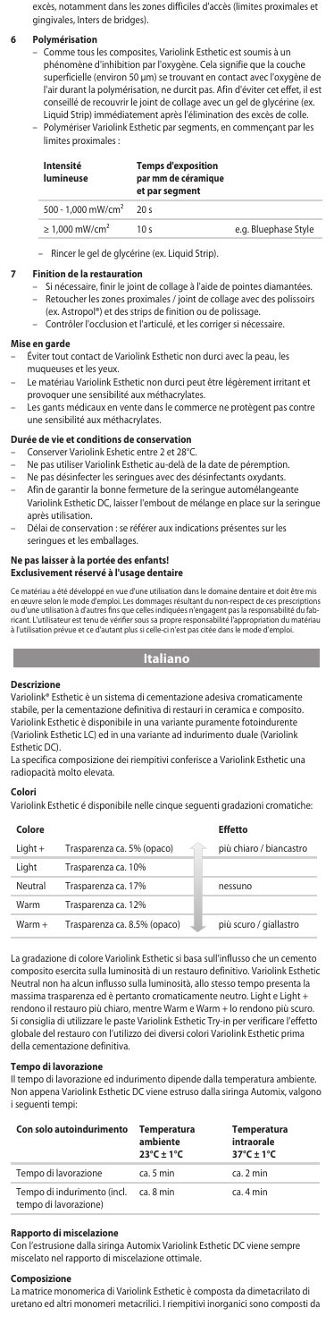excès, notamment dans les zones difficiles d'accès (limites proximales et gingivales, Inters de bridges).

**6 Polymérisation**

– Comme tous les composites, Variolink Esthetic est soumis à un phénomène d'inhibition par l'oxygène. Cela signifie que la couche superficielle (environ 50 µm) se trouvant en contact avec l'oxygène de l'air durant la polymérisation, ne durcit pas. Afin d'éviter cet effet, il est conseillé de recouvrir le joint de collage avec un gel de glycérine (ex. Liquid Strip) immédiatement après l'élimination des excès de colle.
– Polymériser Variolink Esthetic par segments, en commençant par les limites proximales :

| Intensité lumineuse | Temps d'exposition par mm de céramique et par segment | |
|---|---|---|
| 500 - 1,000 mW/cm² | 20 s | |
| ≥ 1,000 mW/cm² | 10 s | e.g. Bluephase Style |

– Rincer le gel de glycérine (ex. Liquid Strip).

**7 Finition de la restauration**

– Si nécessaire, finir le joint de collage à l'aide de pointes diamantées.
– Retoucher les zones proximales / joint de collage avec des polissoirs (ex. Astropol®) et des strips de finition ou de polissage.
– Contrôler l'occlusion et l'articulé, et les corriger si nécessaire.

**Mise en garde**

– Éviter tout contact de Variolink Esthetic non durci avec la peau, les muqueuses et les yeux.
– Le matériau Variolink Esthetic non durci peut être légèrement irritant et provoquer une sensibilité aux méthacrylates.
– Les gants médicaux en vente dans le commerce ne protègent pas contre une sensibilité aux méthacrylates.

**Durée de vie et conditions de conservation**

– Conserver Variolink Eshetic entre 2 et 28°C.
– Ne pas utiliser Variolink Esthetic au-delà de la date de péremption.
– Ne pas désinfecter les seringues avec des désinfectants oxydants.
– Afin de garantir la bonne fermeture de la seringue automélangeante Variolink Esthetic DC, laisser l'embout de mélange en place sur la seringue après utilisation.
– Délai de conservation : se référer aux indications présentes sur les seringues et les emballages.

**Ne pas laisser à la portée des enfants!**
**Exclusivement réservé à l'usage dentaire**

Ce matériau a été développé en vue d'une utilisation dans le domaine dentaire et doit être mis en œuvre selon le mode d'emploi. Les dommages résultant du non-respect de ces prescriptions ou d'une utilisation à d'autres fins que celles indiquées n'engagent pas la responsabilité du fabricant. L'utilisateur est tenu de vérifier sous sa propre responsabilité l'appropriation du matériau à l'utilisation prévue et ce d'autant plus si celle-ci n'est pas citée dans le mode d'emploi.

# Italiano

**Descrizione**

Variolink® Esthetic è un sistema di cementazione adesiva cromaticamente stabile, per la cementazione definitiva di restauri in ceramica e composito. Variolink Esthetic è disponibile in una variante puramente fotoindurente (Variolink Esthetic LC) ed in una variante ad indurimento duale (Variolink Esthetic DC).
La specifica composizione dei riempitivi conferisce a Variolink Esthetic una radiopacità molto elevata.

**Colori**

Variolink Esthetic é disponibile nelle cinque seguenti gradazioni cromatiche:

| Colore | | Effetto |
|---|---|---|
| Light + | Trasparenza ca. 5% (opaco) | più chiaro / biancastro |
| Light | Trasparenza ca. 10% | |
| Neutral | Trasparenza ca. 17% | nessuno |
| Warm | Trasparenza ca. 12% | |
| Warm + | Trasparenza ca. 8.5% (opaco) | più scuro / giallastro |

La gradazione di colore Variolink Esthetic si basa sull'influsso che un cemento composito esercita sulla luminosità di un restauro definitivo. Variolink Esthetic Neutral non ha alcun influsso sulla luminosità, allo stesso tempo presenta la massima trasparenza ed è pertanto cromaticamente neutro. Light e Light + rendono il restauro più chiaro, mentre Warm e Warm + lo rendono più scuro. Si consiglia di utilizzare le paste Variolink Esthetic Try-in per verificare l'effetto globale del restauro con l'utilizzo dei diversi colori Variolink Esthetic prima della cementazione definitiva.

**Tempo di lavorazione**

Il tempo di lavorazione ed indurimento dipende dalla temperatura ambiente. Non appena Variolink Esthetic DC viene estruso dalla siringa Automix, valgono i seguenti tempi:

| Con solo autoindurimento | Temperatura ambiente 23°C ± 1°C | Temperatura intraorale 37°C ± 1°C |
|---|---|---|
| Tempo di lavorazione | ca. 5 min | ca. 2 min |
| Tempo di indurimento (incl. tempo di lavorazione) | ca. 8 min | ca. 4 min |

**Rapporto di miscelazione**

Con l'estrusione dalla siringa Automix Variolink Esthetic DC viene sempre miscelato nel rapporto di miscelazione ottimale.

**Composizione**

La matrice monomerica di Variolink Esthetic è composta da dimetacrilato di uretano ed altri monomeri metacrilici. I riempitivi inorganici sono composti da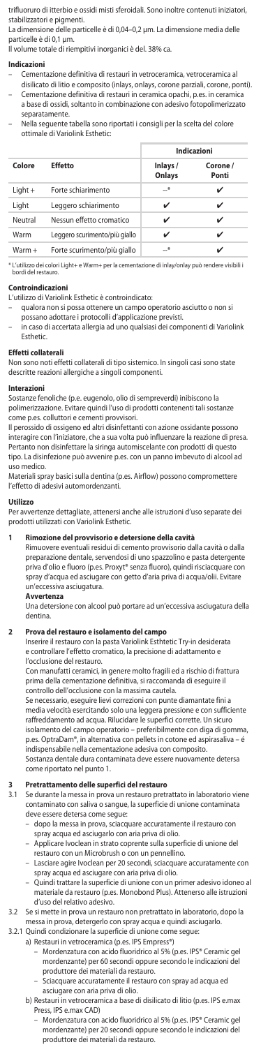trifluoruro di itterbio e ossidi misti sferoidali. Sono inoltre contenuti iniziatori, stabilizzatori e pigmenti.
La dimensione delle particelle è di 0,04–0,2 µm. La dimensione media delle particelle è di 0,1 µm.
Il volume totale di riempitivi inorganici è del. 38% ca.

**Indicazioni**

- Cementazione definitiva di restauri in vetroceramica, vetroceramica al disilicato di litio e composito (inlays, onlays, corone parziali, corone, ponti).
- Cementazione definitiva di restauri in ceramica opachi, p.es. in ceramica a base di ossidi, soltanto in combinazione con adesivo fotopolimerizzato separatamente.
- Nella seguente tabella sono riportati i consigli per la scelta del colore ottimale di Variolink Esthetic:

| Colore | Effetto | Indicazioni | |
|---|---|---|---|
| | | Inlays / Onlays | Corone / Ponti |
| Light + | Forte schiarimento | --* | ✔ |
| Light | Leggero schiarimento | ✔ | ✔ |
| Neutral | Nessun effetto cromatico | ✔ | ✔ |
| Warm | Leggero scurimento/più giallo | ✔ | ✔ |
| Warm + | Forte scurimento/più giallo | --* | ✔ |

* L'utilizzo dei colori Light+ e Warm+ per la cementazione di inlay/onlay può rendere visibili i bordi del restauro.

**Controindicazioni**

L'utilizzo di Variolink Esthetic è controindicato:

- qualora non si possa ottenere un campo operatorio asciutto o non si possano adottare i protocolli d'applicazione previsti.
- in caso di accertata allergia ad uno qualsiasi dei componenti di Variolink Esthetic.

**Effetti collaterali**

Non sono noti effetti collaterali di tipo sistemico. In singoli casi sono state descritte reazioni allergiche a singoli componenti.

**Interazioni**

Sostanze fenoliche (p.e. eugenolo, olio di sempreverdi) inibiscono la polimerizzazione. Evitare quindi l'uso di prodotti contenenti tali sostanze come p.es. colluttori e cementi provvisori.
Il perossido di ossigeno ed altri disinfettanti con azione ossidante possono interagire con l'iniziatore, che a sua volta può influenzare la reazione di presa. Pertanto non disinfettare la siringa automiscelante con prodotti di questo tipo. La disinfezione può avvenire p.es. con un panno imbevuto di alcool ad uso medico.
Materiali spray basici sulla dentina (p.es. Airflow) possono compromettere l'effetto di adesivi automordenzanti.

**Utilizzo**

Per avvertenze dettagliate, attenersi anche alle istruzioni d'uso separate dei prodotti utilizzati con Variolink Esthetic.

**1 Rimozione del provvisorio e detersione della cavità**

Rimuovere eventuali residui di cemento provvisorio dalla cavità o dalla preparazione dentale, servendosi di uno spazzolino e pasta detergente priva d'olio e fluoro (p.es. Proxyt® senza fluoro), quindi risciacquare con spray d'acqua ed asciugare con getto d'aria priva di acqua/olii. Evitare un'eccessiva asciugatura.

**Avvertenza**

Una detersione con alcool può portare ad un'eccessiva asciugatura della dentina.

**2 Prova del restauro e isolamento del campo**

Inserire il restauro con la pasta Variolink Esthtetic Try-in desiderata e controllare l'effetto cromatico, la precisione di adattamento e l'occlusione del restauro.
Con manufatti ceramici, in genere molto fragili ed a rischio di frattura prima della cementazione definitiva, si raccomanda di eseguire il controllo dell'occlusione con la massima cautela.
Se necessario, eseguire lievi correzioni con punte diamantate fini a media velocità esercitando solo una leggera pressione e con sufficiente raffreddamento ad acqua. Rilucidare le superfici corrette. Un sicuro isolamento del campo operatorio – preferibilmente con diga di gomma, p.es. OptraDam®, in alternativa con pellets in cotone ed aspirasaliva – è indispensabile nella cementazione adesiva con composito.
Sostanza dentale dura contaminata deve essere nuovamente detersa come riportato nel punto 1.

**3 Pretrattamento delle superfici del restauro**

3.1 Se durante la messa in prova un restauro pretrattato in laboratorio viene contaminato con saliva o sangue, la superficie di unione contaminata deve essere detersa come segue:
- dopo la messa in prova, sciacquare accuratamente il restauro con spray acqua ed asciugarlo con aria priva di olio.
- Applicare Ivoclean in strato coprente sulla superficie di unione del restauro con un Microbrush o con un pennellino.
- Lasciare agire Ivoclean per 20 secondi, sciacquare accuratamente con spray acqua ed asciugare con aria priva di olio.
- Quindi trattare la superficie di unione con un primer adesivo idoneo al materiale da restauro (p.es. Monobond Plus). Attenerso alle istruzioni d'uso del relativo adesivo.

3.2 Se si mette in prova un restauro non pretrattato in laboratorio, dopo la messa in prova, detergerlo con spray acqua e quindi asciugarlo.

3.2.1 Quindi condizionare la superficie di unione come segue:

a) Restauri in vetroceramica (p.es. IPS Empress®)
- Mordenzatura con acido fluoridrico al 5% (p.es. IPS® Ceramic gel mordenzante) per 60 secondi oppure secondo le indicazioni del produttore dei materiali da restauro.
- Sciacquare accuratamente il restauro con spray ad acqua ed asciugare con aria priva di olio.

b) Restauri in vetroceramica a base di disilicato di litio (p.es. IPS e.max Press, IPS e.max CAD)
- Mordenzatura con acido fluoridrico al 5% (p.es. IPS® Ceramic gel mordenzante) per 20 secondi oppure secondo le indicazioni del produttore dei materiali da restauro.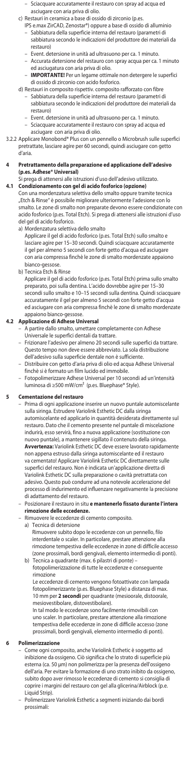- Sciacquare accuratamente il restauro con spray ad acqua ed asciugare con aria priva di olio.

c) Restauri in ceramica a base di ossido di zirconio (p.es. IPS e.max ZirCAD, Zenostar®) oppure a base di ossido di alluminio
  - Sabbiatura della superficie interna del restauro (parametri di sabbiatura secondo le indicazioni del produttore dei materiali da restauro)
  - Event. detersione in unità ad ultrasuono per ca. 1 minuto.
  - Accurata detersione del restauro con spray acqua per ca. 1 minuto ed asciugatura con aria priva di olio.
  - **IMPORTANTE!** Per un legame ottimale non detergere le superfici di ossido di zirconio con acido fosforico.

d) Restauri in composito rispettiv. composito rafforzato con fibre
  - Sabbiatura della superficie interna del restauro (parametri di sabbiatura secondo le indicazioni del produttore dei materiali da restauro)
  - Event. detersione in unità ad ultrasuono per ca. 1 minuto.
  - Sciacquare accuratamente il restauro con spray ad acqua ed asciugare con aria priva di olio.

3.2.2 Applicare Monobond® Plus con un pennello o Microbrush sulle superfici pretrattate, lasciare agire per 60 secondi, quindi asciugare con getto d'aria.

## 4 Pretrattamento della preparazione ed applicazione dell'adesivo (p.es. Adhese® Universal)

Si prega di attenersi alle istruzioni d'uso dell'adesivo utilizzato.

### 4.1 Condizionamento con gel di acido fosforico (opzione)

Con una mordenzatura selettiva dello smalto oppure tramite tecnica „Etch & Rinse" è possibile migliorare ulteriormente l'adesione con lo smalto. Le zone di smalto non preparate devono essere condizionate con acido fosforico (p.es. Total Etch). Si prega di attenersi alle istruzioni d'uso del gel di acido fosforico.

a) Mordenzatura selettiva dello smalto
Applicare il gel di acido fosforico (p.es. Total Etch) sullo smalto e lasciare agire per 15–30 secondi. Quindi sciacquare accuratamente il gel per almeno 5 secondi con forte getto d'acqua ed asciugare con aria compressa finchè le zone di smalto mordenzate appaiono bianco-gessose.

b) Tecnica Etch & Rinse
Applicare il gel di acido fosforico (p.es. Total Etch) prima sullo smalto preparato, poi sulla dentina. L'acido dovrebbe agire per 15–30 secondi sullo smalto e 10–15 secondi sulla dentina. Quindi sciacquare accuratamente il gel per almeno 5 secondi con forte getto d'acqua ed asciugare con aria compressa finchè le zone di smalto mordenzate appaiono bianco-gessose.

### 4.2 Applicazione di Adhese Universal

- A partire dallo smalto, umettare completamente con Adhese Universale le superfici dentali da trattare.
- Frizionare l'adesivo per almeno 20 secondi sulle superfici da trattare. Questo tempo non deve essere abbreviato. La sola distribuzione dell'adesivo sulla superficie dentale non è sufficiente.
- Distribuire con getto d'aria priva di olio ed acqua Adhese Universal finchè si è formato un film lucido ed immobile.
- Fotopolimerizzare Adhese Universal per 10 secondi ad un'intensità luminosa di ≥500 mW/cm² (p.es. Bluephase® Style).

## 5 Cementazione del restauro

- Prima di ogni applicazione inserire un nuovo puntale automiscelante sulla siringa. Estrudere Variolink Esthetic DC dalla siringa automiscelante ed applicarlo in quantità desiderata direttamente sul restauro. Dato che il cemento presente nel puntale di miscelazione indurirà, esso servirà, fino a nuova applicazione (sostituzione con nuovo puntale), a mantenere sigillato il contenuto della siringa.
**Avvertenza:** Variolink Esthetic DC deve essere lavorato rapidamente non appena estruso dalla siringa automiscelante ed il restauro va cementato! Applicare Variolink Esthetic DC direttamente sulle superfici del restauro. Non è indicata un'applicazione diretta di Variolink Esthetic DC sulla preparazione o cavità pretrattata con adesivo. Questo può condurre ad una notevole accelerazione del processo di indurimento ed influenzare negativamente la precisione di adattamento del restauro.
- Posizionare il restauro in situ **e mantenerlo fissato durante l'intera rimozione delle eccedenze.**
- Rimuovere le eccedenze di cemento composito.
  a) Tecnica di detersione
  Rimuovere subito dopo le eccedenze con un pennello, filo interdentale o scaler. In particolare, prestare attenzione alla rimozione tempestiva delle eccedenze in zone di difficile accesso (zone prossimali, bordi gengivali, elemento intermedio di ponti).
  b) Tecnica a quadrante (max. 6 pilastri di ponte) – fotopolimerizzazione di tutte le eccedenze e conseguente rimozione
  Le eccedenze di cemento vengono fotoattivate con lampada fotopolimerizzante (p.es. Bluephase Style) a distanza di max. 10 mm per **2 secondi** per quadrante (mesioorale, distoorale, mesiovestibolare, distovestibolare).
  In tal modo le eccedenze sono facilmente rimovibili con uno scaler. In particolare, prestare attenzione alla rimozione tempestiva delle eccedenze in zone di difficile accesso (zone prossimali, bordi gengivali, elemento intermedio di ponti).

## 6 Polimerizzazione

- Come ogni composito, anche Variolink Esthetic è soggetto ad inibizione da ossigeno. Ciò significa che lo strato di superficie più esterna (ca. 50 µm) non polimerizza per la presenza dell'ossigeno dell'aria. Per evitare la formazione di uno strato inibito da ossigeno, subito dopo aver rimosso le eccedenze di cemento si consiglia di coprire i margini del restauro con gel alla glicerina/Airblock (p.e. Liquid Strip).
- Polimerizzare Variolink Esthetic a segmenti iniziando dai bordi prossimali: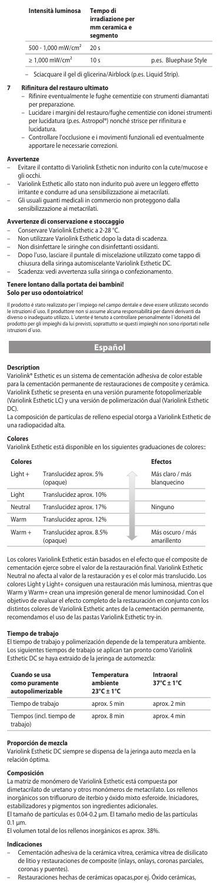| Intensità luminosa | Tempo di irradiazione per mm ceramica e segmento | |
|---|---|---|
| 500 - 1,000 mW/cm² | 20 s | |
| ≥ 1,000 mW/cm² | 10 s | p.es. Bluephase Style |

– Sciacquare il gel di glicerina/Airblock (p.es. Liquid Strip).

**7 Rifinitura del restauro ultimato**

– Rifinire eventualmente le fughe cementizie con strumenti diamantati per preparazione.
– Lucidare i margini del restauro/fughe cementizie con idonei strumenti per lucidatura (p.es. Astropol®) nonché strisce per rifinitura e lucidatura.
– Controllare l'occlusione e i movimenti funzionali ed eventualmente apportare le necessarie correzioni.

**Avvertenze**

– Evitare il contatto di Variolink Esthetic non indurito con la cute/mucose e gli occhi.
– Variolink Esthetic allo stato non indurito può avere un leggero effetto irritante e condurre ad una sensibilizzazione ai metacrilati.
– Gli usuali guanti medicali in commercio non proteggono dalla sensibilizzazione ai metacrilati.

**Avvertenze di conservazione e stoccaggio**

– Conservare Variolink Esthetic a 2-28 °C.
– Non utilizzare Variolink Esthetic dopo la data di scadenza.
– Non disinfettare le siringhe con disinfettanti ossidanti.
– Dopo l'uso, lasciare il puntale di miscelazione utilizzato come tappo di chiusura della siringa automiscelante Variolink Esthetic DC.
– Scadenza: vedi avvertenza sulla siringa o confezionamento.

**Tenere lontano dalla portata dei bambini!**
**Solo per uso odontoiatrico!**

Il prodotto è stato realizzato per l'impiego nel campo dentale e deve essere utilizzato secondo le istruzioni d'uso. Il produttore non si assume alcuna responsabilità per danni derivanti da diverso o inadeguato utilizzo. L'utente è tenuto a controllare personalmente l'idoneità del prodotto per gli impieghi da lui previsti, soprattutto se questi impieghi non sono riportati nelle istruzioni d'uso.

## Español

**Description**

Variolink® Esthetic es un sistema de cementación adhesiva de color estable para la cementación permanente de restauraciones de composite y cerámica. Variolink Esthetic se presenta en una versión puramente fotopolimerizable (Variolink Esthetic LC) y una versión de polimerización dual (Variolink Esthetic DC).
La composición de partículas de relleno especial otorga a Variolink Esthetic de una radiopacidad alta.

**Colores**

Variolink Esthetic está disponible en los siguientes graduaciones de colores::

| Colores | | Efectos |
|---|---|---|
| Light + | Translucidez aprox. 5% (opaque) | Más claro / más blanquecino |
| Light | Translucidez aprox. 10% | |
| Neutral | Translucidez aprox. 17% | Ninguno |
| Warm | Translucidez aprox. 12% | |
| Warm + | Translucidez aprox. 8.5% (opaque) | Más oscuro / más amarillento |

Los colores Variolink Esthetic están basados en el efecto que el composite de cementación ejerce sobre el valor de la restauración final. Variolink Esthetic Neutral no afecta al valor de la restauración y es el color más translucido. Los colores Light y Light+ consiguen una restauración más luminosa, mientras que Warm y Warm+ crean una impresión general de menor luminosidad. Con el objetivo de evaluar el efecto completo de la restauración en conjunto con los distintos colores de Variolink Esthetic antes de la cementación permanente, recomendamos el uso de las pastas Variolink Esthetic try-in.

**Tiempo de trabajo**

El tiempo de trabajo y polimerización depende de la temperatura ambiente. Los siguientes tiempos de trabajo se aplican tan pronto como Variolink Esthetic DC se haya extraído de la jeringa de automezcla:

| Cuando se usa como puramente autopolimerizable | Temperatura ambiente 23°C ± 1°C | Intraoral 37°C ± 1°C |
|---|---|---|
| Tiempo de trabajo | aprox. 5 min | aprox. 2 min |
| Tiempos (incl. tiempo de trabajo) | aprox. 8 min | aprox. 4 min |

**Proporción de mezcla**

Variolink Esthetic DC siempre se dispensa de la jeringa auto mezcla en la relación óptima.

**Composición**

La matriz de monómero de Variolink Esthetic está compuesta por dimetacrilato de uretano y otros monómeros de metacrilato. Los rellenos inorgánicos son trifluoruro de iterbio y óxido mixto esferoide. Iniciadores, estabilizadores y pigmentos son ingredientes adicionales.
El tamaño de partículas es 0.04-0.2 µm. El tamaño medio de las partículas 0.1 µm.
El volumen total de los rellenos inorgánicos es aprox. 38%.

**Indicaciones**

– Cementación adhesiva de la cerámica vítrea, cerámica vítrea de disilicato de litio y restauraciones de composite (inlays, onlays, coronas parciales, coronas y puentes).
– Restauraciones hechas de cerámicas opacas,por ej. Óxido cerámicas,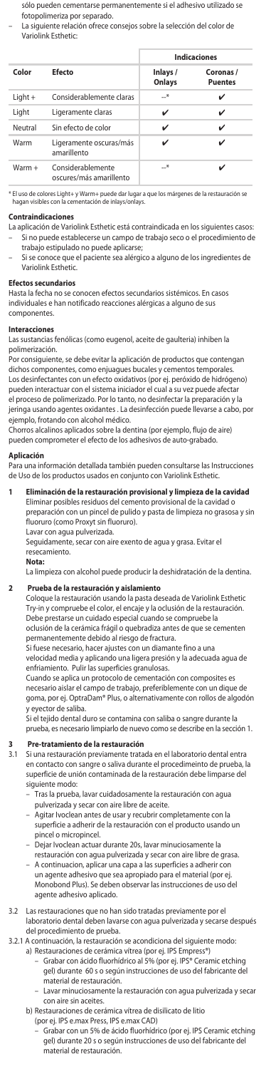sólo pueden cementarse permanentemente si el adhesivo utilizado se fotopolimeriza por separado.

– La siguiente relación ofrece consejos sobre la selección del color de Variolink Esthetic:

| Color | Efecto | Indicaciones | |
|---|---|---|---|
| | | Inlays / Onlays | Coronas / Puentes |
| Light + | Considerablemente claras | –* | ✔ |
| Light | Ligeramente claras | ✔ | ✔ |
| Neutral | Sin efecto de color | ✔ | ✔ |
| Warm | Ligeramente oscuras/más amarillento | ✔ | ✔ |
| Warm + | Considerablemente oscures/más amarillento | –* | ✔ |

* El uso de colores Light+ y Warm+ puede dar lugar a que los márgenes de la restauración se hagan visibles con la cementación de inlays/onlays.

**Contraindicaciones**

La aplicación de Variolink Esthetic está contraindicada en los siguientes casos:

– Si no puede establecerse un campo de trabajo seco o el procedimiento de trabajo estipulado no puede aplicarse;
– Si se conoce que el paciente sea alérgico a alguno de los ingredientes de Variolink Esthetic.

**Efectos secundarios**

Hasta la fecha no se conocen efectos secundarios sistémicos. En casos individuales e han notificado reacciones alérgicas a alguno de sus componentes.

**Interacciones**

Las sustancias fenólicas (como eugenol, aceite de gaulteria) inhiben la polimerización.

Por consiguiente, se debe evitar la aplicación de productos que contengan dichos componentes, como enjuagues bucales y cementos temporales.

Los desinfectantes con un efecto oxidativos (por ej. peróxido de hidrógeno) pueden interactuar con el sistema iniciador el cual a su vez puede afectar el proceso de polimerizado. Por lo tanto, no desinfectar la preparación y la jeringa usando agentes oxidantes . La desinfección puede llevarse a cabo, por ejemplo, frotando con alcohol médico.

Chorros alcalinos aplicados sobre la dentina (por ejemplo, flujo de aire) pueden comprometer el efecto de los adhesivos de auto-grabado.

**Aplicación**

Para una información detallada también pueden consultarse las Instrucciones de Uso de los productos usados en conjunto con Variolink Esthetic.

**1 Eliminación de la restauración provisional y limpieza de la cavidad**

Eliminar posibles residuos del cemento provisional de la cavidad o preparación con un pincel de pulido y pasta de limpieza no grasosa y sin fluoruro (como Proxyt sin fluoruro).

Lavar con agua pulverizada.

Seguidamente, secar con aire exento de agua y grasa. Evitar el resecamiento.

**Nota:**

La limpieza con alcohol puede producir la deshidratación de la dentina.

**2 Prueba de la restauración y aislamiento**

Coloque la restauración usando la pasta deseada de Variolink Esthetic Try-in y compruebe el color, el encaje y la oclusión de la restauración. Debe prestarse un cuidado especial cuando se compruebe la oclusión de la cerámica frágil o quebradiza antes de que se cementen permanentemente debido al riesgo de fractura.

Si fuese necesario, hacer ajustes con un diamante fino a una velocidad media y aplicando una ligera presión y la adecuada agua de enfriamiento. Pulir las superficies granulosas.

Cuando se aplica un protocolo de cementación con composites es necesario aislar el campo de trabajo, preferiblemente con un dique de goma, por ej. OptraDam® Plus, o alternativamente con rollos de algodón y eyector de saliba.

Si el tejido dental duro se contamina con saliba o sangre durante la prueba, es necesario limpiarlo de nuevo como se describe en la sección 1.

**3 Pre-tratamiento de la restauración**

3.1 Si una restauración previamente tratada en el laboratorio dental entra en contacto con sangre o saliva durante el procedimiento de prueba, la superficie de unión contaminada de la restauración debe limpiarse del siguiente modo:

– Tras la prueba, lavar cuidadosamente la restauración con agua pulverizada y secar con aire libre de aceite.
– Agitar Ivoclean antes de usar y recubrir completamente con la superficie a adherir de la restauración con el producto usando un pincel o micropincel.
– Dejar Ivoclean actuar durante 20s, lavar minuciosamente la restauración con agua pulverizada y secar con aire libre de grasa.
– A continuacion, aplicar una capa a las superficies a adherir con un agente adhesivo que sea apropiado para el material (por ej. Monobond Plus). Se deben observar las instrucciones de uso del agente adhesivo aplicado.

3.2 Las restauraciones que no han sido tratadas previamente por el laboratorio dental deben lavarse con agua pulverizada y secarse después del procedimiento de prueba.

3.2.1 A continuación, la restauración se acondiciona del siguiente modo:

a) Restauraciones de cerámica vítrea (por ej. IPS Empress®)
   – Grabar con ácido fluorhídrico al 5% (por ej. IPS® Ceramic etching gel) durante 60 s o según instrucciones de uso del fabricante del material de restauración.
   – Lavar minuciosamente la restauración con agua pulverizada y secar con aire sin aceites.

b) Restauraciones de cerámica vítrea de disilicato de litio (por ej. IPS e.max Press, IPS e.max CAD)
   – Grabar con un 5% de ácido fluorhídrico (por ej. IPS Ceramic etching gel) durante 20 s o según instrucciones de uso del fabricante del material de restauración.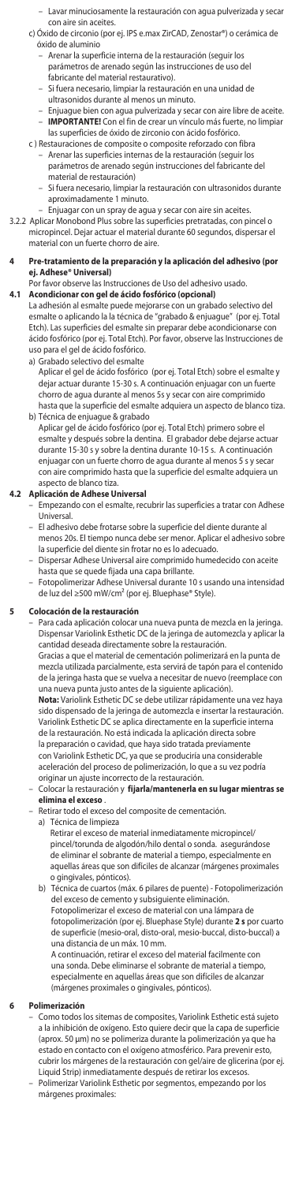- Lavar minuciosamente la restauración con agua pulverizada y secar con aire sin aceites.

c) Óxido de circonio (por ej. IPS e.max ZirCAD, Zenostar®) o cerámica de óxido de aluminio
- Arenar la superficie interna de la restauración (seguir los parámetros de arenado según las instrucciones de uso del fabricante del material restaurativo).
- Si fuera necesario, limpiar la restauración en una unidad de ultrasonidos durante al menos un minuto.
- Enjuague bien con agua pulverizada y secar con aire libre de aceite.
- **IMPORTANTE!** Con el fin de crear un vínculo más fuerte, no limpiar las superficies de óxido de zirconio con ácido fosfórico.

c ) Restauraciones de composite o composite reforzado con fibra
- Arenar las superficies internas de la restauración (seguir los parámetros de arenado según instrucciones del fabricante del material de restauración)
- Si fuera necesario, limpiar la restauración con ultrasonidos durante aproximadamente 1 minuto.
- Enjuagar con un spray de agua y secar con aire sin aceites.

3.2.2 Aplicar Monobond Plus sobre las superficies pretratadas, con pincel o micropincel. Dejar actuar el material durante 60 segundos, dispersar el material con un fuerte chorro de aire.

## 4 Pre-tratamiento de la preparación y la aplicación del adhesivo (por ej. Adhese® Universal)

Por favor observe las Instrucciones de Uso del adhesivo usado.

### 4.1 Acondicionar con gel de ácido fosfórico (opcional)

La adhesión al esmalte puede mejorarse con un grabado selectivo del esmalte o aplicando la la técnica de "grabado & enjuague" (por ej. Total Etch). Las superficies del esmalte sin preparar debe acondicionarse con ácido fosfórico (por ej. Total Etch). Por favor, observe las Instrucciones de uso para el gel de ácido fosfórico.

a) Grabado selectivo del esmalte
Aplicar el gel de ácido fosfórico (por ej. Total Etch) sobre el esmalte y dejar actuar durante 15-30 s. A continuación enjuagar con un fuerte chorro de agua durante al menos 5s y secar con aire comprimido hasta que la superficie del esmalte adquiera un aspecto de blanco tiza.

b) Técnica de enjuague & grabado
Aplicar gel de ácido fosfórico (por ej. Total Etch) primero sobre el esmalte y después sobre la dentina. El grabador debe dejarse actuar durante 15-30 s y sobre la dentina durante 10-15 s. A continuación enjuagar con un fuerte chorro de agua durante al menos 5 s y secar con aire comprimido hasta que la superficie del esmalte adquiera un aspecto de blanco tiza.

### 4.2 Aplicación de Adhese Universal

- Empezando con el esmalte, recubrir las superficies a tratar con Adhese Universal.
- El adhesivo debe frotarse sobre la superficie del diente durante al menos 20s. El tiempo nunca debe ser menor. Aplicar el adhesivo sobre la superficie del diente sin frotar no es lo adecuado.
- Dispersar Adhese Universal aire comprimido humedecido con aceite hasta que se quede fijada una capa brillante.
- Fotopolimerizar Adhese Universal durante 10 s usando una intensidad de luz del ≥500 mW/cm² (por ej. Bluephase® Style).

## 5 Colocación de la restauración

- Para cada aplicación colocar una nueva punta de mezcla en la jeringa. Dispensar Variolink Esthetic DC de la jeringa de automezcla y aplicar la cantidad deseada directamente sobre la restauración.
Gracias a que el material de cementación polimerizará en la punta de mezcla utilizada parcialmente, esta servirá de tapón para el contenido de la jeringa hasta que se vuelva a necesitar de nuevo (reemplace con una nueva punta justo antes de la siguiente aplicación).
**Nota:** Variolink Esthetic DC se debe utilizar rápidamente una vez haya sido dispensado de la jeringa de automezcla e insertar la restauración. Variolink Esthetic DC se aplica directamente en la superficie interna de la restauración. No está indicada la aplicación directa sobre la preparación o cavidad, que haya sido tratada previamente con Variolink Esthetic DC, ya que se produciría una considerable aceleración del proceso de polimerización, lo que a su vez podría originar un ajuste incorrecto de la restauración.
- Colocar la restauración y **fijarla/mantenerla en su lugar mientras se elimina el exceso** .
- Retirar todo el exceso del composite de cementación.
  a) Técnica de limpieza
  Retirar el exceso de material inmediatamente micropincel/ pincel/torunda de algodón/hilo dental o sonda. asegurándose de eliminar el sobrante de material a tiempo, especialmente en aquellas áreas que son difíciles de alcanzar (márgenes proximales o gingivales, pónticos).
  b) Técnica de cuartos (máx. 6 pilares de puente) - Fotopolimerización del exceso de cemento y subsiguiente eliminación.
  Fotopolimerizar el exceso de material con una lámpara de fotopolimerización (por ej. Bluephase Style) durante **2 s** por cuarto de superficie (mesio-oral, disto-oral, mesio-buccal, disto-buccal) a una distancia de un máx. 10 mm.
  A continuación, retirar el exceso del material fácilmente con una sonda. Debe eliminarse el sobrante de material a tiempo, especialmente en aquellas áreas que son difíciles de alcanzar (márgenes proximales o gingivales, pónticos).

## 6 Polimerización

- Como todos los sitemas de composites, Variolink Esthetic está sujeto a la inhibición de oxígeno. Esto quiere decir que la capa de superficie (aprox. 50 µm) no se polimeriza durante la polimerización ya que ha estado en contacto con el oxígeno atmosférico. Para prevenir esto, cubrir los márgenes de la restauración con gel/aire de glicerina (por ej. Liquid Strip) inmediatamente después de retirar los excesos.
- Polimerizar Variolink Esthetic por segmentos, empezando por los márgenes proximales: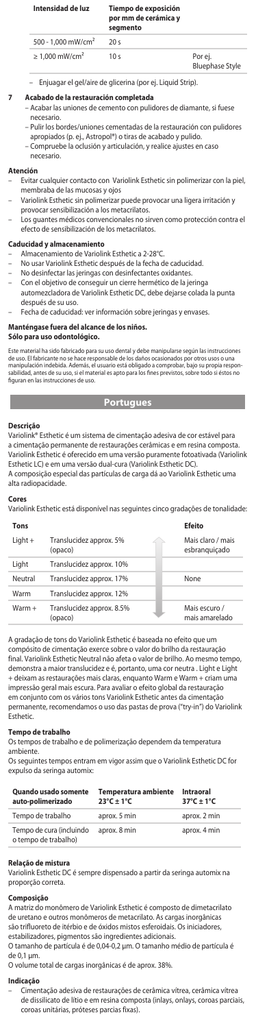| Intensidad de luz | Tiempo de exposición por mm de cerámica y segmento | |
|---|---|---|
| 500 - 1,000 mW/cm² | 20 s | |
| ≥ 1,000 mW/cm² | 10 s | Por ej. Bluephase Style |

– Enjuagar el gel/aire de glicerina (por ej. Liquid Strip).

**7 Acabado de la restauración completada**

– Acabar las uniones de cemento con pulidores de diamante, si fuese necesario.
– Pulir los bordes/uniones cementadas de la restauración con pulidores apropiados (p. ej., Astropol®) o tiras de acabado y pulido.
– Compruebe la oclusión y articulación, y realice ajustes en caso necesario.

**Atención**

– Evitar cualquier contacto con Variolink Esthetic sin polimerizar con la piel, membraba de las mucosas y ojos
– Variolink Esthetic sin polimerizar puede provocar una ligera irritación y provocar sensibilización a los metacrilatos.
– Los guantes médicos convencionales no sirven como protección contra el efecto de sensibilización de los metacrilatos.

**Caducidad y almacenamiento**

– Almacenamiento de Variolink Esthetic a 2-28°C.
– No usar Variolink Esthetic después de la fecha de caducidad.
– No desinfectar las jeringas con desinfectantes oxidantes.
– Con el objetivo de conseguir un cierre hermético de la jeringa automezcladora de Variolink Esthetic DC, debe dejarse colada la punta después de su uso.
– Fecha de caducidad: ver información sobre jeringas y envases.

**Manténgase fuera del alcance de los niños.**
**Sólo para uso odontológico.**

Este material ha sido fabricado para su uso dental y debe manipularse según las instrucciones de uso. El fabricante no se hace responsable de los daños ocasionados por otros usos o una manipulación indebida. Además, el usuario está obligado a comprobar, bajo su propia responsabilidad, antes de su uso, si el material es apto para los fines previstos, sobre todo si éstos no figuran en las instrucciones de uso.

# Portugues

**Descrição**

Variolink® Esthetic é um sistema de cimentação adesiva de cor estável para a cimentação permanente de restaurações cerâmicas e em resina composta. Variolink Esthetic é oferecido em uma versão puramente fotoativada (Variolink Esthetic LC) e em uma versão dual-cura (Variolink Esthetic DC).
A composição especial das partículas de carga dá ao Variolink Esthetic uma alta radiopacidade.

**Cores**

Variolink Esthetic está disponível nas seguintes cinco gradações de tonalidade:

| Tons | | Efeito |
|---|---|---|
| Light + | Translucidez approx. 5% (opaco) | Mais claro / mais esbranquiçado |
| Light | Translucidez approx. 10% | |
| Neutral | Translucidez approx. 17% | None |
| Warm | Translucidez approx. 12% | |
| Warm + | Translucidez approx. 8.5% (opaco) | Mais escuro / mais amarelado |

A gradação de tons do Variolink Esthetic é baseada no efeito que um compósito de cimentação exerce sobre o valor do brilho da restauração final. Variolink Esthetic Neutral não afeta o valor de brilho. Ao mesmo tempo, demonstra a maior translucidez e é, portanto, uma cor neutra . Light e Light + deixam as restaurações mais claras, enquanto Warm e Warm + criam uma impressão geral mais escura. Para avaliar o efeito global da restauração em conjunto com os vários tons Variolink Esthetic antes da cimentação permanente, recomendamos o uso das pastas de prova ("try-in") do Variolink Esthetic.

**Tempo de trabalho**

Os tempos de trabalho e de polimerização dependem da temperatura ambiente.
Os seguintes tempos entram em vigor assim que o Variolink Esthetic DC for expulso da seringa automix:

| Quando usado somente auto-polimerizado | Temperatura ambiente 23°C ± 1°C | Intraoral 37°C ± 1°C |
|---|---|---|
| Tempo de trabalho | aprox. 5 min | aprox. 2 min |
| Tempo de cura (incluindo o tempo de trabalho) | aprox. 8 min | aprox. 4 min |

**Relação de mistura**

Variolink Esthetic DC é sempre dispensado a partir da seringa automix na proporção correta.

**Composição**

A matriz do monômero de Variolink Esthetic é composto de dimetacrilato de uretano e outros monômeros de metacrilato. As cargas inorgânicas são trifluoreto de itérbio e de óxidos mistos esferoidais. Os iniciadores, estabilizadores, pigmentos são ingredientes adicionais.
O tamanho de partícula é de 0,04-0,2 µm. O tamanho médio de partícula é de 0,1 µm.
O volume total de cargas inorgânicas é de aprox. 38%.

**Indicação**

– Cimentação adesiva de restaurações de cerâmica vítrea, cerâmica vítrea de dissilicato de lítio e em resina composta (inlays, onlays, coroas parciais, coroas unitárias, próteses parcias fixas).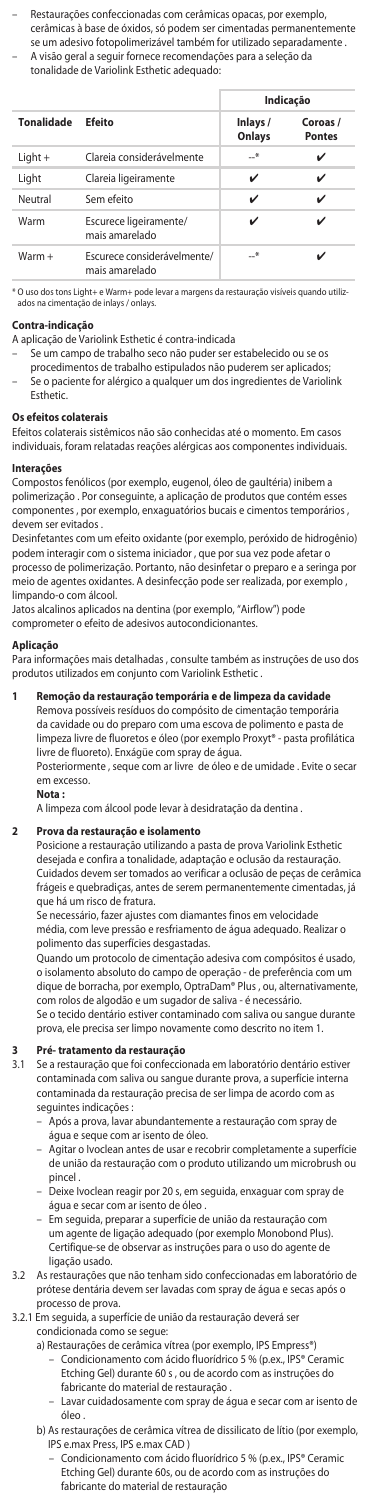- Restaurações confeccionadas com cerâmicas opacas, por exemplo, cerâmicas à base de óxidos, só podem ser cimentadas permanentemente se um adesivo fotopolimerizável também for utilizado separadamente .
- A visão geral a seguir fornece recomendações para a seleção da tonalidade de Variolink Esthetic adequado:

| | | Indicação | |
|---|---|---|---|
| **Tonalidade** | **Efeito** | **Inlays / Onlays** | **Coroas / Pontes** |
| Light + | Clareia consideravelmente | --* | ✔ |
| Light | Clareia ligeiramente | ✔ | ✔ |
| Neutral | Sem efeito | ✔ | ✔ |
| Warm | Escurece ligeiramente/ mais amarelado | ✔ | ✔ |
| Warm + | Escurece consideravelmente/ mais amarelado | --* | ✔ |

* O uso dos tons Light+ e Warm+ pode levar a margens da restauração visíveis quando utilizados na cimentação de inlays / onlays.

### Contra-indicação

A aplicação de Variolink Esthetic é contra-indicada

- Se um campo de trabalho seco não puder ser estabelecido ou se os procedimentos de trabalho estipulados não puderem ser aplicados;
- Se o paciente for alérgico a qualquer um dos ingredientes de Variolink Esthetic.

### Os efeitos colaterais

Efeitos colaterais sistêmicos não são conhecidas até o momento. Em casos individuais, foram relatadas reações alérgicas aos componentes individuais.

### Interações

Compostos fenólicos (por exemplo, eugenol, óleo de gaultéria) inibem a polimerização . Por conseguinte, a aplicação de produtos que contém esses componentes , por exemplo, enxaguatórios bucais e cimentos temporários , devem ser evitados .

Desinfetantes com um efeito oxidante (por exemplo, peróxido de hidrogênio) podem interagir com o sistema iniciador , que por sua vez pode afetar o processo de polimerização. Portanto, não desinfetar o preparo e a seringa por meio de agentes oxidantes. A desinfecção pode ser realizada, por exemplo , limpando-o com álcool.

Jatos alcalinos aplicados na dentina (por exemplo, "Airflow") pode comprometer o efeito de adesivos autocondicionantes.

### Aplicação

Para informações mais detalhadas , consulte também as instruções de uso dos produtos utilizados em conjunto com Variolink Esthetic .

**1 Remoção da restauração temporária e de limpeza da cavidade**

Remova possíveis resíduos do compósito de cimentação temporária da cavidade ou do preparo com uma escova de polimento e pasta de limpeza livre de fluoretos e óleo (por exemplo Proxyt® - pasta profilática livre de fluoreto). Enxágüe com spray de água.

Posteriormente , seque com ar livre de óleo e de umidade . Evite o secar em excesso.

**Nota :**

A limpeza com álcool pode levar à desidratação da dentina .

**2 Prova da restauração e isolamento**

Posicione a restauração utilizando a pasta de prova Variolink Esthetic desejada e confira a tonalidade, adaptação e oclusão da restauração. Cuidados devem ser tomados ao verificar a oclusão de peças de cerâmica frágeis e quebradiças, antes de serem permanentemente cimentadas, já que há um risco de fratura.

Se necessário, fazer ajustes com diamantes finos em velocidade média, com leve pressão e resfriamento de água adequado. Realizar o polimento das superfícies desgastadas.

Quando um protocolo de cimentação adesiva com compósitos é usado, o isolamento absoluto do campo de operação - de preferência com um dique de borracha, por exemplo, OptraDam® Plus , ou, alternativamente, com rolos de algodão e um sugador de saliva - é necessário.

Se o tecido dentário estiver contaminado com saliva ou sangue durante prova, ele precisa ser limpo novamente como descrito no item 1.

**3 Pré- tratamento da restauração**

3.1 Se a restauração que foi confeccionada em laboratório dentário estiver contaminada com saliva ou sangue durante prova, a superfície interna contaminada da restauração precisa de ser limpa de acordo com as seguintes indicações :

- Após a prova, lavar abundantemente a restauração com spray de água e seque com ar isento de óleo.
- Agitar o Ivoclean antes de usar e recobrir completamente a superfície de união da restauração com o produto utilizando um microbrush ou pincel .
- Deixe Ivoclean reagir por 20 s, em seguida, enxaguar com spray de água e secar com ar isento de óleo .
- Em seguida, preparar a superfície de união da restauração com um agente de ligação adequado (por exemplo Monobond Plus). Certifique-se de observar as instruções para o uso do agente de ligação usado.

3.2 As restaurações que não tenham sido confeccionadas em laboratório de prótese dentária devem ser lavadas com spray de água e secas após o processo de prova.

3.2.1 Em seguida, a superfície de união da restauração deverá ser condicionada como se segue:

a) Restaurações de cerâmica vítrea (por exemplo, IPS Empress®)
- Condicionamento com ácido fluorídrico 5 % (p.ex., IPS® Ceramic Etching Gel) durante 60 s , ou de acordo com as instruções do fabricante do material de restauração .
- Lavar cuidadosamente com spray de água e secar com ar isento de óleo .

b) As restaurações de cerâmica vítrea de dissilicato de lítio (por exemplo, IPS e.max Press, IPS e.max CAD )
- Condicionamento com ácido fluorídrico 5 % (p.ex., IPS® Ceramic Etching Gel) durante 60s, ou de acordo com as instruções do fabricante do material de restauração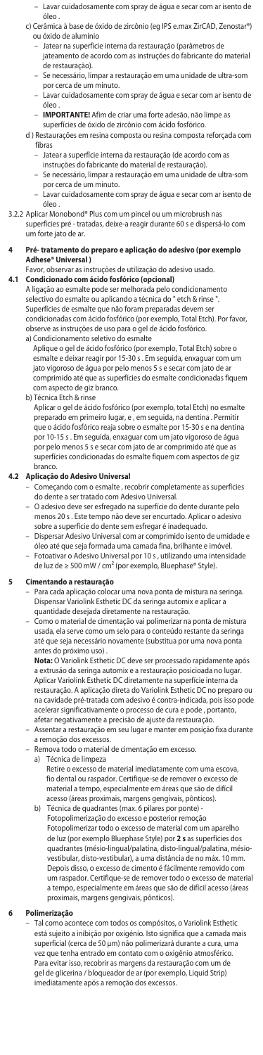- Lavar cuidadosamente com spray de água e secar com ar isento de óleo .

c) Cerâmica à base de óxido de zircônio (eg IPS e.max ZirCAD, Zenostar®) ou óxido de alumínio
  - Jatear na superfície interna da restauração (parâmetros de jateamento de acordo com as instruções do fabricante do material de restauração).
  - Se necessário, limpar a restauração em uma unidade de ultra-som por cerca de um minuto.
  - Lavar cuidadosamente com spray de água e secar com ar isento de óleo .
  - **IMPORTANTE!** Afim de criar uma forte adesão, não limpe as superfícies de óxido de zircônio com ácido fosfórico.

d ) Restaurações em resina composta ou resina composta reforçada com fibras
  - Jatear a superfície interna da restauração (de acordo com as instruções do fabricante do material de restauração).
  - Se necessário, limpar a restauração em uma unidade de ultra-som por cerca de um minuto.
  - Lavar cuidadosamente com spray de água e secar com ar isento de óleo .

3.2.2 Aplicar Monobond® Plus com um pincel ou um microbrush nas superfícies pré - tratadas, deixe-a reagir durante 60 s e dispersá-lo com um forte jato de ar.

## 4 Pré- tratamento do preparo e aplicação do adesivo (por exemplo Adhese® Universal )

Favor, observar as instruções de utilização do adesivo usado.

### 4.1 Condicionado com ácido fosfórico (opcional)

A ligação ao esmalte pode ser melhorada pelo condicionamento selectivo do esmalte ou aplicando a técnica do " etch & rinse ". Superfícies de esmalte que não foram preparadas devem ser condicionadas com ácido fosfórico (por exemplo, Total Etch). Por favor, observe as instruções de uso para o gel de ácido fosfórico.

a) Condicionamento seletivo do esmalte
Aplique o gel de ácido fosfórico (por exemplo, Total Etch) sobre o esmalte e deixar reagir por 15-30 s . Em seguida, enxaguar com um jato vigoroso de água por pelo menos 5 s e secar com jato de ar comprimido até que as superfícies do esmalte condicionadas fiquem com aspecto de giz branco.

b) Técnica Etch & rinse
Aplicar o gel de ácido fosfórico (por exemplo, total Etch) no esmalte preparado em primeiro lugar, e , em seguida, na dentina . Permitir que o ácido fosfórico reaja sobre o esmalte por 15-30 s e na dentina por 10-15 s . Em seguida, enxaguar com um jato vigoroso de água por pelo menos 5 s e secar com jato de ar comprimido até que as superfícies condicionadas do esmalte fiquem com aspectos de giz branco.

### 4.2 Aplicação do Adesivo Universal

- Começando com o esmalte , recobrir completamente as superfícies do dente a ser tratado com Adesivo Universal.
- O adesivo deve ser esfregado na superfície do dente durante pelo menos 20 s . Este tempo não deve ser encurtado. Aplicar o adesivo sobre a superfície do dente sem esfregar é inadequado.
- Dispersar Adesivo Universal com ar comprimido isento de umidade e óleo até que seja formada uma camada fina, brilhante e imóvel.
- Fotoativar o Adesivo Universal por 10 s , utilizando uma intensidade de luz de ≥ 500 mW / cm² (por exemplo, Bluephase® Style).

## 5 Cimentando a restauração

- Para cada aplicação colocar uma nova ponta de mistura na seringa. Dispensar Variolink Esthetic DC da seringa automix e aplicar a quantidade desejada diretamente na restauração.
- Como o material de cimentação vai polimerizar na ponta de mistura usada, ela serve como um selo para o conteúdo restante da seringa até que seja necessário novamente (substitua por uma nova ponta antes do próximo uso) .

  **Nota:** O Variolink Esthetic DC deve ser processado rapidamente após a extrusão da seringa automix e a restauração posicionada no lugar. Aplicar Variolink Esthetic DC diretamente na superfície interna da restauração. A aplicação direta do Variolink Esthetic DC no preparo ou na cavidade pré-tratada com adesivo é contra-indicada, pois isso pode acelerar significativamente o processo de cura e pode , portanto, afetar negativamente a precisão de ajuste da restauração.
- Assentar a restauração em seu lugar e manter em posição fixa durante a remoção dos excessos.
- Remova todo o material de cimentação em excesso.
  a) Técnica de limpeza
  Retire o excesso de material imediatamente com uma escova, fio dental ou raspador. Certifique-se de remover o excesso de material a tempo, especialmente em áreas que são de difícil acesso (áreas proximais, margens gengivais, pônticos).
  b) Técnica de quadrantes (max. 6 pilares por ponte) - Fotopolimerização do excesso e posterior remoção
  Fotopolimerizar todo o excesso de material com um aparelho de luz (por exemplo Bluephase Style) por **2 s** as superfícies dos quadrantes (mésio-lingual/palatina, disto-lingual/palatina, mésio-vestibular, disto-vestibular), a uma distância de no máx. 10 mm. Depois disso, o excesso de cimento é fácilmente removido com um raspador. Certifique-se de remover todo o excesso de material a tempo, especialmente em áreas que são de difícil acesso (áreas proximais, margens gengivais, pônticos).

## 6 Polimerização

- Tal como acontece com todos os compósitos, o Variolink Esthetic está sujeito a inibição por oxigênio. Isto significa que a camada mais superficial (cerca de 50 µm) não polimerizará durante a cura, uma vez que tenha entrado em contato com o oxigênio atmosférico. Para evitar isso, recobrir as margens da restauração com um de gel de glicerina / bloqueador de ar (por exemplo, Liquid Strip) imediatamente após a remoção dos excessos.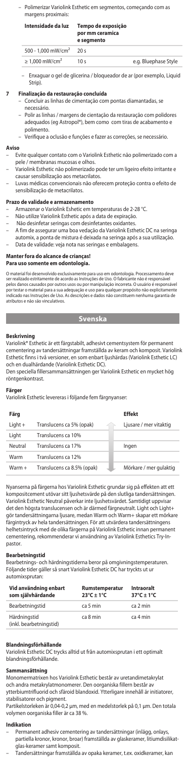– Polimerizar Variolink Esthetic em segmentos, começando com as margens proximais:

| Intensidade da luz | Tempo de exposição por mm ceramica e segmento | |
|---|---|---|
| 500 - 1,000 mW/cm² | 20 s | |
| ≥ 1,000 mW/cm² | 10 s | e.g. Bluephase Style |

– Enxaguar o gel de glicerina / bloqueador de ar (por exemplo, Liquid Strip).

**7 Finalização da restauração concluída**

– Concluir as linhas de cimentação com pontas diamantadas, se necessário.
– Polir as linhas / margens de cimentação da restauração com polidores adequados (eg Astropol®), bem como com tiras de acabamento e polimento.
– Verifique a oclusão e funções e fazer as correções, se necessário.

**Aviso**

– Evite qualquer contato com o Variolink Esthetic não polimerizado com a pele / membranas mucosas e olhos.
– Variolink Esthetic não polimerizado pode ter um ligeiro efeito irritante e causar sensibilização aos metacrilatos.
– Luvas médicas convencionais não oferecem proteção contra o efeito de sensibilização de metacrilatos.

**Prazo de validade e armazenamento**

– Armazenar o Variolink Eshetic em temperaturas de 2-28 °C.
– Não utilize Variolink Esthetic após a data de expiração.
– Não desinfetar seringas com desinfetantes oxidantes.
– A fim de assegurar uma boa vedação da Variolink Esthetic DC na seringa automix, a ponta de mistura é deixada na seringa após a sua utilização.
– Data de validade: veja nota nas seringas e embalagens.

**Manter fora do alcance de crianças!**
**Para uso somente em odontologia.**

O material foi desenvolvido exclusivamente para uso em odontologia. Processamento deve ser realizado estritamente de acordo as Instruções de Uso. O fabricante não é responsável pelos danos causados por outros usos ou por manipulação incorreta. O usuário é responsável por testar o material para a sua adequação e uso para qualquer propósito não explicitamente indicado nas Instruções de Uso. As descrições e dados não constituem nenhuma garantia de atributos e não são vinculativos.

## Svenska

**Beskrivning**

Variolink® Esthetic är ett färgstabilt, adhesivt cementsystem för permanent cementering av tandersättningar framställda av keram och komposit. Variolink Esthetic finns i två versioner, en som enbart ljushärdas (Variolink Esthetic LC) och en dualhärdande (Variolink Esthetic DC).
Den speciella fillersammansättningen ger Variolink Esthetic en mycket hög röntgenkontrast.

**Färger**

Variolink Esthetic levereras i följande fem färgnyanser:

| Färg | | Effekt |
|---|---|---|
| Light + | Translucens ca 5% (opak) | Ljusare / mer vitaktig |
| Light | Translucens ca 10% | |
| Neutral | Translucens ca 17% | Ingen |
| Warm | Translucens ca 12% | |
| Warm + | Translucens ca 8.5% (opak) | Mörkare / mer gulaktig |

Nyanserna på färgerna hos Variolink Esthetic grundar sig på effekten att ett kompositcement utövar sitt ljushetsvärde på den slutliga tandersättningen. Variolink Esthetic Neutral påverkar inte ljushetsvärdet. Samtidigt uppvisar det den högsta translucensen och är därmed färgneutralt. Light och Light+ gör tandersättningarna ljusare, medan Warm och Warm+ skapar ett mörkare färgintryck av hela tandersättningen. För att utvärdera tandersättningens helhetsintryck med de olika färgerna på Variolink Esthetic innan permanent cementering, rekommenderar vi användning av Variolink Esthetics Try-In-pastor.

**Bearbetningstid**

Bearbetnings- och härdningstiderna beror på omgivningstemperaturen. Följande tider gäller så snart Variolink Esthetic DC har tryckts ut ur automixsprutan:

| Vid användning enbart som självhärdande | Rumstemperatur 23°C ± 1°C | Intraoralt 37°C ± 1°C |
|---|---|---|
| Bearbetningstid | ca 5 min | ca 2 min |
| Härdningstid (inkl. bearbetningstid) | ca 8 min | ca 4 min |

**Blandningsförhållande**

Variolink Esthetic DC trycks alltid ut från automixsprutan i ett optimalt blandningsförhållande.

**Sammansättning**

Monomermatrixen hos Variolink Esthetic består av uretandimetakrylat och andra metakrylatmonomerer. Den oorganiska fillern består av ytterbiumtrifluorid och sfäroid blandoxid. Ytterligare innehåll är initiatorer, stabilisatorer och pigment.
Partikelstorleken är 0,04-0,2 µm, med en medelstorlek på 0,1 µm. Den totala volymen oorganiska filler är ca 38 %.

**Indikation**

– Permanent adhesiv cementering av tandersättningar (inlägg, onlays, partiella kronor, kronor, broar) framställda av glaskeramer, litiumdisilikat-glas-keramer samt komposit.
– Tandersättningar framställda av opaka keramer, t.ex. oxidkeramer, kan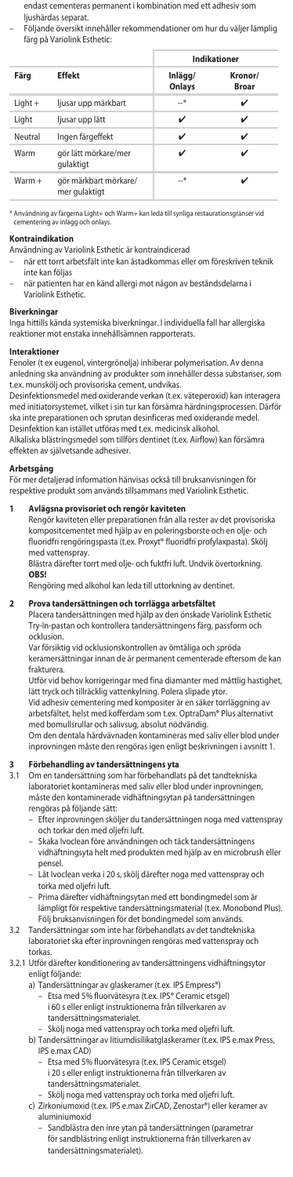endast cementeras permanent i kombination med ett adhesiv som ljushärdas separat.

– Följande översikt innehåller rekommendationer om hur du väljer lämplig färg på Variolink Esthetic:

| | | Indikationer | |
|---|---|---|---|
| **Färg** | **Effekt** | **Inlägg/ Onlays** | **Kronor/ Broar** |
| Light + | ljusar upp märkbart | –* | ✔ |
| Light | ljusar upp lätt | ✔ | ✔ |
| Neutral | Ingen färgeffekt | ✔ | ✔ |
| Warm | gör lätt mörkare/mer gulaktigt | ✔ | ✔ |
| Warm + | gör märkbart mörkare/ mer gulaktigt | –* | ✔ |

* Användning av färgerna Light+ och Warm+ kan leda till synliga restaurationsgränser vid cementering av inlägg och onlays.

**Kontraindikation**

Användning av Variolink Esthetic är kontraindicerad

– när ett torrt arbetsfält inte kan åstadkommas eller om föreskriven teknik inte kan följas
– när patienten har en känd allergi mot någon av beståndsdelarna i Variolink Esthetic.

**Biverkningar**

Inga hittills kända systemiska biverkningar. I individuella fall har allergiska reaktioner mot enstaka innehållsämnen rapporterats.

**Interaktioner**

Fenoler (t ex eugenol, vintergrönolja) inhiberar polymerisation. Av denna anledning ska användning av produkter som innehåller dessa substanser, som t.ex. munskölj och provisoriska cement, undvikas.

Desinfektionsmedel med oxiderande verkan (t.ex. väteperoxid) kan interagera med initiatorsystemet, vilket i sin tur kan försämra härdningsprocessen. Därför ska inte preparationen och sprutan desinficeras med oxiderande medel. Desinfektion kan istället utföras med t.ex. medicinsk alkohol.

Alkaliska blästringsmedel som tillförs dentinet (t.ex. Airflow) kan försämra effekten av självetsande adhesiver.

**Arbetsgång**

För mer detaljerad information hänvisas också till bruksanvisningen för respektive produkt som används tillsammans med Variolink Esthetic.

**1 Avlägsna provisoriet och rengör kaviteten**

Rengör kaviteten eller preparationen från alla rester av det provisoriska kompositcementet med hjälp av en poleringsborste och en olje- och fluoridfri rengöringspasta (t.ex. Proxyt® fluoridfri profylaxpasta). Skölj med vattenspray.

Blästra därefter torrt med olje- och fuktfri luft. Undvik övertorkning.

**OBS!**

Rengöring med alkohol kan leda till uttorkning av dentinet.

**2 Prova tandersättningen och torrlägga arbetsfältet**

Placera tandersättningen med hjälp av den önskade Variolink Esthetic Try-In-pastan och kontrollera tandersättningens färg, passform och ocklusion.

Var försiktig vid ocklusionskontrollen av ömtåliga och spröda keramersättningar innan de är permanent cementerade eftersom de kan frakturera.

Utför vid behov korrigeringar med fina diamanter med måttlig hastighet, lätt tryck och tillräcklig vattenkylning. Polera slipade ytor.

Vid adhesiv cementering med kompositer är en säker torrläggning av arbetsfältet, helst med kofferdam som t.ex. OptraDam® Plus alternativt med bomullsrullar och salivsug, absolut nödvändig.

Om den dentala hårdvävnaden kontamineras med saliv eller blod under inprovningen måste den rengöras igen enligt beskrivningen i avsnitt 1.

**3 Förbehandling av tandersättningens yta**

3.1 Om en tandersättning som har förbehandlats på det tandtekniska laboratoriet kontamineras med saliv eller blod under inprovningen, måste den kontaminerade vidhäftningsytan på tandersättningen rengöras på följande sätt:

– Efter inprovningen sköljer du tandersättningen noga med vattenspray och torkar den med oljefri luft.
– Skaka Ivoclean före användningen och täck tandersättningens vidhäftningsyta helt med produkten med hjälp av en microbrush eller pensel.
– Låt Ivoclean verka i 20 s, skölj därefter noga med vattenspray och torka med oljefri luft.
– Prima därefter vidhäftningsytan med ett bondingmedel som är lämpligt för respektive tandersättningsmaterial (t.ex. Monobond Plus). Följ bruksanvisningen för det bondingmedel som används.

3.2 Tandersättningar som inte har förbehandlats av det tandtekniska laboratoriet ska efter inprovningen rengöras med vattenspray och torkas.

3.2.1 Utför därefter konditionering av tandersättningens vidhäftningsytor enligt följande:

a) Tandersättningar av glaskeramer (t.ex. IPS Empress®)
   – Etsa med 5% fluorvätesyra (t.ex. IPS® Ceramic etsgel) i 60 s eller enligt instruktionerna från tillverkaren av tandersättningsmaterialet.
   – Skölj noga med vattenspray och torka med oljefri luft.

b) Tandersättningar av litiumdisilikatglaskeramer (t.ex. IPS e.max Press, IPS e.max CAD)
   – Etsa med 5% fluorvätesyra (t.ex. IPS Ceramic etsgel) i 20 s eller enligt instruktionerna från tillverkaren av tandersättningsmaterialet.
   – Skölj noga med vattenspray och torka med oljefri luft.

c) Zirkoniumoxid (t.ex. IPS e.max ZirCAD, Zenostar®) eller keramer av aluminiumoxid
   – Sandblästra den inre ytan på tandersättningen (parametrar för sandblästring enligt instruktionerna från tillverkaren av tandersättningsmaterialet).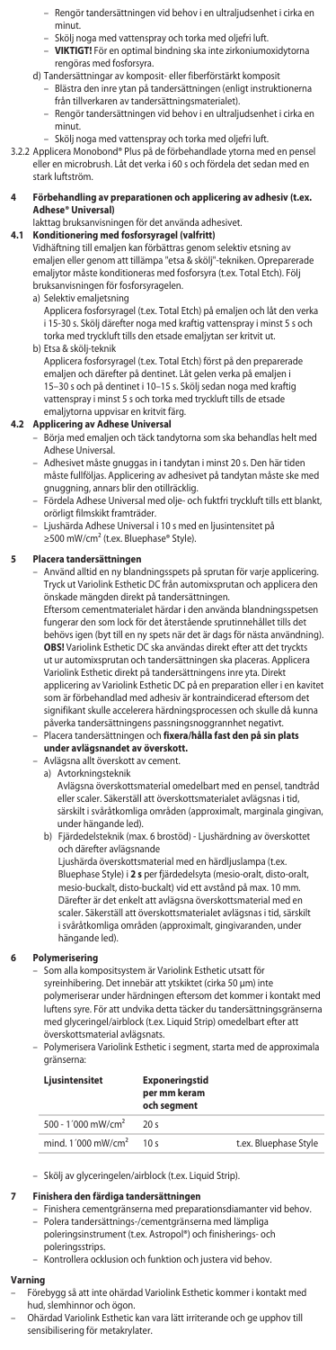- Rengör tandersättningen vid behov i en ultraljudsenhet i cirka en minut.
  - Skölj noga med vattenspray och torka med oljefri luft.
  - **VIKTIGT!** För en optimal bindning ska inte zirkoniumoxidytorna rengöras med fosforsyra.
- d) Tandersättningar av komposit- eller fiberförstärkt komposit
  - Blästra den inre ytan på tandersättningen (enligt instruktionerna från tillverkaren av tandersättningsmaterialet).
  - Rengör tandersättningen vid behov i en ultraljudsenhet i cirka en minut.
  - Skölj sedan noga med vattenspray och torka med oljefri luft.

3.2.2 Applicera Monobond® Plus på de förbehandlade ytorna med en pensel eller en microbrush. Låt det verka i 60 s och fördela det sedan med en stark luftström.

## 4 Förbehandling av preparationen och applicering av adhesiv (t.ex. Adhese® Universal)

Iakttag bruksanvisningen för det använda adhesivet.

### 4.1 Konditionering med fosforsyragel (valfritt)

Vidhäftning till emaljen kan förbättras genom selektiv etsning av emaljen eller genom att tillämpa "etsa & skölj"-tekniken. Opreparerade emaljytor måste konditioneras med fosforsyra (t.ex. Total Etch). Följ bruksanvisningen för fosforsyragelen.

- a) Selektiv emaljetsning
  Applicera fosforsyragel (t.ex. Total Etch) på emaljen och låt den verka i 15-30 s. Skölj därefter noga med kraftig vattenspray i minst 5 s och torka med tryckluft tills den etsade emaljytan ser kritvit ut.
- b) Etsa & skölj-teknik
  Applicera fosforsyragel (t.ex. Total Etch) först på den preparerade emaljen och därefter på dentinet. Låt gelen verka på emaljen i 15–30 s och på dentinet i 10–15 s. Skölj sedan noga med kraftig vattenspray i minst 5 s och torka med tryckluft tills de etsade emaljytorna uppvisar en kritvit färg.

### 4.2 Applicering av Adhese Universal

- Börja med emaljen och täck tandytorna som ska behandlas helt med Adhese Universal.
- Adhesivet måste gnuggas in i tandytan i minst 20 s. Den här tiden måste fullföljas. Applicering av adhesivet på tandytan måste ske med gnuggning, annars blir den otillräcklig.
- Fördela Adhese Universal med olje- och fuktfri tryckluft tills ett blankt, orörligt filmskikt framträder.
- Ljushärda Adhese Universal i 10 s med en ljusintensitet på ≥500 mW/cm² (t.ex. Bluephase® Style).

## 5 Placera tandersättningen

- Använd alltid en ny blandningsspets på sprutan för varje applicering. Tryck ut Variolink Esthetic DC från automixsprutan och applicera den önskade mängden direkt på tandersättningen.
  Eftersom cementmaterialet härdar i den använda blandningsspetsen fungerar den som lock för det återstående sprutinnehållet tills det behövs igen (byt till en ny spets när det är dags för nästa användning).
  **OBS!** Variolink Esthetic DC ska användas direkt efter att det tryckts ut ur automixsprutan och tandersättningen ska placeras. Applicera Variolink Esthetic direkt på tandersättningens inre yta. Direkt applicering av Variolink Esthetic DC på en preparation eller i en kavitet som är förbehandlad med adhesiv är kontraindicerad eftersom det signifikant skulle accelerera härdningsprocessen och skulle då kunna påverka tandersättningens passningsnoggrannhet negativt.
- Placera tandersättningen och **fixera/hålla fast den på sin plats under avlägsnandet av överskott.**
- Avlägsna allt överskott av cement.
  - a) Avtorkningsteknik
    Avlägsna överskottsmaterial omedelbart med en pensel, tandtråd eller scaler. Säkerställ att överskottsmaterialet avlägsnas i tid, särskilt i svåråtkomliga områden (approximalt, marginala gingivan, under hängande led).
  - b) Fjärdedelsteknik (max. 6 brostöd) - Ljushärdning av överskottet och därefter avlägsnande
    Ljushärda överskottsmaterial med en härdljuslampa (t.ex. Bluephase Style) i **2 s** per fjärdedelsyta (mesio-oralt, disto-oralt, mesio-buckalt, disto-buckalt) vid ett avstånd på max. 10 mm. Därefter är det enkelt att avlägsna överskottsmaterial med en scaler. Säkerställ att överskottsmaterialet avlägsnas i tid, särskilt i svåråtkomliga områden (approximalt, gingivaranden, under hängande led).

## 6 Polymerisering

- Som alla kompositsystem är Variolink Esthetic utsatt för syreinhibering. Det innebär att ytskiktet (cirka 50 µm) inte polymeriserar under härdningen eftersom det kommer i kontakt med luftens syre. För att undvika detta täcker du tandersättningsgränserna med glyceringel/airblock (t.ex. Liquid Strip) omedelbart efter att överskottsmaterial avlägsnats.
- Polymerisera Variolink Esthetic i segment, starta med de approximala gränserna:

| Ljusintensitet | Exponeringstid per mm keram och segment | |
|---|---|---|
| 500 - 1´000 mW/cm² | 20 s | |
| mind. 1´000 mW/cm² | 10 s | t.ex. Bluephase Style |

- Skölj av glyceringelen/airblock (t.ex. Liquid Strip).

## 7 Finishera den färdiga tandersättningen

- Finishera cementgränserna med preparationsdiamanter vid behov.
- Polera tandersättnings-/cementgränserna med lämpliga poleringsinstrument (t.ex. Astropol®) och finisherings- och poleringsstrips.
- Kontrollera ocklusion och funktion och justera vid behov.

## Varning

- Förebygg så att inte ohärdad Variolink Esthetic kommer i kontakt med hud, slemhinnor och ögon.
- Ohärdad Variolink Esthetic kan vara lätt irriterande och ge upphov till sensibilisering för metakrylater.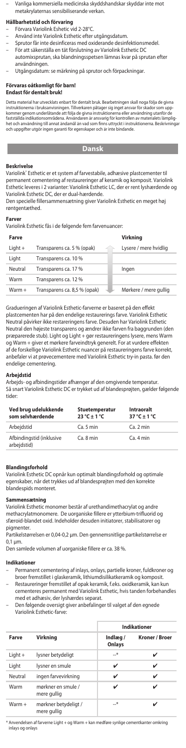– Vanliga kommersiella medicinska skyddshandskar skyddar inte mot metakrylaternas sensibiliserande verkan.

**Hållbarhetstid och förvaring**

– Förvara Variolink Eshetic vid 2-28°C.
– Använd inte Variolink Esthetic efter utgångsdatum.
– Sprutor får inte desinficeras med oxiderande desinfektionsmedel.
– För att säkerställa en tät förslutning av Variolink Esthetic DC automixsprutan, ska blandningsspetsen lämnas kvar på sprutan efter användningen.
– Utgångsdatum: se märkning på sprutor och förpackningar.

**Förvaras oåtkomligt för barn!**
**Endast för dentalt bruk!**

Detta material har utvecklats enbart för dentalt bruk. Bearbetningen skall noga följa de givna instruktionerna i bruksanvisningen. Tillverkaren påtager sig inget ansvar för skador som uppkommer genom underlåtande att följa de givna instruktionerna eller användning utanför de fastställda indikationsområdena. Användaren är ansvarig för kontrollen av materialets lämplighet och användning till annat ändamål än vad som finns uttryckt i instruktionerna. Beskrivningar och uppgifter utgör ingen garanti för egenskaper och är inte bindande.

## Dansk

**Beskrivelse**

Variolink® Esthetic er et system af farvestabile, adhæsive plastcementer til permanent cementering af restaureringer af keramik og komposit. Variolink Esthetic leveres i 2 varianter: Variolink Esthetic LC, der er rent lyshærdende og Variolink Esthetic DC, der er dual-hærdende.
Den specielle fillersammensætning giver Variolink Esthetic en meget høj røntgentæthed.

**Farver**

Variolink Esthetic fås i de følgende fem farvenuancer:

| Farve | | Virkning |
|---|---|---|
| Light + | Transparens ca. 5 % (opak) | Lysere / mere hvidlig |
| Light | Transparens ca. 10 % | |
| Neutral | Transparens ca. 17 % | Ingen |
| Warm | Transparens ca. 12 % | |
| Warm + | Transparens ca. 8,5 % (opak) | Mørkere / mere gullig |

Graderingen af Variolink Esthetic-farverne er baseret på den effekt plastcementen har på den endelige restaurerings farve. Variolink Esthetic Neutral påvirker ikke restaureringens farve. Desuden har Variolink Esthetic Neutral den højeste transparens og ændrer ikke farven fra baggrunden (den præparerede stub). Light og Light + gør restaureringens lysere, mens Warm og Warm + giver et mørkere farveindtryk generelt. For at vurdere effekten af de forskellige Variolink Esthetic nuancer på restaureringens farve korrekt, anbefaler vi at prøvecementere med Variolink Esthetic try-in pasta. før den endelige cementering.

**Arbejdstid**

Arbejds- og afbindingstider afhænger af den omgivende temperatur.
Så snart Variolink Esthetic DC er trykket ud af blandesprøjten, gælder følgende tider:

| Ved brug udelukkende som selvhærdende | Stuetemperatur 23 °C ± 1 °C | Intraoralt 37 °C ± 1 °C |
|---|---|---|
| Arbejdstid | Ca. 5 min | Ca. 2 min |
| Afbindingstid (inklusive arbejdstid) | Ca. 8 min | Ca. 4 min |

**Blandingsforhold**

Variolink Esthetic DC opnår kun optimalt blandingsforhold og optimale egenskaber, når det trykkes ud af blandesprøjten med den korrekte blandespids monteret.

**Sammensætning**

Variolink Esthetic monomer består af urethandimethacrylat og andre methacrylatmonomere. De uorganiske fillere er ytterbium-trifluorid og sfæroid-blandet oxid. Indeholder desuden initiatorer, stabilisatorer og pigmenter.
Partikelstørrelsen er 0,04-0,2 µm. Den gennemsnitlige partikelstørrelse er 0,1 µm.
Den samlede volumen af uorganiske fillere er ca. 38 %.

**Indikationer**

– Permanent cementering af inlays, onlays, partielle kroner, fuldkroner og broer fremstillet i glaskeramik, lithiumdisilikatkeramik og komposit.
– Restaureringer fremstillet af opak keramik, f.eks. oxidkeramik, kan kun cementeres permanent med Variolink Esthetic, hvis tanden forbehandles med et adhæsiv, der lyshærdes separat.
– Den følgende oversigt giver anbefalinger til valget af den egnede Variolink Esthetic-farve:

| | | Indikationer | |
|---|---|---|---|
| Farve | Virkning | Indlæg / Onlays | Kroner / Broer |
| Light + | lysner betydeligt | –* | ✔ |
| Light | lysner en smule | ✔ | ✔ |
| Neutral | ingen farvevirkning | ✔ | ✔ |
| Warm | mørkner en smule / mere gullig | ✔ | ✔ |
| Warm + | mørkner betydeligt / mere gullig | –* | ✔ |

* Anvendelsen af farverne Light + og Warm + kan medføre synlige cementkanter omkring inlays og onlays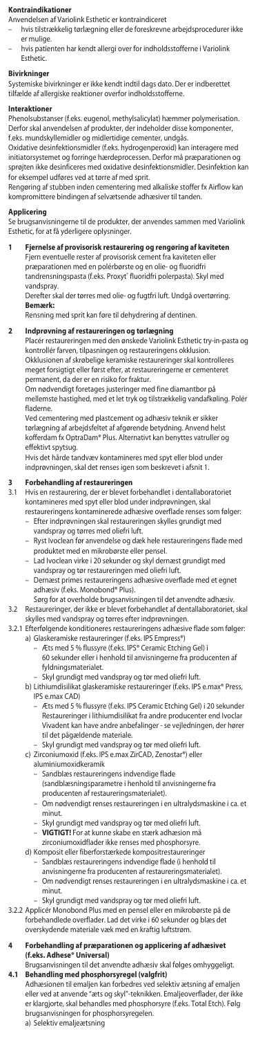**Kontraindikationer**

Anvendelsen af Variolink Esthetic er kontraindiceret

- hvis tilstrækkelig tørlægning eller de foreskrevne arbejdsprocedurer ikke er mulige.
- hvis patienten har kendt allergi over for indholdsstofferne i Variolink Esthetic.

**Bivirkninger**

Systemiske bivirkninger er ikke kendt indtil dags dato. Der er indberettet tilfælde af allergiske reaktioner overfor indholdsstofferne.

**Interaktioner**

Phenolsubstanser (f.eks. eugenol, methylsalicylat) hæmmer polymerisation. Derfor skal anvendelsen af produkter, der indeholder disse komponenter, f.eks. mundskyllemidler og midlertidige cementer, undgås.

Oxidative desinfektionsmidler (f.eks. hydrogenperoxid) kan interagere med initiatorsystemet og forringe hærdeprocessen. Derfor må præparationen og sprøjten ikke desinficeres med oxidative desinfektionsmidler. Desinfektion kan for eksempel udføres ved at tørre af med sprit.

Rengøring af stubben inden cementering med alkaliske stoffer fx Airflow kan kompromittere bindingen af selvætsende adhæsiver til tanden.

**Applicering**

Se brugsanvisningerne til de produkter, der anvendes sammen med Variolink Esthetic, for at få yderligere oplysninger.

**1 Fjernelse af provisorisk restaurering og rengøring af kaviteten**

Fjern eventuelle rester af provisorisk cement fra kaviteten eller præparationen med en polérbørste og en olie- og fluoridfri tandrensningspasta (f.eks. Proxyt® fluoridfri polerpasta). Skyl med vandspray.

Derefter skal der tørres med olie- og fugtfri luft. Undgå overtørring.

**Bemærk:**

Rensning med sprit kan føre til dehydrering af dentinen.

**2 Indprøvning af restaureringen og tørlægning**

Placér restaureringen med den ønskede Variolink Esthetic try-in-pasta og kontrollér farven, tilpasningen og restaureringens okklusion.

Okklusionen af skrøbelige keramiske restaureringer skal kontrolleres meget forsigtigt eller først efter, at restaureringerne er cementeret permanent, da der er en risiko for fraktur.

Om nødvendigt foretages justeringer med fine diamantbor på mellemste hastighed, med et let tryk og tilstrækkelig vandafkøling. Polér fladerne.

Ved cementering med plastcement og adhæsiv teknik er sikker tørlægning af arbejdsfeltet af afgørende betydning. Anvend helst kofferdam fx OptraDam® Plus. Alternativt kan benyttes vatruller og effektivt spytsug.

Hvis det hårde tandvæv kontamineres med spyt eller blod under indprøvningen, skal det renses igen som beskrevet i afsnit 1.

**3 Forbehandling af restaureringen**

3.1 Hvis en restaurering, der er blevet forbehandlet i dentallaboratoriet kontamineres med spyt eller blod under indprøvningen, skal restaureringens kontaminerede adhæsive overflade renses som følger:

- Efter indprøvningen skal restaureringen skylles grundigt med vandspray og tørres med oliefri luft.
- Ryst Ivoclean før anvendelse og dæk hele restaureringens flade med produktet med en mikrobørste eller pensel.
- Lad Ivoclean virke i 20 sekunder og skyl dernæst grundigt med vandspray og tør restaureringen med oliefri luft.
- Dernæst primes restaureringens adhæsive overflade med et egnet adhæsiv (f.eks. Monobond® Plus).

Sørg for at overholde brugsanvisningen til det anvendte adhæsiv.

3.2 Restaureringer, der ikke er blevet forbehandlet af dentallaboratoriet, skal skylles med vandspray og tørres efter indprøvningen.

3.2.1 Efterfølgende konditioneres restaureringens adhæsive flade som følger:

a) Glaskeramiske restaureringer (f.eks. IPS Empress®)
   - Æts med 5 % flussyre (f.eks. IPS® Ceramic Etching Gel) i 60 sekunder eller i henhold til anvisningerne fra producenten af fyldningsmaterialet.
   - Skyl grundigt med vandspray og tør med oliefri luft.

b) Lithiumdisilikat glaskeramiske restaureringer (f.eks. IPS e.max® Press, IPS e.max CAD)
   - Æts med 5 % flussyre (f.eks. IPS Ceramic Etching Gel) i 20 sekunder Restaureringer i lithiumdisilikat fra andre producenter end Ivoclar Vivadent kan have andre anbefalinger - se vejledningen, der hører til det pågældende materiale.
   - Skyl grundigt med vandspray og tør med oliefri luft.

c) Zirconiumoxid (f.eks. IPS e.max ZirCAD, Zenostar®) eller aluminiumoxidkeramik
   - Sandblæs restaureringens indvendige flade (sandblæsningsparametre i henhold til anvisningerne fra producenten af restaureringsmaterialet).
   - Om nødvendigt renses restaureringen i en ultralydsmaskine i ca. et minut.
   - Skyl grundigt med vandspray og tør med oliefri luft.
   - **VIGTIGT!** For at kunne skabe en stærk adhæsion må zirconiumoxidflader ikke renses med phosphorsyre.

d) Komposit eller fiberforstærkede kompositrestaureringer
   - Sandblæs restaureringens indvendige flade (i henhold til anvisningerne fra producenten af restaureringsmaterialet).
   - Om nødvendigt renses restaureringen i en ultralydsmaskine i ca. et minut.
   - Skyl grundigt med vandspray og tør med oliefri luft.

3.2.2 Applicér Monobond Plus med en pensel eller en mikrobørste på de forbehandlede overflader. Lad det virke i 60 sekunder og blæs det overskydende materiale væk med en kraftig luftstrøm.

**4 Forbehandling af præparationen og applicering af adhæsivet (f.eks. Adhese® Universal)**

Brugsanvisningen til det anvendte adhæsiv skal følges omhyggeligt.

**4.1 Behandling med phosphorsyregel (valgfrit)**

Adhæsionen til emaljen kan forbedres ved selektiv ætsning af emaljen eller ved at anvende "æts og skyl"-teknikken. Emaljeoverflader, der ikke er klargjorte, skal behandles med phosphorsyre (f.eks. Total Etch). Følg brugsanvisningen for phosphorsyregelen.

a) Selektiv emaljeætsning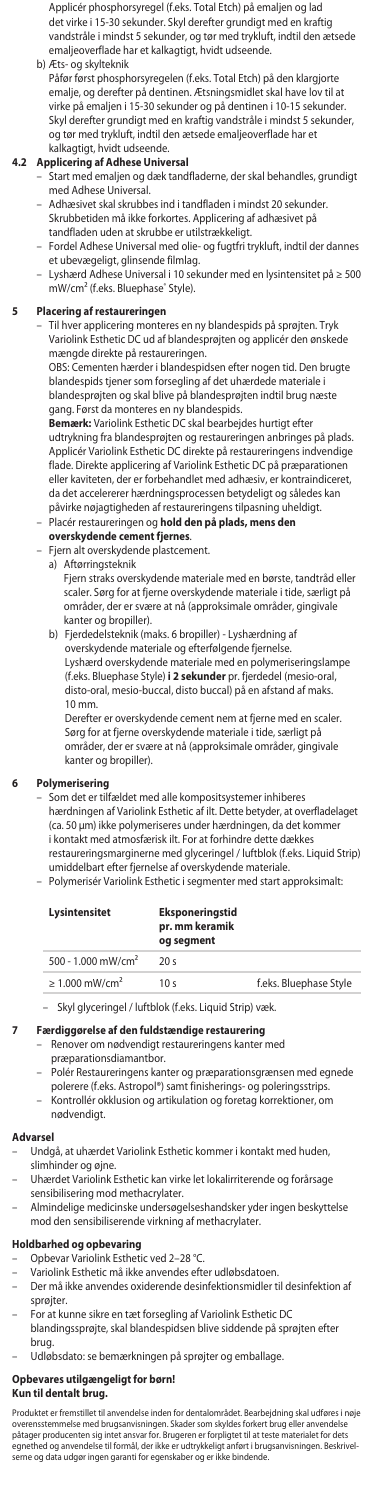Applicér phosphorsyregel (f.eks. Total Etch) på emaljen og lad det virke i 15-30 sekunder. Skyl derefter grundigt med en kraftig vandstråle i mindst 5 sekunder, og tør med trykluft, indtil den ætsede emaljeoverflade har et kalkagtigt, hvidt udseende.

b) Æts- og skylteknik
Påfør først phosphorsyregelen (f.eks. Total Etch) på den klargjorte emalje, og derefter på dentinen. Ætsningsmidlet skal have lov til at virke på emaljen i 15-30 sekunder og på dentinen i 10-15 sekunder. Skyl derefter grundigt med en kraftig vandstråle i mindst 5 sekunder, og tør med trykluft, indtil den ætsede emaljeoverflade har et kalkagtigt, hvidt udseende.

**4.2 Applicering af Adhese Universal**

- Start med emaljen og dæk tandfladerne, der skal behandles, grundigt med Adhese Universal.
- Adhæsivet skal skrubbes ind i tandfladen i mindst 20 sekunder. Skrubbetiden må ikke forkortes. Applicering af adhæsivet på tandfladen uden at skrubbe er utilstrækkeligt.
- Fordel Adhese Universal med olie- og fugtfri trykluft, indtil der dannes et ubevægeligt, glinsende filmlag.
- Lyshærd Adhese Universal i 10 sekunder med en lysintensitet på ≥ 500 mW/cm² (f.eks. Bluephase® Style).

**5 Placering af restaureringen**

- Til hver applicering monteres en ny blandespids på sprøjten. Tryk Variolink Esthetic DC ud af blandesprøjten og applicér den ønskede mængde direkte på restaureringen.
  OBS: Cementen hærder i blandespidsen efter nogen tid. Den brugte blandespids tjener som forsegling af det uhærdede materiale i blandesprøjten og skal blive på blandesprøjten indtil brug næste gang. Først da monteres en ny blandespids.
  **Bemærk:** Variolink Esthetic DC skal bearbejdes hurtigt efter udtrykning fra blandesprøjten og restaureringen anbringes på plads. Applicér Variolink Esthetic DC direkte på restaureringens indvendige flade. Direkte applicering af Variolink Esthetic DC på præparationen eller kaviteten, der er forbehandlet med adhæsiv, er kontraindiceret, da det accelererer hærdningsprocessen betydeligt og således kan påvirke nøjagtigheden af restaureringens tilpasning uheldigt.
- Placér restaureringen og **hold den på plads, mens den overskydende cement fjernes**.
- Fjern alt overskydende plastcement.
  a) Aftørringsteknik
  Fjern straks overskydende materiale med en børste, tandtråd eller scaler. Sørg for at fjerne overskydende materiale i tide, især på områder, der er svære at nå (approksimale områder, gingivale kanter og bropiller).
  b) Fjerdedelsteknik (maks. 6 bropiller) - Lyshærdning af overskydende materiale og efterfølgende fjernelse.
  Lyshærd overskydende materiale med en polymeriseringslampe (f.eks. Bluephase Style) **i 2 sekunder** pr. fjerdedel (mesio-oral, disto-oral, mesio-buccal, disto buccal) på en afstand af maks. 10 mm.
  Derefter er overskydende cement nem at fjerne med en scaler. Sørg for at fjerne overskydende materiale i tide, særligt på områder, der er svære at nå (approksimale områder, gingivale kanter og bropiller).

**6 Polymerisering**

- Som det er tilfældet med alle kompositsystemer inhiberes hærdningen af Variolink Esthetic af ilt. Dette betyder, at overfladelaget (ca. 50 µm) ikke polymeriseres under hærdningen, da det kommer i kontakt med atmosfærisk ilt. For at forhindre dette dækkes restaureringsmarginerne med glyceringel / luftblok (f.eks. Liquid Strip) umiddelbart efter fjernelse af overskydende materiale.
- Polymerisér Variolink Esthetic i segmenter med start approksimalt:

| Lysintensitet | Eksponeringstid pr. mm keramik og segment | |
|---|---|---|
| 500 - 1.000 mW/cm² | 20 s | |
| ≥ 1.000 mW/cm² | 10 s | f.eks. Bluephase Style |

- Skyl glyceringel / luftblok (f.eks. Liquid Strip) væk.

**7 Færdiggørelse af den fuldstændige restaurering**

- Renover om nødvendigt restaureringens kanter med præparationsdiamantbor.
- Polér Restaureringens kanter og præparationsgrænsen med egnede polerere (f.eks. Astropol®) samt finisherings- og poleringsstrips.
- Kontrollér okklusion og artikulation og foretag korrektioner, om nødvendigt.

**Advarsel**

- Undgå, at uhærdet Variolink Esthetic kommer i kontakt med huden, slimhinder og øjne.
- Uhærdet Variolink Esthetic kan virke let lokalirriterende og forårsage sensibilisering mod methacrylater.
- Almindelige medicinske undersøgelseshandsker yder ingen beskyttelse mod den sensibiliserende virkning af methacrylater.

**Holdbarhed og opbevaring**

- Opbevar Variolink Esthetic ved 2–28 °C.
- Variolink Esthetic må ikke anvendes efter udløbsdatoen.
- Der må ikke anvendes oxiderende desinfektionsmidler til desinfektion af sprøjter.
- For at kunne sikre en tæt forsegling af Variolink Esthetic DC blandingssprøjte, skal blandespidsen blive siddende på sprøjten efter brug.
- Udløbsdato: se bemærkningen på sprøjter og emballage.

**Opbevares utilgængeligt for børn!**
**Kun til dentalt brug.**

Produktet er fremstillet til anvendelse inden for dentalområdet. Bearbejdning skal udføres i nøje overensstemmelse med brugsanvisningen. Skader som skyldes forkert brug eller anvendelse påtager producenten sig intet ansvar for. Brugeren er forpligtet til at teste materialet for dets egnethed og anvendelse til formål, der ikke er udtrykkeligt anført i brugsanvisningen. Beskrivelserne og data udgør ingen garanti for egenskaber og er ikke bindende.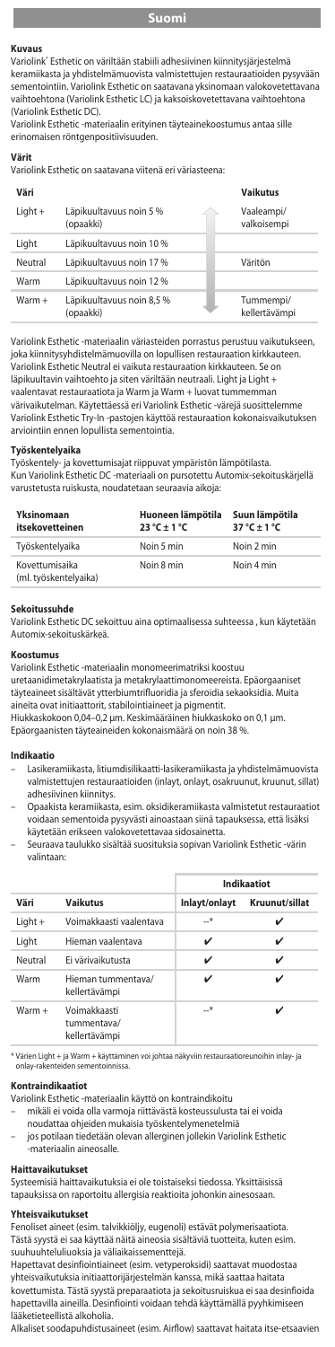# Suomi

**Kuvaus**

Variolink® Esthetic on väriltään stabiili adhesiivinen kiinnityssysteemi keraamiikasta ja yhdistelmämuovista valmistettujen restauraatioiden pysyvään sementointiin. Variolink Esthetic on saatavana yksinomaan valokovetettavana vaihtoehtona (Variolink Esthetic LC) ja kaksoiskovetettavana vaihtoehtona (Variolink Esthetic DC).

Variolink Esthetic -materiaalin erityinen täyteainekoostumus antaa sille erinomaisen röntgenpositiivisuuden.

**Värit**

Variolink Esthetic on saatavana viitenä eri värisävynä:

| Väri | | Vaikutus |
|---|---|---|
| Light + | Läpikuultavuus noin 5 % (opaakki) | Vaaleampi/valkoisempi |
| Light | Läpikuultavuus noin 10 % | |
| Neutral | Läpikuultavuus noin 17 % | Väritön |
| Warm | Läpikuultavuus noin 12 % | |
| Warm + | Läpikuultavuus noin 8,5 % (opaakki) | Tummempi/kellertävämpi |

Variolink Esthetic -materiaalin värisävyjen porrastus perustuu vaikutukseen, joka kiinnitysyhdistelmämuovilla on lopullisen restauraation kirkkauteen. Variolink Esthetic Neutral ei vaikuta restauraation kirkkauteen. Se on läpikuultavin vaihtoehto ja siten väriltään neutraali. Light ja Light + vaalentavat restauraatiota ja Warm ja Warm + luovat tummemman värivaikutelman. Käytettäessä eri Variolink Esthetic -värejä suosittelemme Variolink Esthetic Try-In -pastojen käyttöä restauraation kokonaisvaikutuksen arviointiin ennen lopullista sementointia.

**Työskentelyaika**

Työskentely- ja kovettumisajat riippuvat ympäristön lämpötilasta. Kun Variolink Esthetic DC -materiaali on pursotettu Automix-sekoituskärjellä varustetusta ruiskusta, noudatetaan seuraavia aikoja:

| Yksinomaan itsekovetteinen | Huoneen lämpötila 23 °C ± 1 °C | Suun lämpötila 37 °C ± 1 °C |
|---|---|---|
| Työskentelyaika | Noin 5 min | Noin 2 min |
| Kovettumisaika (ml. työskentelyaika) | Noin 8 min | Noin 4 min |

**Sekoitussuhde**

Variolink Esthetic DC sekoittuu aina optimaalisessa suhteessa , kun käytetään Automix-sekoituskärkeä.

**Koostumus**

Variolink Esthetic -materiaalin monomeerimatriksi koostuu uretaanidimetakrylaatista ja metakrylaattimonomeereista. Epäorgaaniset täyteaineet sisältävät ytterbiumtrifluoridia ja sferoidia sekaoksidia. Muita aineita ovat initiaattorit, stabilointiaineet ja pigmentit.
Hiukkaskokoon 0,04–0,2 µm. Keskimääräinen hiukkaskoko on 0,1 µm. Epäorgaanisten täyteaineiden kokonaismäärä on noin 38 %.

**Indikaatio**

- Lasikeramiikasta, litiumdisilikaatti-lasikeramiikasta ja yhdistelmämuovista valmistettujen restauraatioiden (inlayt, onlayt, osakruunut, kruunut, sillat) adhesiivinen kiinnitys.
- Opaakista keramiikasta, esim. oksidikeramiikasta valmistetut restauraatiot voidaan sementoida pysyvästi ainoastaan siinä tapauksessa, että lisäksi käytetään erikseen valokovetettavaa sidosainetta.
- Seuraava taulukko sisältää suosituksia sopivan Variolink Esthetic -värin valintaan:

| Väri | Vaikutus | Indikaatiot Inlayt/onlayt | Indikaatiot Kruunut/sillat |
|---|---|---|---|
| Light + | Voimakkaasti vaalentava | –* | ✔ |
| Light | Hieman vaalentava | ✔ | ✔ |
| Neutral | Ei värivaikutusta | ✔ | ✔ |
| Warm | Hieman tummentava/kellertävämpi | ✔ | ✔ |
| Warm + | Voimakkaasti tummentava/kellertävämpi | –* | ✔ |

\* Värien Light + ja Warm + käyttäminen voi johtaa näkyviin restauraatioreunoihin inlay- ja onlay-rakenteiden sementoinnissa.

**Kontraindikaatiot**

Variolink Esthetic -materiaalin käyttö on kontraindikoitu
- mikäli ei voida olla varmoja riittävästä kosteussulusta tai ei voida noudattaa ohjeiden mukaisia työskentelymenetelmiä
- jos potilaan tiedetään olevan allerginen jollekin Variolink Esthetic -materiaalin aineosalle.

**Haittavaikutukset**

Systeemisiä haittavaikutuksia ei ole toistaiseksi tiedossa. Yksittäisissä tapauksissa on raportoitu allergisia reaktioita johonkin ainesosaan.

**Yhteisvaikutukset**

Fenoliset aineet (esim. talvikkiöljy, eugenoli) estävät polymerisaatiota. Tästä syystä ei saa käyttää näitä aineosia sisältäviä tuotteita, kuten esim. suuhuuhteluliuoksia ja väliaikaissementtejä.
Hapettavat desinfiointiaineet (esim. vetyperoksidi) saattavat muodostaa yhteisvaikutuksia initiaattorijärjestelmän kanssa, mikä saattaa haitata kovettumista. Tästä syystä preparaatiota ja sekoitusruiskua ei saa desinfioida hapettavilla aineilla. Desinfiointi voidaan tehdä käyttämällä pyyhkimiseen lääketieteellistä alkoholia.
Alkaliset soodapuhdistusaineet (esim. Airflow) saattavat haitata itse-etsaavien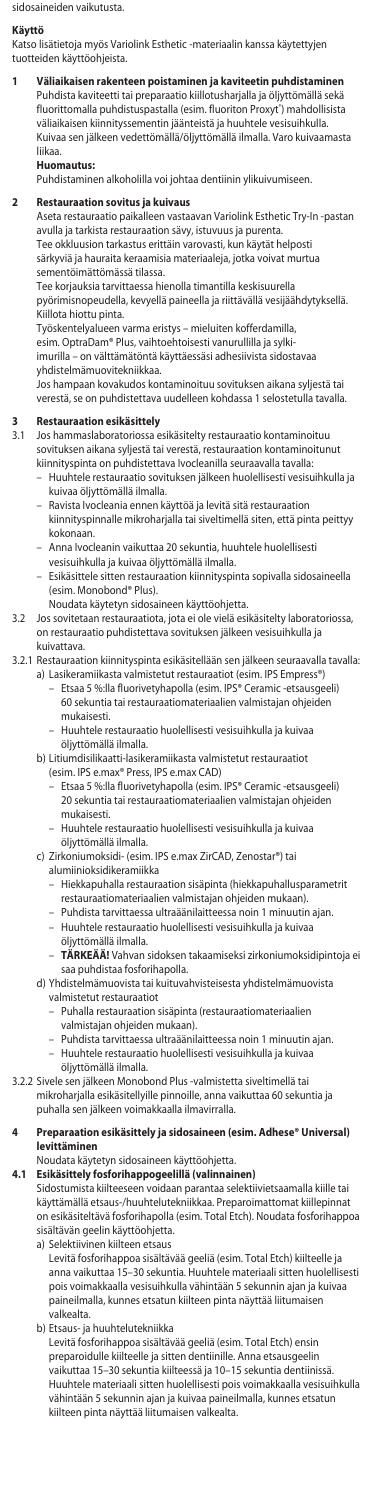sidosaineiden vaikutusta.

## Käyttö

Katso lisätietoja myös Variolink Esthetic -materiaalin kanssa käytettyjen tuotteiden käyttöohjeista.

### 1 Väliaikaisen rakenteen poistaminen ja kaviteetin puhdistaminen

Puhdista kaviteetti tai preparaatio kiillotusharjalla ja öljyttömällä sekä fluorittomalla puhdistuspastalla (esim. fluoriton Proxyt®) mahdollisista väliaikaisen kiinnityssementin jäänteistä ja huuhtele vesisuihkulla. Kuivaa sen jälkeen vedettömällä/öljyttömällä ilmalla. Varo kuivaamasta liikaa.

**Huomautus:**
Puhdistaminen alkoholilla voi johtaa dentiinin ylikuivumiseen.

### 2 Restauraation sovitus ja kuivaus

Aseta restauraatio paikalleen vastaavan Variolink Esthetic Try-In -pastan avulla ja tarkista restauraation sävy, istuvuus ja purenta.
Tee okkluusion tarkastus erittäin varovasti, kun käytät helposti särkyviä ja hauraita keraamisia materiaaleja, jotka voivat murtua sementöimättömässä tilassa.
Tee korjauksia tarvittaessa hienolla timanttilla keskisuurella pyörimisnopeudella, kevyellä paineella ja riittävällä vesijäähdytyksellä. Kiillota hiottu pinta.
Työskentelyalueen varma eristys – mieluiten kofferdamilla, esim. OptraDam® Plus, vaihtoehtoisesti vanurullilla ja syljeimurilla – on välttämätöntä käytettäessä adhesiivista sidostavaa yhdistelmämuovitekniikkaa.
Jos hampaan kovakudos kontaminoituu sovituksen aikana syljestä tai verestä, se on puhdistettava uudelleen kohdassa 1 selostetulla tavalla.

### 3 Restauraation esikäsittely

3.1 Jos hammaslaboratoriossa esikäsitelty restauraatio kontaminoituu sovituksen aikana syljestä tai verestä, restauraation kontaminoitunut kiinnityspinta on puhdistettava Ivocleanilla seuraavalla tavalla:
- Huuhtele restauraatio sovituksen jälkeen huolellisesti vesisuihkulla ja kuivaa öljyttömällä ilmalla.
- Ravista Ivocleania ennen käyttöä ja levitä sitä restauraation kiinnityspinnalle mikroharjalla tai siveltimellä siten, että pinta peittyy kokonaan.
- Anna Ivocleanin vaikuttaa 20 sekuntia, huuhtele huolellisesti vesisuihkulla ja kuivaa öljyttömällä ilmalla.
- Esikäsittele sitten restauraation kiinnityspinta sopivalla sidosaineella (esim. Monobond® Plus).
  Noudata käytetyn sidosaineen käyttöohjeita.

3.2 Jos sovitetaan restauraatiota, jota ei ole vielä esikäsitelty laboratoriossa, on restauraatio puhdistettava sovituksen jälkeen vesisuihkulla ja kuivattava.

3.2.1 Restauraation kiinnityspinta esikäsitellään sen jälkeen seuraavalla tavalla:
a) Lasikeramiikasta valmistetut restauraatiot (esim. IPS Empress®)
   - Etsaa 5 %:lla fluorivetyhapolla (esim. IPS® Ceramic -etsausgeeli) 60 sekuntia tai restauraatiomateriaalien valmistajan ohjeiden mukaisesti.
   - Huuhtele restauraatio huolellisesti vesisuihkulla ja kuivaa öljyttömällä ilmalla.
b) Litiumdisilikaatti-lasikeramiikasta valmistetut restauraatiot (esim. IPS e.max® Press, IPS e.max CAD)
   - Etsaa 5 %:lla fluorivetyhapolla (esim. IPS® Ceramic -etsausgeeli) 20 sekuntia tai restauraatiomateriaalien valmistajan ohjeiden mukaisesti.
   - Huuhtele restauraatio huolellisesti vesisuihkulla ja kuivaa öljyttömällä ilmalla.
c) Zirkoniumoksidi- (esim. IPS e.max ZirCAD, Zenostar®) tai alumiinioksidikeramiikka
   - Hiekkapuhalla restauraation sisäpinta (hiekkapuhallusparametrit restauraatiomateriaalien valmistajan ohjeiden mukaan).
   - Puhdista tarvittaessa ultraäänilaitteessa noin 1 minuutin ajan.
   - Huuhtele restauraatio huolellisesti vesisuihkulla ja kuivaa öljyttömällä ilmalla.
   - **TÄRKEÄÄ!** Vahvan sidoksen takaamiseksi zirkoniumoksidipintoja ei saa puhdistaa fosforihapolla.
d) Yhdistelmämuovista tai kuituvahvisteisesta yhdistelmämuovista valmistetut restauraatiot
   - Puhalla restauraation sisäpinta (restauraatiomateriaalien valmistajan ohjeiden mukaan).
   - Puhdista tarvittaessa ultraäänilaitteessa noin 1 minuutin ajan.
   - Huuhtele restauraatio huolellisesti vesisuihkulla ja kuivaa öljyttömällä ilmalla.

3.2.2 Sivele sen jälkeen Monobond Plus -valmistetta siveltimellä tai mikroharjalla esikäsitellyille pinnoille, anna vaikuttaa 60 sekuntia ja puhalla sen jälkeen voimakkaalla ilmavirralla.

### 4 Preparaation esikäsittely ja sidosaineen (esim. Adhese® Universal) levittäminen

Noudata käytetyn sidosaineen käyttöohjeita.

**4.1 Esikäsittely fosforihappogeelillä (valinnainen)**

Sidostumista kiilteeseen voidaan parantaa selektiivietsaamalla kiille tai käyttämällä etsaus-/huuhtelutekniikkaa. Preparoimattomat kiillepinnat on esikäsiteltävä fosforihapolla (esim. Total Etch). Noudata fosforihappoa sisältävän geelin käyttöohjeita.

a) Selektiivinen kiilteen etsaus
   Levitä fosforihappoa sisältävää geeliä (esim. Total Etch) kiilteelle ja anna vaikuttaa 15–30 sekuntia. Huuhtele materiaali sitten huolellisesti pois voimakkaalla vesisuihkulla vähintään 5 sekunnin ajan ja kuivaa paineilmalla, kunnes etsatun kiilteen pinta näyttää liitumaisen valkealta.
b) Etsaus- ja huuhtelutekniikka
   Levitä fosforihappoa sisältävää geeliä (esim. Total Etch) ensin preparoidulle kiilteelle ja sitten dentiinille. Anna etsausgeelin vaikuttaa 15–30 sekuntia kiilteessä ja 10–15 sekuntia dentiinissä. Huuhtele materiaali sitten huolellisesti pois voimakkaalla vesisuihkulla vähintään 5 sekunnin ajan ja kuivaa paineilmalla, kunnes etsatun kiilteen pinta näyttää liitumaisen valkealta.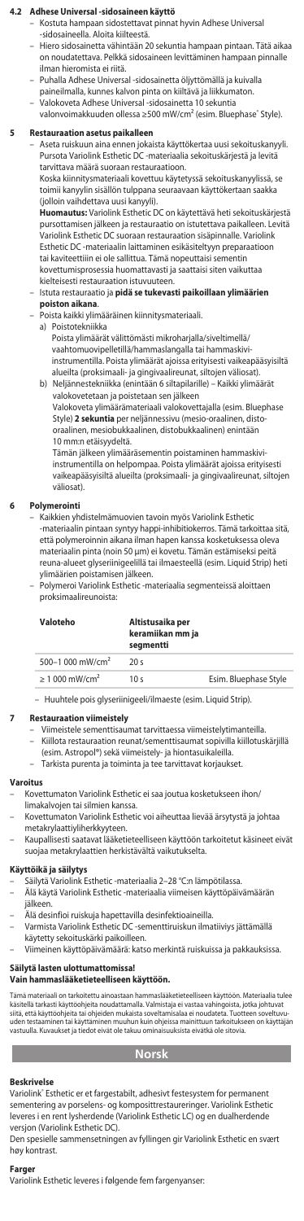#### 4.2 Adhese Universal -sidosaineen käyttö

- Kostuta hampaan sidostettavat pinnat hyvin Adhese Universal -sidosaineella. Aloita kiilteestä.
- Hiero sidosainetta vähintään 20 sekuntia hampaan pintaan. Tätä aikaa on noudatettava. Pelkkä sidosaineen levittäminen hampaan pinnalle ilman hieromista ei riitä.
- Puhalla Adhese Universal -sidosainetta öljyttömällä ja kuivalla paineilmalla, kunnes kalvon pinta on kiiltävä ja liikkumaton.
- Valokoveta Adhese Universal -sidosainetta 10 sekuntia valonvoimakkuuden ollessa ≥500 mW/cm² (esim. Bluephase® Style).

#### 5 Restauraation asetus paikalleen

- Aseta ruiskuun aina ennen jokaista käyttökertaa uusi sekoituskanyyli. Pursota Variolink Esthetic DC -materiaalia sekoituskärjestä ja levitä tarvittava määrä suoraan restauraatioon. Koska kiinnitysmateriaali kovettuu käytetyssä sekoituskanyylissä, se toimii kanyylin sisällön tulppana seuraavaan käyttökertaan saakka (jolloin vaihdettava uusi kanyyli).
  **Huomautus:** Variolink Esthetic DC on käytettävä heti sekoituskärjestä pursottamisen jälkeen ja restauraatio on istutettava paikalleen. Levitä Variolink Esthetic DC suoraan restauraation sisäpinnalle. Variolink Esthetic DC -materiaalin laittaminen esikäsiteltyyn preparaatioon tai kaviteettiin ei ole sallittua. Tämä nopeuttaisi sementin kovettumisprosessia huomattavasti ja saattaisi siten vaikuttaa kielteisesti restauraation istuvuuteen.
- Istuta restauraatio ja **pidä se tukevasti paikoillaan ylimäärien poiston aikana**.
- Poista kaikki ylimääräinen kiinnitysmateriaali.
  a) Poistotekniikka
     Poista ylimäärät välittömästi mikroharjalla/siveltimellä/ vaahtomuovipelletillä/hammaslangalla tai hammaskivi-instrumentilla. Poista ylimäärät ajoissa erityisesti vaikeapääsyisiltä alueilta (proksimaali- ja gingivaalireunat, siltojen väliosat).
  b) Neljännestekniikka (enintään 6 siltapilarille) – Kaikki ylimäärät valokovetetaan ja poistetaan sen jälkeen
     Valokoveta ylimäärämateriaali valokovettajalla (esim. Bluephase Style) **2 sekuntia** per neljännespinta (mesio-oraalinen, disto-oraalinen, mesiobukkaalinen, distobukkaalinen) enintään 10 mm:n etäisyydeltä.
     Tämän jälkeen ylimäärä­sementin poistaminen hammaskivi-instrumentilla on helpompaa. Poista ylimäärät ajoissa erityisesti vaikeapääsyisiltä alueilta (proksimaali- ja gingivaalireunat, siltojen väliosat).

#### 6 Polymerointi

- Kaikkien yhdistelmämuovien tavoin myös Variolink Esthetic -materiaalin pintaan syntyy happi-inhibitiokerros. Tämä tarkoittaa sitä, että polymeroinnin aikana ilman hapen kanssa kosketuksessa oleva materiaalin pinta (noin 50 μm) ei kovetu. Tämän estämiseksi peitä reuna-alueet glyseriinigeelillä tai ilmaesteellä (esim. Liquid Strip) heti ylimäärien poistamisen jälkeen.
- Polymeroi Variolink Esthetic -materiaalia segmenteissä aloittaen proksimaalireunoista:

| Valoteho | Altistusaika per keramiikan mm ja segmentti | |
|---|---|---|
| 500–1 000 mW/cm² | 20 s | |
| ≥ 1 000 mW/cm² | 10 s | Esim. Bluephase Style |

- Huuhtele pois glyseriinigeeli/ilmaeste (esim. Liquid Strip).

#### 7 Restauraation viimeistely

- Viimeistele sementtisaumat tarvittaessa viimeistelytimanteilla.
- Kiillota restauraation reunat/sementtisaumat sopivilla kiillotuskärjillä (esim. Astropol®) sekä viimeistely- ja hiontasuikaleilla.
- Tarkista purenta ja toiminta ja tee tarvittavat korjaukset.

### Varoitus

- Kovettumaton Variolink Esthetic ei saa joutua kosketukseen ihon/ limakalvojen tai silmien kanssa.
- Kovettumaton Variolink Esthetic voi aiheuttaa lievää ärsytystä ja johtaa metakrylaattiyliherkkyyteen.
- Kaupallisesti saatavat lääketieteelliseen käyttöön tarkoitetut käsineet eivät suojaa metakrylaattien herkistävältä vaikutukselta.

### Käyttöikä ja säilytys

- Säilytä Variolink Esthetic -materiaalia 2–28 °C:n lämpötilassa.
- Älä käytä Variolink Esthetic -materiaalia viimeisen käyttöpäivämäärän jälkeen.
- Älä desinfioi ruiskuja hapettavilla desinfektioaineilla.
- Varmista Variolink Esthetic DC -sementtiruiskun ilmatiiviys jättämällä käytetty sekoituskärki paikoilleen.
- Viimeinen käyttöpäivämäärä: katso merkintä ruiskuissa ja pakkauksissa.

### Säilytä lasten ulottumattomissa! Vain hammaslääketieteelliseen käyttöön.

Tämä materiaali on tarkoitettu ainoastaan hammaslääketieteelliseen käyttöön. Materiaalia tulee käsitellä tarkasti käyttöohjeita noudattamalla. Valmistaja ei vastaa vahingoista, jotka johtuvat siitä, että käyttöohjeita tai ohjeiden mukaista soveltamisalaa ei noudateta. Tuotteen soveltuvuuden testaaminen tai käyttäminen muuhun kuin ohjeissa mainittuun tarkoitukseen on käyttäjän vastuulla. Kuvaukset ja tiedot eivät ole takuu ominaisuuksista eivätkä ole sitovia.

## Norsk

### Beskrivelse

Variolink® Esthetic er et fargestabilt, adhesivt festesystem for permanent sementering av porselens- og komposittrestaureringer. Variolink Esthetic leveres i en rent lysherdende (Variolink Esthetic LC) og en dualherdende versjon (Variolink Esthetic DC).
Den spesielle sammensetningen av fyllingen gir Variolink Esthetic en svært høy kontrast.

### Farger

Variolink Esthetic leveres i følgende fem fargenyanser: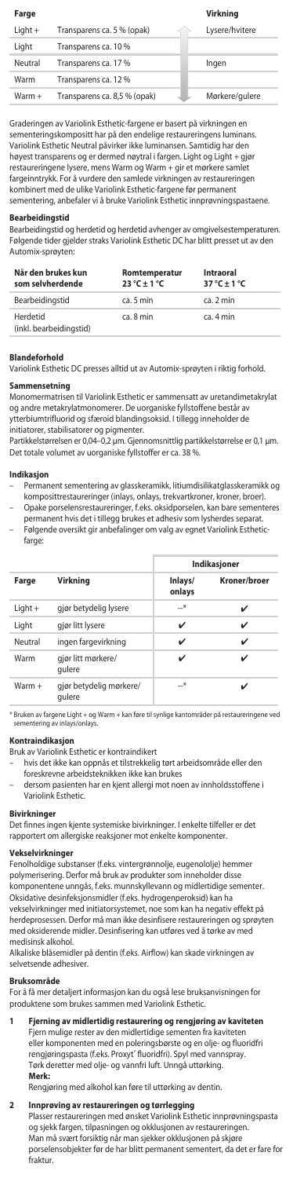| Farge | | Virkning |
|---|---|---|
| Light + | Transparens ca. 5 % (opak) | Lysere/hvitere |
| Light | Transparens ca. 10 % | |
| Neutral | Transparens ca. 17 % | Ingen |
| Warm | Transparens ca. 12 % | |
| Warm + | Transparens ca. 8,5 % (opak) | Mørkere/gulere |

Graderingen av Variolink Esthetic-fargene er basert på virkningen en sementeringskompositt har på den endelige restaureringens luminans. Variolink Esthetic Neutral påvirker ikke luminansen. Samtidig har den høyest transparens og er dermed nøytral i fargen. Light og Light + gjør restaureringene lysere, mens Warm og Warm + gir et mørkere samlet fargeinntrykk. For å vurdere den samlede virkningen av restaureringen kombinert med de ulike Variolink Esthetic-fargene før permanent sementering, anbefaler vi å bruke Variolink Esthetic innprøvningspastaene.

**Bearbeidingstid**

Bearbeidingstid og herdetid og herdetid avhenger av omgivelsestemperaturen. Følgende tider gjelder straks Variolink Esthetic DC har blitt presset ut av den Automix-sprøyten:

| Når den brukes kun som selvherdende | Romtemperatur 23 °C ± 1 °C | Intraoral 37 °C ± 1 °C |
|---|---|---|
| Bearbeidingstid | ca. 5 min | ca. 2 min |
| Herdetid (inkl. bearbeidingstid) | ca. 8 min | ca. 4 min |

**Blandeforhold**

Variolink Esthetic DC presses alltid ut av Automix-sprøyten i riktig forhold.

**Sammensetning**

Monomermatrisen til Variolink Esthetic er sammensatt av uretandimetakrylat og andre metakrylatmonomerer. De uorganiske fyllstoffene består av ytterbiumtrifluorid og sfæroid blandingsoksid. I tillegg inneholder de initiatorer, stabilisatorer og pigmenter.
Partikkelstørrelsen er 0,04–0,2 µm. Gjennomsnittlig partikkelstørrelse er 0,1 µm. Det totale volumet av uorganiske fyllstoffer er ca. 38 %.

**Indikasjon**

- Permanent sementering av glasskeramikk, litiumdisilikatglasskeramikk og komposittrestaureringer (inlays, onlays, trekvartkroner, kroner, broer).
- Opake porselensrestaureringer, f.eks. oksidporselen, kan bare sementeres permanent hvis det i tillegg brukes et adhesiv som lysherdes separat.
- Følgende oversikt gir anbefalinger om valg av egnet Variolink Esthetic-farge:

| Farge | Virkning | Indikasjoner | |
|---|---|---|---|
| | | Inlays/ onlays | Kroner/broer |
| Light + | gjør betydelig lysere | –* | ✔ |
| Light | gjør litt lysere | ✔ | ✔ |
| Neutral | ingen fargevirkning | ✔ | ✔ |
| Warm | gjør litt mørkere/ gulere | ✔ | ✔ |
| Warm + | gjør betydelig mørkere/ gulere | –* | ✔ |

\* Bruken av fargene Light + og Warm + kan føre til synlige kantområder på restaureringene ved sementering av inlays/onlays.

**Kontraindikasjon**

Bruk av Variolink Esthetic er kontraindikert
- hvis det ikke kan oppnås et tilstrekkelig tørt arbeidsområde eller den foreskrevne arbeidsteknikken ikke kan brukes
- dersom pasienten har en kjent allergi mot noen av innholdsstoffene i Variolink Esthetic.

**Bivirkninger**

Det finnes ingen kjente systemiske bivirkninger. I enkelte tilfeller er det rapportert om allergiske reaksjoner mot enkelte komponenter.

**Vekselvirkninger**

Fenolholdige substanser (f.eks. vintergrønnolje, eugenololje) hemmer polymerisering. Derfor må bruk av produkter som inneholder disse komponentene unngås, f.eks. munnskyllevann og midlertidige sementer. Oksidative desinfeksjonsmidler (f.eks. hydrogenperoksid) kan ha vekselvirkninger med initiatorsystemet, noe som kan ha negativ effekt på herdeprosessen. Derfor må man ikke desinfisere restaureringen og sprøyten med oksiderende midler. Desinfisering kan utføres ved å tørke av med medisinsk alkohol.
Alkaliske blåsemidler på dentin (f.eks. Airflow) kan skade virkningen av selvetsende adhesiver.

**Bruksområde**

For å få mer detaljert informasjon kan du også lese bruksanvisningen for produktene som brukes sammen med Variolink Esthetic.

**1 Fjerning av midlertidig restaurering og rengjøring av kaviteten**

Fjern mulige rester av den midlertidige sementen fra kaviteten eller komponenten med en poleringsbørste og en olje- og fluoridfri rengjøringspasta (f.eks. Proxyt® fluoridfri). Spyl med vannspray. Tørk deretter med olje- og vannfri luft. Unngå uttørking.
**Merk:**
Rengjøring med alkohol kan føre til uttørking av dentin.

**2 Innprøving av restaureringen og tørrlegging**

Plasser restaureringen med ønsket Variolink Esthetic innprøvningspasta og sjekk fargen, tilpasningen og okklusjonen av restaureringen. Man må svært forsiktig når man sjekker okklusjonen på skjøre porselensobjekter før de har blitt permanent sementert, da det er fare for fraktur.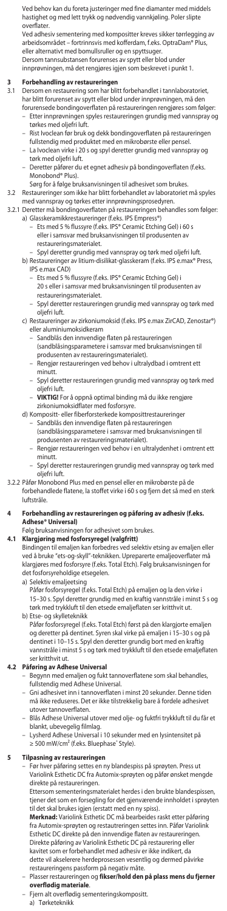Ved behov kan du foreta justeringer med fine diamanter med middels hastighet og med lett trykk og nødvendig vannkjøling. Poler slipte overflater.

Ved adhesiv sementering med kompositter kreves sikker tørrlegging av arbeidsområdet – fortrinnsvis med kofferdam, f.eks. OptraDam® Plus, eller alternativt med bomullsruller og en spyttsuger.

Dersom tannsubstansen forurenses av spytt eller blod under innprøvningen, må det rengjøres igjen som beskrevet i punkt 1.

## 3 Forbehandling av restaureringen

3.1 Dersom en restaurering som har blitt forbehandlet i tannlaboratoriet, har blitt forurenset av spytt eller blod under innprøvningen, må den forurensede bondingoverflaten på restaureringen rengjøres som følger:

- Etter innprøvningen spyles restaureringen grundig med vannspray og tørkes med oljefri luft.
- Rist Ivoclean før bruk og dekk bondingoverflaten på restaureringen fullstendig med produktet med en mikrobørste eller pensel.
- La Ivoclean virke i 20 s og spyl deretter grundig med vannspray og tørk med oljefri luft.
- Deretter påfører du et egnet adhesiv på bondingoverflaten (f.eks. Monobond® Plus).
  Sørg for å følge bruksanvisningen til adhesivet som brukes.

3.2 Restaureringer som ikke har blitt forbehandlet av laboratoriet må spyles med vannspray og tørkes etter innprøvningsprosedyren.

3.2.1 Deretter må bondingoverflaten på restaureringen behandles som følger:

a) Glasskeramikkrestaureringer (f.eks. IPS Empress®)
   - Ets med 5 % flussyre (f.eks. IPS® Ceramic Etching Gel) i 60 s eller i samsvar med bruksanvisningen til produsenten av restaureringsmaterialet.
   - Spyl deretter grundig med vannspray og tørk med oljefri luft.

b) Restaureringer av litium-disilikat-glasskeram (f.eks. IPS e.max® Press, IPS e.max CAD)
   - Ets med 5 % flussyre (f.eks. IPS® Ceramic Etching Gel) i 20 s eller i samsvar med bruksanvisningen til produsenten av restaureringsmaterialet.
   - Spyl deretter restaureringen grundig med vannspray og tørk med oljefri luft.

c) Restaureringer av zirkoniumoksid (f.eks. IPS e.max ZirCAD, Zenostar®) eller aluminiumoksidkeram
   - Sandblås den innvendige flaten på restaureringen (sandblåsingsparametere i samsvar med bruksanvisningen til produsenten av restaureringsmaterialet).
   - Rengjør restaureringen ved behov i ultralydbad i omtrent ett minutt.
   - Spyl deretter restaureringen grundig med vannspray og tørk med oljefri luft.
   - **VIKTIG!** For å oppnå optimal binding må du ikke rengjøre zirkoniumoksidflater med fosforsyre.

d) Kompositt- eller fiberforsterkede komposittrestaureringer
   - Sandblås den innvendige flaten på restaureringen (sandblåsingsparametere i samsvar med bruksanvisningen til produsenten av restaureringsmaterialet).
   - Rengjør restaureringen ved behov i en ultralydenhet i omtrent ett minutt.
   - Spyl deretter restaureringen grundig med vannspray og tørk med oljefri luft.

3.2.2 Påfør Monobond Plus med en pensel eller en mikrobørste på de forbehandlede flatene, la stoffet virke i 60 s og fjern det så med en sterk luftstråle.

## 4 Forbehandling av restaureringen og påføring av adhesiv (f.eks. Adhese® Universal)

Følg bruksanvisningen for adhesivet som brukes.

### 4.1 Klargjøring med fosforsyregel (valgfritt)

Bindingen til emaljen kan forbedres ved selektiv etsing av emaljen eller ved å bruke "ets-og-skyll"-teknikken. Upreparerte emaljeoverflater må klargjøres med fosforsyre (f.eks. Total Etch). Følg bruksanvisningen for det fosforsyreholdige etsegelen.

a) Selektiv emaljeetsing
   Påfør fosforsyregel (f.eks. Total Etch) på emaljen og la den virke i 15–30 s. Spyl deretter grundig med en kraftig vannstråle i minst 5 s og tørk med trykkluft til den etsede emaljeflaten ser kritthvit ut.

b) Etse- og skylleteknikk
   Påfør fosforsyregel (f.eks. Total Etch) først på den klargjorte emaljen og deretter på dentinet. Syren skal virke på emaljen i 15–30 s og på dentinet i 10–15 s. Spyl den deretter grundig bort med en kraftig vannstråle i minst 5 s og tørk med trykkluft til den etsede emaljeflaten ser kritthvit ut.

### 4.2 Påføring av Adhese Universal

- Begynn med emaljen og fukt tannoverflatene som skal behandles, fullstendig med Adhese Universal.
- Gni adhesivet inn i tannoverflaten i minst 20 sekunder. Denne tiden må ikke reduseres. Det er ikke tilstrekkelig bare å fordele adhesivet utover tannoverflaten.
- Blås Adhese Universal utover med olje- og fuktfri trykkluft til du får et blankt, ubevegelig filmlag.
- Lysherd Adhese Universal i 10 sekunder med en lysintensitet på ≥ 500 mW/cm² (f.eks. Bluephase® Style).

## 5 Tilpasning av restaureringen

- Før hver påføring settes en ny blandespiss på sprøyten. Press ut Variolink Esthetic DC fra Automix-sprøyten og påfør ønsket mengde direkte på restaureringen.
  Ettersom sementeringsmaterialet herdes i den brukte blandespissen, tjener det som en forsegling for det gjenværende innholdet i sprøyten til det skal brukes igjen (erstatt med en ny spiss).
  **Merknad:** Variolink Esthetic DC må bearbeides raskt etter påføring fra Automix-sprøyten og restaureringen settes inn. Påfør Variolink Esthetic DC direkte på den innvendige flaten av restaureringen. Direkte påføring av Variolink Esthetic DC på restaurering eller kavitet som er forbehandlet med adhesiv er ikke indikert, da dette vil akselerere herdeprosessen vesentlig og dermed påvirke restaureringens passform på negativ måte.
- Plasser restaureringen og **fikser/hold den på plass mens du fjerner overflødig materiale**.
- Fjern alt overflødig sementeringskompositt.
  a) Tørketeknikk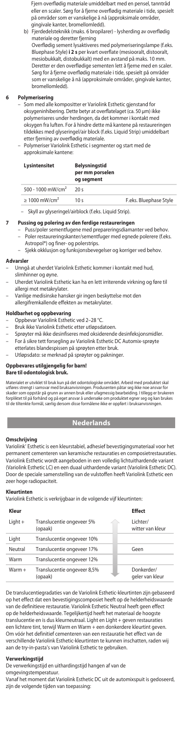Fjern overflødig materiale umiddelbart med en pensel, tanntråd eller en scaler. Sørg for å fjerne overflødig materiale i tide, spesielt på områder som er vanskelige å nå (approksimale områder, gingivale kanter, bromellomledd).

b) Fjerdedelsteknikk (maks. 6 bropilarer) - lysherding av overflødig materiale og deretter fjerning
Overflødig sement lysaktiveres med polymeriseringslampe (f.eks. Bluephase Style) **i 2 s** per kvart overflate (mesiooralt, distooralt, mesiobukkalt, distobukkalt) med en avstand på maks. 10 mm. Deretter er den overflødige sementen lett å fjerne med en scaler. Sørg for å fjerne overflødig materiale i tide, spesielt på områder som er vanskelige å nå (approksimale områder, gingivale kanter, bromellomledd).

**6 Polymerisering**

– Som med alle kompositter er Variolink Esthetic gjenstand for oksygeninhibering. Dette betyr at overflatelaget (ca. 50 µm) ikke polymeriseres under herdingen, da det kommer i kontakt med oksygen fra luften. For å hindre dette må kantene på restaureringen tildekkes med glyseringel/air block (f.eks. Liquid Strip) umiddelbart etter fjerning av overflødig materiale.
– Polymeriser Variolink Esthetic i segmenter og start med de approksimale kantene:

| Lysintensitet | Belysningstid per mm porselen og segment | |
|---|---|---|
| 500 - 1000 mW/cm² | 20 s | |
| ≥ 1000 mW/cm² | 10 s | F.eks. Bluephase Style |

– Skyll av glyseringel/airblock (f.eks. Liquid Strip).

**7 Pussing og polering av den ferdige restaureringen**

– Puss/poler sementfugene med prepareringsdiamanter ved behov.
– Poler restaureringskanter/sementfuger med egnede polerere (f.eks. Astropol®) og finer- og polerstrips.
– Sjekk okklusjon og funksjonsbevegelser og korriger ved behov.

**Advarsler**

– Unngå at uherdet Variolink Esthetic kommer i kontakt med hud, slimhinner og øyne.
– Uherdet Variolink Esthetic kan ha en lett irriterende virkning og føre til allergi mot metakrylater.
– Vanlige medisinske hansker gir ingen beskyttelse mot den allergifremkallende effekten av metakrylater.

**Holdbarhet og oppbevaring**

– Oppbevar Variolink Esthetic ved 2–28 °C.
– Bruk ikke Variolink Esthetic etter utløpsdatoen.
– Sprøyter må ikke desinfiseres med oksiderende desinfeksjonsmidler.
– For å sikre tett forsegling av Variolink Esthetic DC Automix-sprøyte etterlates blandespissen på sprøyten etter bruk.
– Utløpsdato: se merknad på sprøyter og pakninger.

**Oppbevares utilgjengelig for barn!**
**Bare til odontologisk bruk.**

Materialet er utviklet til bruk kun på det odontologiske området. Arbeid med produktet skal utføres strengt i samsvar med bruksanvisningen. Produsenten påtar seg ikke noe ansvar for skader som oppstår på grunn av annen bruk eller ufagmessig bearbeiding. I tillegg er brukeren forpliktet til på forhånd og på eget ansvar å undersøke om produktet egner seg og kan brukes til de tiltenkte formål, særlig dersom disse formålene ikke er oppført i bruksanvisningen.

# Nederlands

**Omschrijving**

Variolink® Esthetic is een kleurstabiel, adhesief bevestigingsmateriaal voor het permanent cementeren van keramische restauraties en compositerestauraties. Variolink Esthetic wordt aangeboden in een volledig lichtuithardende variant (Variolink Esthetic LC) en een duaal uithardende variant (Variolink Esthetic DC). Door de speciale samenstelling van de vulstoffen heeft Variolink Esthetic een zeer hoge radiopaciteit.

**Kleurtinten**

Variolink Esthetic is verkrijgbaar in de volgende vijf kleurtinten:

| Kleur | | Effect |
|---|---|---|
| Light + | Translucentie ongeveer 5% (opaak) | Lichter/ witter van kleur |
| Light | Translucentie ongeveer 10% | |
| Neutral | Translucentie ongeveer 17% | Geen |
| Warm | Translucentie ongeveer 12% | |
| Warm + | Translucentie ongeveer 8,5% (opaak) | Donkerder/ geler van kleur |

De translucentiegradaties van de Variolink Esthetic-kleurtinten zijn gebaseerd op het effect dat een bevestigingscomposiet heeft op de helderheidswaarde van de definitieve restauratie. Variolink Esthetic Neutral heeft geen effect op de helderheidswaarde. Tegelijkertijd heeft het materiaal de hoogste translucentie en is dus kleurneutraal. Light en Light + geven restauraties een lichtere tint, terwijl Warm en Warm + een donkerdere kleurtint geven. Om vóór het definitief cementeren van een restauratie het effect van de verschillende Variolink Esthetic-kleurtinten te kunnen inschatten, raden wij aan de try-in-pasta's van Variolink Esthetic te gebruiken.

**Verwerkingstijd**

De verwerkingstijd en uithardingstijd hangen af van de omgevingstemperatuur.
Vanaf het moment dat Variolink Esthetic DC uit de automixspuit is gedoseerd, zijn de volgende tijden van toepassing: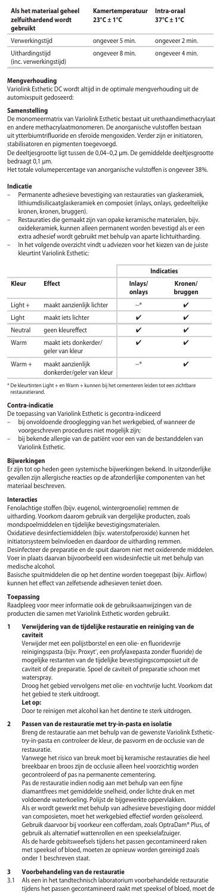| Als het materiaal geheel zelfuithardend wordt gebruikt | Kamertemperatuur 23°C ± 1°C | Intra-oraal 37°C ± 1°C |
|---|---|---|
| Verwerkingstijd | ongeveer 5 min. | ongeveer 2 min. |
| Uithardingstijd (inc. verwerkingstijd) | ongeveer 8 min. | ongeveer 4 min. |

**Mengverhouding**

Variolink Esthetic DC wordt altijd in de optimale mengverhouding uit de automixspuit gedoseerd:

**Samenstelling**

De monomeermatrix van Variolink Esthetic bestaat uit urethaandimethacrylaat en andere methacrylaatmonomeren. De anorganische vulstoffen bestaan uit ytterbiumtrifluoride en sferoïde mengoxiden. Verder zijn er initiatoren, stabilisatoren en pigmenten toegevoegd.
De deeltjesgrootte ligt tussen de 0,04–0,2 µm. De gemiddelde deeltjesgrootte bedraagt 0,1 µm.
Het totale volumepercentage van anorganische vulstoffen is ongeveer 38%.

**Indicatie**

- Permanente adhesieve bevestiging van restauraties van glaskeramiek, lithiumdisilicaatglaskeramiek en composiet (inlays, onlays, gedeeltelijke kronen, kronen, bruggen).
- Restauraties die gemaakt zijn van opake keramische materialen, bijv. oxidekeramiek, kunnen alleen permanent worden bevestigd als er een extra adhesief wordt gebruikt met behulp van aparte lichtuitharding.
- In het volgende overzicht vindt u adviezen voor het kiezen van de juiste kleurtint Variolink Esthetic:

| Kleur | Effect | Indicaties | |
|---|---|---|---|
| | | Inlays/ onlays | Kronen/ bruggen |
| Light + | maakt aanzienlijk lichter | –* | ✔ |
| Light | maakt iets lichter | ✔ | ✔ |
| Neutral | geen kleureffect | ✔ | ✔ |
| Warm | maakt iets donkerder/ geler van kleur | ✔ | ✔ |
| Warm + | maakt aanzienlijk donkerder/geler van kleur | –* | ✔ |

\* De kleurtinten Light + en Warm + kunnen bij het cementeren leiden tot een zichtbare restauratierand.

**Contra-indicatie**

De toepassing van Variolink Esthetic is gecontra-indiceerd
- bij onvoldoende drooglegging van het werkgebied, of wanneer de voorgeschreven procedures niet mogelijk zijn;
- bij bekende allergie van de patiënt voor een van de bestanddelen van Variolink Esthetic.

**Bijwerkingen**

Er zijn tot op heden geen systemische bijwerkingen bekend. In uitzonderlijke gevallen zijn allergische reacties op de afzonderlijke componenten van het materiaal beschreven.

**Interacties**

Fenolachtige stoffen (bijv. eugenol, wintergroenolie) remmen de uitharding. Voorkom daarom gebruik van dergelijke producten, zoals mondspoelmiddelen en tijdelijke bevestigingsmaterialen.
Oxidatieve desinfectiemiddelen (bijv. waterstofperoxide) kunnen het initiatorsysteem beïnvloeden en daardoor de uitharding remmen.
Desinfecteer de preparatie en de spuit daarom niet met oxiderende middelen. Voer in plaats daarvan bijvoorbeeld een wisdesinfectie uit met behulp van medische alcohol.
Basische spuitmiddelen die op het dentine worden toegepast (bijv. Airflow) kunnen het effect van zelfetsende adhesieven teniet doen.

**Toepassing**

Raadpleeg voor meer informatie ook de gebruiksaanwijzingen van de producten die samen met Variolink Esthetic worden gebruikt.

**1 Verwijdering van de tijdelijke restauratie en reiniging van de caviteit**

Verwijder met een polijstborstel en een olie- en fluoridevrije reinigingspasta (bijv. Proxyt®, een profylaxepasta zonder fluoride) de mogelijke restanten van de tijdelijke bevestigingscomposiet uit de caviteit of de preparatie. Spoel de caviteit of preparatie schoon met waterspray.
Droog het gebied vervolgens met olie- en vochtvrije lucht. Voorkom dat het gebied te sterk uitdroogt.

**Let op:**

Door te reinigen met alcohol kan het dentine te sterk uitdrogen.

**2 Passen van de restauratie met try-in-pasta en isolatie**

Breng de restauratie aan met behulp van de gewenste Variolink Esthetic-try-in-pasta en controleer de kleur, de pasvorm en de occlusie van de restauratie.
Vanwege het risico van breuk moet bij keramische restauraties die heel breekbaar en broos zijn de occlusie alleen heel voorzichtig worden gecontroleerd of pas na permanente cementering.
Pas de restauratie indien nodig aan met behulp van een fijne diamantfrees met gemiddelde snelheid, onder lichte druk en met voldoende waterkoeling. Polijst de bijgewerkte oppervlakken.
Als er wordt gewerkt met behulp van adhesieve bevestiging door middel van composieten, moet het werkgebied effectief worden geïsoleerd. Gebruik daarvoor bij voorkeur een cofferdam, zoals OptraDam® Plus, of gebruik als alternatief wattenrollen en een speekselafzuiger.
Als de harde gebitsweefsels tijdens het passen gecontamineerd raken met speeksel of bloed, moeten ze opnieuw worden gereinigd zoals onder 1 beschreven staat.

**3 Voorbehandeling van de restauratie**

3.1 Als een in het tandtechnisch laboratorium voorbehandelde restauratie tijdens het passen gecontamineerd raakt met speeksel of bloed, moet de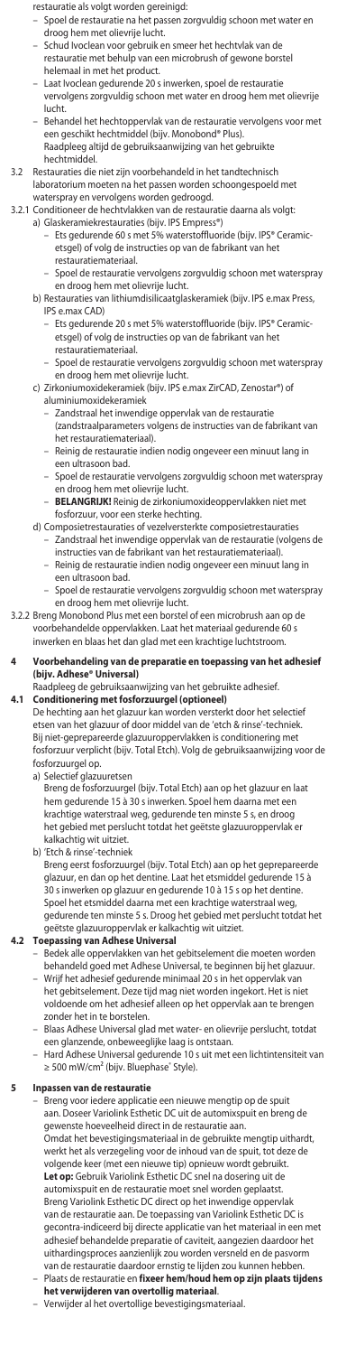restauratie als volgt worden gereinigd:
- Spoel de restauratie na het passen zorgvuldig schoon met water en droog hem met olievrije lucht.
- Schud Ivoclean voor gebruik en smeer het hechtvlak van de restauratie met behulp van een microbrush of gewone borstel helemaal in met het product.
- Laat Ivoclean gedurende 20 s inwerken, spoel de restauratie vervolgens zorgvuldig schoon met water en droog hem met olievrije lucht.
- Behandel het hechtoppervlak van de restauratie vervolgens voor met een geschikt hechtmiddel (bijv. Monobond® Plus). Raadpleeg altijd de gebruiksaanwijzing van het gebruikte hechtmiddel.

3.2 Restauraties die niet zijn voorbehandeld in het tandtechnisch laboratorium moeten na het passen worden schoongespoeld met waterspray en vervolgens worden gedroogd.

3.2.1 Conditioneer de hechtvlakken van de restauratie daarna als volgt:

a) Glaskeramiekrestauraties (bijv. IPS Empress®)
   - Ets gedurende 60 s met 5% waterstoffluoride (bijv. IPS® Ceramic-etsgel) of volg de instructies op van de fabrikant van het restauratiemateriaal.
   - Spoel de restauratie vervolgens zorgvuldig schoon met waterspray en droog hem met olievrije lucht.

b) Restauraties van lithiumdisilicaatglaskeramiek (bijv. IPS e.max Press, IPS e.max CAD)
   - Ets gedurende 20 s met 5% waterstoffluoride (bijv. IPS® Ceramic-etsgel) of volg de instructies op van de fabrikant van het restauratiemateriaal.
   - Spoel de restauratie vervolgens zorgvuldig schoon met waterspray en droog hem met olievrije lucht.

c) Zirkoniumoxidekeramiek (bijv. IPS e.max ZirCAD, Zenostar®) of aluminiumoxidekeramiek
   - Zandstraal het inwendige oppervlak van de restauratie (zandstraalparameters volgens de instructies van de fabrikant van het restauratiemateriaal).
   - Reinig de restauratie indien nodig ongeveer een minuut lang in een ultrasoon bad.
   - Spoel de restauratie vervolgens zorgvuldig schoon met waterspray en droog hem met olievrije lucht.
   - **BELANGRIJK!** Reinig de zirkoniumoxideoppervlakken niet met fosforzuur, voor een sterke hechting.

d) Composietrestauraties of vezelversterkte composietrestauraties
   - Zandstraal het inwendige oppervlak van de restauratie (volgens de instructies van de fabrikant van het restauratiemateriaal).
   - Reinig de restauratie indien nodig ongeveer een minuut lang in een ultrasoon bad.
   - Spoel de restauratie vervolgens zorgvuldig schoon met waterspray en droog hem met olievrije lucht.

3.2.2 Breng Monobond Plus met een borstel of een microbrush aan op de voorbehandelde oppervlakken. Laat het materiaal gedurende 60 s inwerken en blaas het dan glad met een krachtige luchtstroom.

## 4 Voorbehandeling van de preparatie en toepassing van het adhesief (bijv. Adhese® Universal)

Raadpleeg de gebruiksaanwijzing van het gebruikte adhesief.

### 4.1 Conditionering met fosforzuurgel (optioneel)

De hechting aan het glazuur kan worden versterkt door het selectief etsen van het glazuur of door middel van de 'etch & rinse'-techniek. Bij niet-geprepareerde glazuuroppervlakken is conditionering met fosforzuur verplicht (bijv. Total Etch). Volg de gebruiksaanwijzing voor de fosforzuurgel op.

a) Selectief glazuuretsen
   Breng de fosforzuurgel (bijv. Total Etch) aan op het glazuur en laat hem gedurende 15 à 30 s inwerken. Spoel hem daarna met een krachtige waterstraal weg, gedurende ten minste 5 s, en droog het gebied met perslucht totdat het geëtste glazuuroppervlak er kalkachtig wit uitziet.

b) 'Etch & rinse'-techniek
   Breng eerst fosforzuurgel (bijv. Total Etch) aan op het geprepareerde glazuur, en dan op het dentine. Laat het etsmiddel gedurende 15 à 30 s inwerken op glazuur en gedurende 10 à 15 s op het dentine. Spoel het etsmiddel daarna met een krachtige waterstraal weg, gedurende ten minste 5 s. Droog het gebied met perslucht totdat het geëtste glazuuroppervlak er kalkachtig wit uitziet.

### 4.2 Toepassing van Adhese Universal

- Bedek alle oppervlakken van het gebitselement die moeten worden behandeld goed met Adhese Universal, te beginnen bij het glazuur.
- Wrijf het adhesief gedurende minimaal 20 s in het oppervlak van het gebitselement. Deze tijd mag niet worden ingekort. Het is niet voldoende om het adhesief alleen op het oppervlak aan te brengen zonder het in te borstelen.
- Blaas Adhese Universal glad met water- en olievrije perslucht, totdat een glanzende, onbeweeglijke laag is ontstaan.
- Hard Adhese Universal gedurende 10 s uit met een lichtintensiteit van ≥ 500 mW/cm² (bijv. Bluephase® Style).

## 5 Inpassen van de restauratie

- Breng voor iedere applicatie een nieuwe mengtip op de spuit aan. Doseer Variolink Esthetic DC uit de automixspuit en breng de gewenste hoeveelheid direct in de restauratie aan.
  Omdat het bevestigingsmateriaal in de gebruikte mengtip uithardt, werkt het als verzegeling voor de inhoud van de spuit, tot deze de volgende keer (met een nieuwe tip) opnieuw wordt gebruikt.
  **Let op:** Gebruik Variolink Esthetic DC snel na dosering uit de automixspuit en de restauratie moet snel worden geplaatst. Breng Variolink Esthetic DC direct op het inwendige oppervlak van de restauratie aan. De toepassing van Variolink Esthetic DC is gecontra-indiceerd bij directe applicatie van het materiaal in een met adhesief behandelde preparatie of caviteit, aangezien daardoor het uithardingsproces aanzienlijk zou worden versneld en de pasvorm van de restauratie daardoor ernstig te lijden zou kunnen hebben.
- Plaats de restauratie en **fixeer hem/houd hem op zijn plaats tijdens het verwijderen van overtollig materiaal**.
- Verwijder al het overtollige bevestigingsmateriaal.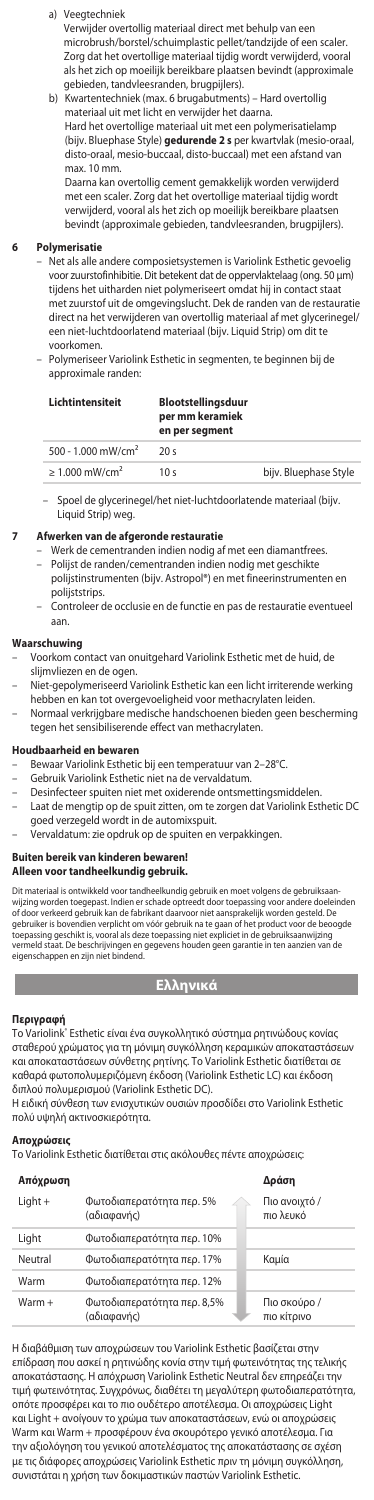a) Veegtechniek
   Verwijder overtollig materiaal direct met behulp van een microbrush/borstel/schuimplastic pellet/tandzijde of een scaler. Zorg dat het overtollige materiaal tijdig wordt verwijderd, vooral als het zich op moeilijk bereikbare plaatsen bevindt (approximale gebieden, tandvleesranden, brugpijlers).
b) Kwartentechniek (max. 6 brugabutments) – Hard overtollig materiaal uit met licht en verwijder het daarna.
   Hard het overtollige materiaal uit met een polymerisatielamp (bijv. Bluephase Style) **gedurende 2 s** per kwartvlak (mesio-oraal, disto-oraal, mesio-buccaal, disto-buccaal) met een afstand van max. 10 mm.
   Daarna kan overtollig cement gemakkelijk worden verwijderd met een scaler. Zorg dat het overtollige materiaal tijdig wordt verwijderd, vooral als het zich op moeilijk bereikbare plaatsen bevindt (approximale gebieden, tandvleesranden, brugpijlers).

**6 Polymerisatie**

- Net als alle andere composietsystemen is Variolink Esthetic gevoelig voor zuurstofinhibitie. Dit betekent dat de oppervlaktelaag (ong. 50 µm) tijdens het uitharden niet polymeriseert omdat hij in contact staat met zuurstof uit de omgevingslucht. Dek de randen van de restauratie direct na het verwijderen van overtollig materiaal af met glycerinegel/een niet-luchtdoorlatend materiaal (bijv. Liquid Strip) om dit te voorkomen.
- Polymeriseer Variolink Esthetic in segmenten, te beginnen bij de approximale randen:

| Lichtintensiteit | Blootstellingsduur per mm keramiek en per segment | |
|---|---|---|
| 500 - 1.000 mW/cm² | 20 s | |
| ≥ 1.000 mW/cm² | 10 s | bijv. Bluephase Style |

- Spoel de glycerinegel/het niet-luchtdoorlatende materiaal (bijv. Liquid Strip) weg.

**7 Afwerken van de afgeronde restauratie**

- Werk de cementranden indien nodig af met een diamantfrees.
- Polijst de randen/cementranden indien nodig met geschikte polijstinstrumenten (bijv. Astropol®) en met fineerinstrumenten en polijststrips.
- Controleer de occlusie en de functie en pas de restauratie eventueel aan.

**Waarschuwing**

- Voorkom contact van onuitgehard Variolink Esthetic met de huid, de slijmvliezen en de ogen.
- Niet-gepolymeriseerd Variolink Esthetic kan een licht irriterende werking hebben en kan tot overgevoeligheid voor methacrylaten leiden.
- Normaal verkrijgbare medische handschoenen bieden geen bescherming tegen het sensibiliserende effect van methacrylaten.

**Houdbaarheid en bewaren**

- Bewaar Variolink Esthetic bij een temperatuur van 2–28°C.
- Gebruik Variolink Esthetic niet na de vervaldatum.
- Desinfecteer spuiten niet met oxiderende ontsmettingsmiddelen.
- Laat de mengtip op de spuit zitten, om te zorgen dat Variolink Esthetic DC goed verzegeld wordt in de automixspuit.
- Vervaldatum: zie opdruk op de spuiten en verpakkingen.

**Buiten bereik van kinderen bewaren!**
**Alleen voor tandheelkundig gebruik.**

Dit materiaal is ontwikkeld voor tandheelkundig gebruik en moet volgens de gebruiksaanwijzing worden toegepast. Indien er schade optreedt door toepassing voor andere doeleinden of door verkeerd gebruik kan de fabrikant daarvoor niet aansprakelijk worden gesteld. De gebruiker is bovendien verplicht om vóór gebruik na te gaan of het product voor de beoogde toepassing geschikt is, vooral als deze toepassing niet expliciet in de gebruiksaanwijzing vermeld staat. De beschrijvingen en gegevens houden geen garantie in ten aanzien van de eigenschappen en zijn niet bindend.

## Ελληνικά

**Περιγραφή**

Το Variolink® Esthetic είναι ένα συγκολλητικό σύστημα ρητινώδους κονίας σταθερού χρώματος για τη μόνιμη συγκόλληση κεραμικών αποκαταστάσεων και αποκαταστάσεων σύνθετης ρητίνης. Το Variolink Esthetic διατίθεται σε καθαρά φωτοπολυμεριζόμενη έκδοση (Variolink Esthetic LC) και έκδοση διπλού πολυμερισμού (Variolink Esthetic DC).
Η ειδική σύνθεση των ενισχυτικών ουσιών προσδίδει στο Variolink Esthetic πολύ υψηλή ακτινοσκιερότητα.

**Αποχρώσεις**

Το Variolink Esthetic διατίθεται στις ακόλουθες πέντε αποχρώσεις:

| Απόχρωση | | Δράση |
|---|---|---|
| Light + | Φωτοδιαπερατότητα περ. 5% (αδιαφανής) | Πιο ανοιχτό / πιο λευκό |
| Light | Φωτοδιαπερατότητα περ. 10% | |
| Neutral | Φωτοδιαπερατότητα περ. 17% | Καμία |
| Warm | Φωτοδιαπερατότητα περ. 12% | |
| Warm + | Φωτοδιαπερατότητα περ. 8,5% (αδιαφανής) | Πιο σκούρο / πιο κίτρινο |

Η διαβάθμιση των αποχρώσεων του Variolink Esthetic βασίζεται στην επίδραση που ασκεί η ρητινώδης κονία στην τιμή φωτεινότητας της τελικής αποκατάστασης. Η απόχρωση Variolink Esthetic Neutral δεν επηρεάζει την τιμή φωτεινότητας. Συγχρόνως, διαθέτει τη μεγαλύτερη φωτοδιαπερατότητα, οπότε προσφέρει και το πιο ουδέτερο αποτέλεσμα. Οι αποχρώσεις Light και Light + ανοίγουν το χρώμα των αποκαταστάσεων, ενώ οι αποχρώσεις Warm και Warm + προσφέρουν ένα σκουρότερο γενικό αποτέλεσμα. Για την αξιολόγηση του γενικού αποτελέσματος της αποκατάστασης σε σχέση με τις διάφορες αποχρώσεις Variolink Esthetic πριν τη μόνιμη συγκόλληση, συνιστάται η χρήση των δοκιμαστικών παστών Variolink Esthetic.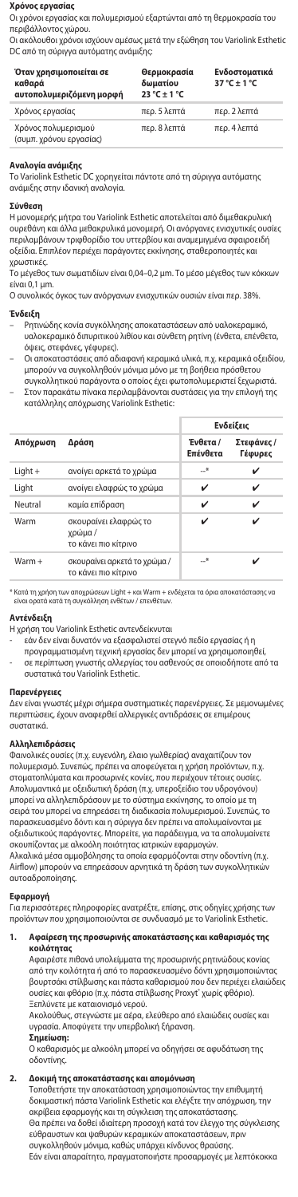**Χρόνος εργασίας**

Οι χρόνοι εργασίας και πολυμερισμού εξαρτώνται από τη θερμοκρασία του περιβάλλοντος χώρου.
Οι ακόλουθοι χρόνοι ισχύουν αμέσως μετά την εξώθηση του Variolink Esthetic DC από τη σύριγγα αυτόματης ανάμιξης:

| Όταν χρησιμοποιείται σε καθαρά αυτοπολυμεριζόμενη μορφή | Θερμοκρασία δωματίου 23 °C ± 1 °C | Ενδοστοματικά 37 °C ± 1 °C |
|---|---|---|
| Χρόνος εργασίας | περ. 5 λεπτά | περ. 2 λεπτά |
| Χρόνος πολυμερισμού (συμπ. χρόνου εργασίας) | περ. 8 λεπτά | περ. 4 λεπτά |

**Αναλογία ανάμιξης**

Το Variolink Esthetic DC χορηγείται πάντοτε από τη σύριγγα αυτόματης ανάμιξης στην ιδανική αναλογία.

**Σύνθεση**

Η μονομερής μήτρα του Variolink Esthetic αποτελείται από διμεθακρυλική ουρεθάνη και άλλα μεθακρυλικά μονομερή. Οι ανόργανες ενισχυτικές ουσίες περιλαμβάνουν τριφθορίδιο του υττερβίου και αναμεμιγμένα σφαιροειδή οξείδια. Επιπλέον περιέχει παράγοντες εκκίνησης, σταθεροποιητές και χρωστικές.
Το μέγεθος των σωματιδίων είναι 0,04–0,2 μm. Το μέσο μέγεθος των κόκκων είναι 0,1 μm.
Ο συνολικός όγκος των ανόργανων ενισχυτικών ουσιών είναι περ. 38%.

**Ένδειξη**

- Ρητινώδης κονία συγκόλλησης αποκαταστάσεων από υαλοκεραμικό, υαλοκεραμικό διπυριτικού λιθίου και σύνθετη ρητίνη (ένθετα, επένθετα, όψεις, στεφάνες, γέφυρες).
- Οι αποκαταστάσεις από αδιαφανή κεραμικά υλικά, π.χ. κεραμικά οξειδίου, μπορούν να συγκολληθούν μόνιμα μόνο με τη βοήθεια πρόσθετου συγκολλητικού παράγοντα ο οποίος έχει φωτοπολυμεριστεί ξεχωριστά.
- Στον παρακάτω πίνακα περιλαμβάνονται συστάσεις για την επιλογή της κατάλληλης απόχρωσης Variolink Esthetic:

| | | Ενδείξεις | |
|---|---|---|---|
| Απόχρωση | Δράση | Ένθετα / Επένθετα | Στεφάνες / Γέφυρες |
| Light + | ανοίγει αρκετά το χρώμα | –* | ✔ |
| Light | ανοίγει ελαφρώς το χρώμα | ✔ | ✔ |
| Neutral | καμία επίδραση | ✔ | ✔ |
| Warm | σκουραίνει ελαφρώς το χρώμα / το κάνει πιο κίτρινο | ✔ | ✔ |
| Warm + | σκουραίνει αρκετά το χρώμα / το κάνει πιο κίτρινο | –* | ✔ |

\* Κατά τη χρήση των αποχρώσεων Light + και Warm + ενδέχεται τα όρια αποκατάστασης να είναι ορατά κατά τη συγκόλληση ενθέτων / επενθέτων.

**Αντένδειξη**

Η χρήση του Variolink Esthetic αντενδείκνυται
- εάν δεν είναι δυνατόν να εξασφαλιστεί στεγνό πεδίο εργασίας ή η προγραμματισμένη τεχνική εργασίας δεν μπορεί να χρησιμοποιηθεί,
- σε περίπτωση γνωστής αλλεργίας του ασθενούς σε οποιοδήποτε από τα συστατικά του Variolink Esthetic.

**Παρενέργειες**

Δεν είναι γνωστές μέχρι σήμερα συστηματικές παρενέργειες. Σε μεμονωμένες περιπτώσεις, έχουν αναφερθεί αλλεργικές αντιδράσεις σε επιμέρους συστατικά.

**Αλληλεπιδράσεις**

Φαινολικές ουσίες (π.χ. ευγενόλη, έλαιο γωλθερίας) αναχαιτίζουν τον πολυμερισμό. Συνεπώς, πρέπει να αποφεύγεται η χρήση προϊόντων, π.χ. στοματοπλύματα και προσωρινές κονίες, που περιέχουν τέτοιες ουσίες.
Απολυμαντικά με οξειδωτική δράση (π.χ. υπεροξείδιο του υδρογόνου) μπορεί να αλληλεπιδράσουν με το σύστημα εκκίνησης, το οποίο με τη σειρά του μπορεί να επηρεάσει τη διαδικασία πολυμερισμού. Συνεπώς, το παρασκευασμένο δόντι και η σύριγγα δεν πρέπει να απολυμαίνονται με οξειδωτικούς παράγοντες. Μπορείτε, για παράδειγμα, να τα απολυμαίνετε σκουπίζοντας με αλκοόλη ποιότητας ιατρικών εφαρμογών.
Αλκαλικά μέσα αμμοβόλησης τα οποία εφαρμόζονται στην οδοντίνη (π.χ. Airflow) μπορούν να επηρεάσουν αρνητικά τη δράση των συγκολλητικών αυτοαδροποίησης.

**Εφαρμογή**

Για περισσότερες πληροφορίες ανατρέξτε, επίσης, στις οδηγίες χρήσης των προϊόντων που χρησιμοποιούνται σε συνδυασμό με το Variolink Esthetic.

1. **Αφαίρεση της προσωρινής αποκατάστασης και καθαρισμός της κοιλότητας**
   Αφαιρέστε πιθανά υπολείμματα της προσωρινής ρητινώδους κονίας από την κοιλότητα ή από το παρασκευασμένο δόντι χρησιμοποιώντας βουρτσάκι στίλβωσης και πάστα καθαρισμού που δεν περιέχει ελαιώδεις ουσίες και φθόριο (π.χ. πάστα στίλβωσης Proxyt® χωρίς φθόριο).
   Ξεπλύνετε με καταιονισμό νερού.
   Ακολούθως, στεγνώστε με αέρα, ελεύθερο από ελαιώδεις ουσίες και υγρασία. Αποφύγετε την υπερβολική ξήρανση.
   **Σημείωση:**
   Ο καθαρισμός με αλκοόλη μπορεί να οδηγήσει σε αφυδάτωση της οδοντίνης.

2. **Δοκιμή της αποκατάστασης και απομόνωση**
   Τοποθετήστε την αποκατάσταση χρησιμοποιώντας την επιθυμητή δοκιμαστική πάστα Variolink Esthetic και ελέγξτε την απόχρωση, την ακρίβεια εφαρμογής και τη σύγκλειση της αποκατάστασης.
   Θα πρέπει να δοθεί ιδιαίτερη προσοχή κατά τον έλεγχο της σύγκλεισης εύθραυστων και ψαθυρών κεραμικών αποκαταστάσεων, πριν συγκολληθούν μόνιμα, καθώς υπάρχει κίνδυνος θραύσης.
   Εάν είναι απαραίτητο, πραγματοποιήστε προσαρμογές με λεπτόκοκκα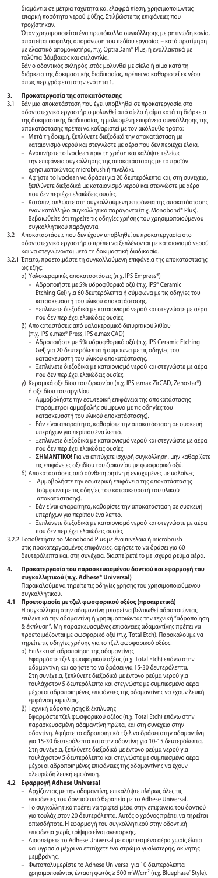διαμάντια σε μέτρια ταχύτητα και ελαφρά πίεση, χρησιμοποιώντας επαρκή ποσότητα νερού ψύξης. Στιλβώστε τις επιφάνειες που τροχίστηκαν.

Όταν χρησιμοποιείται ένα πρωτόκολλο συγκόλλησης με ρητινώδη κονία, απαιτείται ασφαλής απομόνωση του πεδίου εργασίας – κατά προτίμηση με ελαστικό απομονωτήρα, π.χ. OptraDam® Plus, ή εναλλακτικά με τολύπια βάμβακος και σιελαντλία.

Εάν ο οδοντικός σκληρός ιστός μολυνθεί με σίελο ή αίμα κατά τη διάρκεια της δοκιμαστικής διαδικασίας, πρέπει να καθαριστεί εκ νέου όπως περιγράφεται στην ενότητα 1.

## 3. Προκατεργασία της αποκατάστασης

3.1 Εάν μια αποκατάσταση που έχει υποβληθεί σε προκατεργασία στο οδοντοτεχνικό εργαστήριο μολυνθεί από σίελο ή αίμα κατά τη διάρκεια της δοκιμαστικής διαδικασίας, η μολυσμένη επιφάνεια συγκόλλησης της αποκατάστασης πρέπει να καθαριστεί με τον ακόλουθο τρόπο:

- Μετά τη δοκιμή, ξεπλύνετε διεξοδικά την αποκατάσταση με καταιονισμό νερού και στεγνώστε με αέρα που δεν περιέχει έλαια.
- Ανακινήστε το Ivoclean πριν τη χρήση και καλύψτε τελείως την επιφάνεια συγκόλλησης της αποκατάστασης με το προϊόν χρησιμοποιώντας microbrush ή πινελάκι.
- Αφήστε το Ivoclean να δράσει για 20 δευτερόλεπτα και, στη συνέχεια, ξεπλύνετε διεξοδικά με καταιονισμό νερού και στεγνώστε με αέρα που δεν περιέχει ελαιώδεις ουσίες.
- Κατόπιν, απλώστε στη συγκολλούμενη επιφάνεια της αποκατάστασης έναν κατάλληλο συγκολλητικό παράγοντα (π.χ. Monobond® Plus). Βεβαιωθείτε ότι τηρείτε τις οδηγίες χρήσης του χρησιμοποιούμενου συγκολλητικού παράγοντα.

3.2 Αποκαταστάσεις που δεν έχουν υποβληθεί σε προκατεργασία στο οδοντοτεχνικό εργαστήριο πρέπει να ξεπλένονται με καταιονισμό νερού και να στεγνώνονται μετά τη δοκιμαστική διαδικασία.

3.2.1 Έπειτα, προετοιμάστε τη συγκολλούμενη επιφάνεια της αποκατάστασης ως εξής:

α) Υαλοκεραμικές αποκαταστάσεις (π.χ. IPS Empress®)
- Αδροποιήστε με 5% υδροφθορικό οξύ (π.χ. IPS® Ceramic Etching Gel) για 60 δευτερόλεπτα ή σύμφωνα με τις οδηγίες του κατασκευαστή του υλικού αποκατάστασης.
- Ξεπλύνετε διεξοδικά με καταιονισμό νερού και στεγνώστε με αέρα που δεν περιέχει ελαιώδεις ουσίες.

β) Αποκαταστάσεις από υαλοκεραμικό διπυριτικού λιθίου (π.χ. IPS e.max® Press, IPS e.max CAD)
- Αδροποιήστε με 5% υδροφθορικό οξύ (π.χ. IPS Ceramic Etching Gel) για 20 δευτερόλεπτα ή σύμφωνα με τις οδηγίες του κατασκευαστή του υλικού αποκατάστασης.
- Ξεπλύνετε διεξοδικά με καταιονισμό νερού και στεγνώστε με αέρα που δεν περιέχει ελαιώδεις ουσίες.

γ) Κεραμικά οξειδίου του ζιρκονίου (π.χ. IPS e.max ZirCAD, Zenostar®) ή οξειδίου του αργιλίου
- Αμμοβολήστε την εσωτερική επιφάνεια της αποκατάστασης (παράμετροι αμμοβολής σύμφωνα με τις οδηγίες του κατασκευαστή του υλικού αποκατάστασης).
- Εάν είναι απαραίτητο, καθαρίστε την αποκατάσταση σε συσκευή υπερήχων για περίπου ένα λεπτό.
- Ξεπλύνετε διεξοδικά με καταιονισμό νερού και στεγνώστε με αέρα που δεν περιέχει ελαιώδεις ουσίες.
- **ΣΗΜΑΝΤΙΚΟ!** Για να επιτύχετε ισχυρή συγκόλληση, μην καθαρίζετε τις επιφάνειες οξειδίου του ζιρκονίου με φωσφορικό οξύ.

δ) Αποκαταστάσεις από σύνθετη ρητίνη ή ενισχυμένες με υαλοΐνες
- Αμμοβολήστε την εσωτερική επιφάνεια της αποκατάστασης (σύμφωνα με τις οδηγίες του κατασκευαστή του υλικού αποκατάστασης).
- Εάν είναι απαραίτητο, καθαρίστε την αποκατάσταση σε συσκευή υπερήχων για περίπου ένα λεπτό.
- Ξεπλύνετε διεξοδικά με καταιονισμό νερού και στεγνώστε με αέρα που δεν περιέχει ελαιώδεις ουσίες.

3.2.2 Τοποθετήστε το Monobond Plus με ένα πινελάκι ή microbrush στις προκατεργασμένες επιφάνειες, αφήστε το να δράσει για 60 δευτερόλεπτα και, στη συνέχεια, διασπείρετέ το με ισχυρό ρεύμα αέρα.

## 4. Προκατεργασία του παρασκευασμένου δοντιού και εφαρμογή του συγκολλητικού (π.χ. Adhese® Universal)

Παρακαλούμε να τηρείτε τις οδηγίες χρήσης του χρησιμοποιούμενου συγκολλητικού.

### 4.1 Προετοιμασία με τζελ φωσφορικού οξέος (προαιρετικά)

Η συγκόλληση στην αδαμαντίνη μπορεί να βελτιωθεί αδροποιώντας επιλεκτικά την αδαμαντίνη ή χρησιμοποιώντας την τεχνική "αδροποίηση & έκπλυση". Μη παρασκευασμένες επιφάνειες αδαμαντίνης πρέπει να προετοιμάζονται με φωσφορικό οξύ (π.χ. Total Etch). Παρακαλούμε να τηρείτε τις οδηγίες χρήσης για το τζελ φωσφορικού οξέος.

α) Επιλεκτική αδροποίηση της αδαμαντίνης

Εφαρμόστε τζελ φωσφορικού οξέος (π.χ. Total Etch) επάνω στην αδαμαντίνη και αφήστε το να δράσει για 15-30 δευτερόλεπτα. Στη συνέχεια, ξεπλύνετε διεξοδικά με έντονο ρεύμα νερού για τουλάχιστον 5 δευτερόλεπτα και στεγνώστε με συμπιεσμένο αέρα μέχρι οι αδροποιημένες επιφάνειες της αδαμαντίνης να έχουν λευκή εμφάνιση κιμωλίας.

β) Τεχνική αδροποίησης & έκπλυσης

Εφαρμόστε τζελ φωσφορικού οξέος (π.χ. Total Etch) επάνω στην παρασκευασμένη αδαμαντίνη πρώτα, και στη συνέχεια στην οδοντίνη. Αφήστε το αδροποιητικό τζελ να δράσει στην αδαμαντίνη για 15-30 δευτερόλεπτα και στην οδοντίνη για 10-15 δευτερόλεπτα. Στη συνέχεια, ξεπλύνετε διεξοδικά με έντονο ρεύμα νερού για τουλάχιστον 5 δευτερόλεπτα και στεγνώστε με συμπιεσμένο αέρα μέχρι οι αδροποιημένες επιφάνειες της αδαμαντίνης να έχουν αλευρώδη λευκή εμφάνιση.

### 4.2 Εφαρμογή Adhese Universal

- Αρχίζοντας με την αδαμαντίνη, επικαλύψτε πλήρως όλες τις επιφάνειες του δοντιού υπό θεραπεία με το Adhese Universal.
- Το συγκολλητικό πρέπει να τριφτεί μέσα στην επιφάνεια του δοντιού για τουλάχιστον 20 δευτερόλεπτα. Αυτός ο χρόνος πρέπει να τηρείται οπωσδήποτε. Η εφαρμογή του συγκολλητικού στην οδοντική επιφάνεια χωρίς τρίψιμο είναι ανεπαρκής.
- Διασπείρετε το Adhese Universal με συμπιεσμένο αέρα χωρίς έλαια και υγρασία μέχρι να επιτύχετε ένα στρώμα γυαλιστερής, ακίνητης μεμβράνης.
- Φωτοπολυμερίστε το Adhese Universal για 10 δευτερόλεπτα χρησιμοποιώντας ένταση φωτός ≥ 500 mW/cm² (π.χ. Bluephase® Style).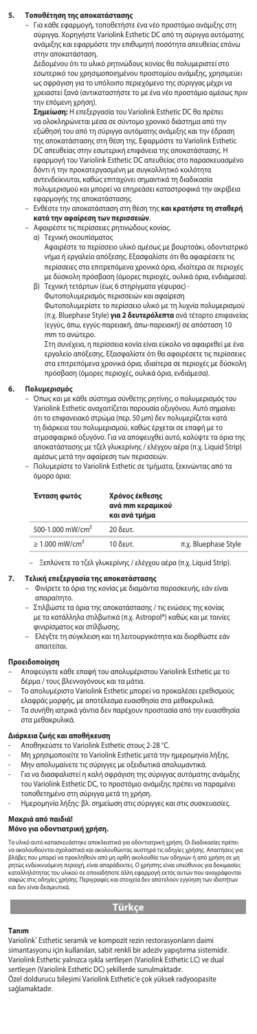## 5. Τοποθέτηση της αποκατάστασης

– Για κάθε εφαρμογή, τοποθετήστε ένα νέο προστόμιο ανάμειξης στη σύριγγα. Χορηγήστε Variolink Esthetic DC από τη σύριγγα αυτόματης ανάμειξης και εφαρμόστε την επιθυμητή ποσότητα απευθείας επάνω στην αποκατάσταση.

Δεδομένου ότι το υλικό ρητινώδους κονίας θα πολυμεριστεί στο εσωτερικό του χρησιμοποιημένου προστομίου ανάμειξης, χρησιμεύει ως σφράγιση για το υπόλοιπο περιεχόμενο της σύριγγας μέχρι να χρειαστεί ξανά (αντικαταστήστε το με ένα νέο προστόμιο αμέσως πριν την επόμενη χρήση).

**Σημείωση:** Η επεξεργασία του Variolink Esthetic DC θα πρέπει να ολοκληρώνεται μέσα σε σύντομο χρονικό διάστημα από την εξώθησή του από τη σύριγγα αυτόματης ανάμειξης και την έδραση της αποκατάστασης στη θέση της. Εφαρμόστε το Variolink Esthetic DC απευθείας στην εσωτερική επιφάνεια της αποκατάστασης. Η εφαρμογή του Variolink Esthetic DC απευθείας στο παρασκευασμένο δόντι ή την προκατεργασμένη με συγκολλητικό κοιλότητα αντενδείκνυται, καθώς επιταχύνει σημαντικά τη διαδικασία πολυμερισμού και μπορεί να επηρεάσει καταστροφικά την ακρίβεια εφαρμογής της αποκατάστασης.

– Ενθέστε την αποκατάσταση στη θέση της **και κρατήστε τη σταθερή κατά την αφαίρεση των περισσειών**.
– Αφαιρέστε τις περίσσειες ρητινώδους κονίας.
  α) Τεχνική σκουπίσματος
  Αφαιρέστε το περίσσειο υλικό αμέσως με βουρτσάκι, οδοντιατρικό νήμα ή εργαλείο απόξεσης. Εξασφαλίστε ότι θα αφαιρέσετε τις περίσσειες στα επιτρεπόμενα χρονικά όρια, ιδιαίτερα σε περιοχές με δύσκολη πρόσβαση (όμορες περιοχές, ουλικά όρια, ενδιάμεσα).
  β) Τεχνική τετάρτων (έως 6 στηρίγματα γέφυρας) - Φωτοπολυμερισμός περισσειών και αφαίρεση
  Φωτοπολυμερίστε το περίσσειο υλικό με τη λυχνία πολυμερισμού (π.χ. Bluephase Style) **για 2 δευτερόλεπτα** ανά τέταρτο επιφανείας (εγγύς, άπω, εγγύς-παρειακή, άπω-παρειακή) σε απόσταση 10 mm το ανώτερο.
  Στη συνέχεια, η περίσσεια κονία είναι εύκολο να αφαιρεθεί με ένα εργαλείο απόξεσης. Εξασφαλίστε ότι θα αφαιρέσετε τις περίσσειες στα επιτρεπόμενα χρονικά όρια, ιδιαίτερα σε περιοχές με δύσκολη πρόσβαση (όμορες περιοχές, ουλικά όρια, ενδιάμεσα).

## 6. Πολυμερισμός

– Όπως και με κάθε σύστημα σύνθετης ρητίνης, ο πολυμερισμός του Variolink Esthetic αναχαιτίζεται παρουσία οξυγόνου. Αυτό σημαίνει ότι το επιφανειακό στρώμα (περ. 50 μm) δεν πολυμερίζεται κατά τη διάρκεια του πολυμερισμού, καθώς έρχεται σε επαφή με το ατμοσφαιρικό οξυγόνο. Για να αποφευχθεί αυτό, καλύψτε τα όρια της αποκατάστασης με τζελ γλυκερίνης / ελέγχου αέρα (π.χ. Liquid Strip) αμέσως μετά την αφαίρεση των περισσειών.
– Πολυμερίστε το Variolink Esthetic σε τμήματα, ξεκινώντας από τα όμορα όρια:

| Ένταση φωτός | Χρόνος έκθεσης ανά mm κεραμικού και ανά τμήμα | |
|---|---|---|
| 500-1.000 mW/cm² | 20 δευτ. | |
| ≥ 1.000 mW/cm² | 10 δευτ. | π.χ. Bluephase Style |

– Ξεπλύνετε το τζελ γλυκερίνης / ελέγχου αέρα (π.χ. Liquid Strip).

## 7. Τελική επεξεργασία της αποκατάστασης

– Φινίρετε τα όρια της κονίας με διαμάντια παρασκευής, εάν είναι απαραίτητο.
– Στιλβώστε τα όρια της αποκατάστασης / τις ενώσεις της κονίας με τα κατάλληλα στιλβωτικά (π.χ. Astropol®) καθώς και με ταινίες φινιρίσματος και στιλβωσης.
– Ελέγξτε τη σύγκλειση και τη λειτουργικότητα και διορθώστε εάν απαιτείται.

### Προειδοποίηση

– Αποφεύγετε κάθε επαφή του απολυμέριστου Variolink Esthetic με το δέρμα / τους βλεννογόνους και τα μάτια.
– Το απολυμέριστο Variolink Esthetic μπορεί να προκαλέσει ερεθισμούς ελαφράς μορφής, με αποτέλεσμα ευαισθησία στα μεθακρυλικά.
– Τα συνήθη ιατρικά γάντια δεν παρέχουν προστασία από την ευαισθησία στα μεθακρυλικά.

### Διάρκεια ζωής και αποθήκευση

- Αποθηκεύστε το Variolink Esthetic στους 2-28 °C.
- Μη χρησιμοποιείτε το Variolink Esthetic μετά την ημερομηνία λήξης.
- Μην απολυμαίνετε τις σύριγγες με οξειδωτικά απολυμαντικά.
- Για να διασφαλιστεί η καλή σφράγιση της σύριγγας αυτόματης ανάμειξης του Variolink Esthetic DC, το προστόμιο ανάμειξης πρέπει να παραμένει τοποθετημένο στη σύριγγα μετά τη χρήση.
- Ημερομηνία λήξης: βλ. σημείωση στις σύριγγες και στις συσκευασίες.

**Μακριά από παιδιά!**
**Μόνο για οδοντιατρική χρήση.**

Το υλικό αυτό κατασκευάστηκε αποκλειστικά για οδοντιατρική χρήση. Οι διαδικασίες πρέπει να ακολουθούνται σχολαστικά και ακολουθώντας αυστηρά τις οδηγίες χρήσης. Απαιτήσεις για βλάβες που μπορεί να προκληθούν από μη ορθή ακολουθία των οδηγιών ή από χρήση σε μη ρητώς ενδεικνυόμενη περιοχή, είναι απαράδεκτες. Ο χρήστης είναι υπεύθυνος για δοκιμασίες καταλληλότητας του υλικού σε οποιαδήποτε άλλη εφαρμογή εκτός αυτών που αναγράφονται σαφώς στις οδηγίες χρήσης. Περιγραφές και στοιχεία δεν αποτελούν εγγύηση των ιδιοτήτων και δεν είναι δεσμευτικά.

# Türkçe

### Tanım

Variolink® Esthetic seramik ve kompozit rezin restorasyonların daimi simantasyonu için kullanılan, sabit renkli bir adeziv yapıştırma sistemidir. Variolink Esthetic yalnızca ışıkla sertleşen (Variolink Esthetic LC) ve dual sertleşen (Variolink Esthetic DC) şekillerde sunulmaktadır.
Özel doldurucu bileşimi Variolink Esthetic'e çok yüksek radyoopasite sağlamaktadır.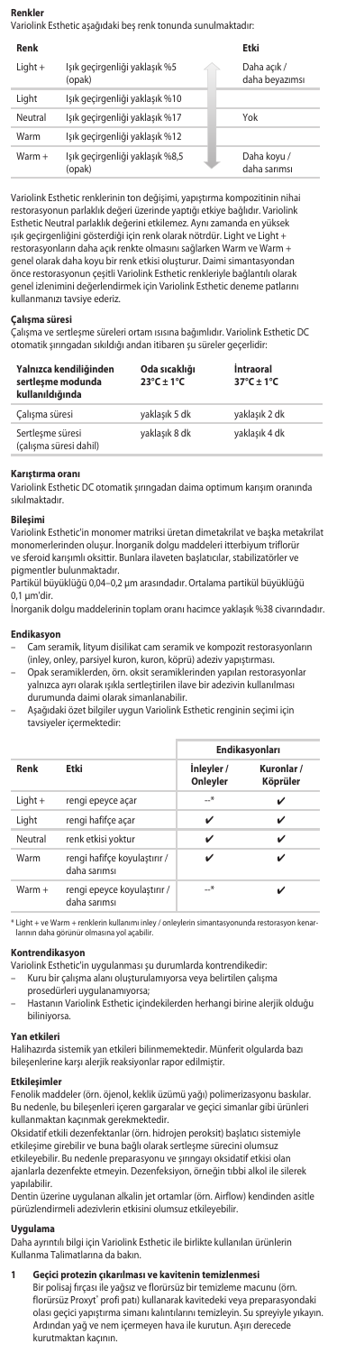### Renkler

Variolink Esthetic aşağıdaki beş renk tonunda sunulmaktadır:

| Renk | | Etki |
|---|---|---|
| Light + | Işık geçirgenliği yaklaşık %5 (opak) | Daha açık / daha beyazımsı |
| Light | Işık geçirgenliği yaklaşık %10 | |
| Neutral | Işık geçirgenliği yaklaşık %17 | Yok |
| Warm | Işık geçirgenliği yaklaşık %12 | |
| Warm + | Işık geçirgenliği yaklaşık %8,5 (opak) | Daha koyu / daha sarımsı |

Variolink Esthetic renklerinin ton değişimi, yapıştırma kompozitinin nihai restorasyonun parlaklık değeri üzerinde yaptığı etkiye bağlıdır. Variolink Esthetic Neutral parlaklık değerini etkilemez. Aynı zamanda en yüksek ışık geçirgenliğini gösterdiği için renk olarak nötrdür. Light ve Light + restorasyonların daha açık renkte olmasını sağlarken Warm ve Warm + genel olarak daha koyu bir renk etkisi oluşturur. Daimi simantasyondan önce restorasyonun çeşitli Variolink Esthetic renkleriyle bağlantılı olarak genel izlenimini değerlendirmek için Variolink Esthetic deneme patlarını kullanmanızı tavsiye ederiz.

### Çalışma süresi

Çalışma ve sertleşme süreleri ortam ısısına bağımlıdır. Variolink Esthetic DC otomatik şırıngadan sıkıldığı andan itibaren şu süreler geçerlidir:

| Yalnızca kendiliğinden sertleşme modunda kullanıldığında | Oda sıcaklığı 23°C ± 1°C | İntraoral 37°C ± 1°C |
|---|---|---|
| Çalışma süresi | yaklaşık 5 dk | yaklaşık 2 dk |
| Sertleşme süresi (çalışma süresi dahil) | yaklaşık 8 dk | yaklaşık 4 dk |

### Karıştırma oranı

Variolink Esthetic DC otomatik şırıngadan daima optimum karışım oranında sıkılmaktadır.

### Bileşimi

Variolink Esthetic'in monomer matriksi üreten dimetakrilat ve başka metakrilat monomerlerinden oluşur. İnorganik dolgu maddeleri itterbiyum triflorür ve sferoid karışımlı oksittir. Bunlara ilaveten başlatıcılar, stabilizatörler ve pigmentler bulunmaktadır.
Partikül büyüklüğü 0,04–0,2 µm arasındadır. Ortalama partikül büyüklüğü 0,1 µm'dir.
İnorganik dolgu maddelerinin toplam oranı hacimce yaklaşık %38 civarındadır.

### Endikasyon

- Cam seramik, lityum disilikat cam seramik ve kompozit restorasyonların (inley, onley, parsiyel kuron, kuron, köprü) adeziv yapıştırması.
- Opak seramiklerden, örn. oksit seramiklerinden yapılan restorasyonlar yalnızca ayrı olarak ışıkla sertleştirilen ilave bir adezivin kullanılması durumunda daimi olarak simanlanabilir.
- Aşağıdaki özet bilgiler uygun Variolink Esthetic renginin seçimi için tavsiyeler içermektedir:

| Renk | Etki | Endikasyonları | |
|---|---|---|---|
| | | İnleyler / Onleyler | Kuronlar / Köprüler |
| Light + | rengi epeyce açar | –* | ✔ |
| Light | rengi hafifçe açar | ✔ | ✔ |
| Neutral | renk etkisi yoktur | ✔ | ✔ |
| Warm | rengi hafifçe koyulaştırır / daha sarımsı | ✔ | ✔ |
| Warm + | rengi epeyce koyulaştırır / daha sarımsı | –* | ✔ |

\* Light + ve Warm + renklerin kullanımı inley / onleylerin simantasyonunda restorasyon kenarlarının daha görünür olmasına yol açabilir.

### Kontrendikasyon

Variolink Esthetic'in uygulanması şu durumlarda kontrendikedir:
- Kuru bir çalışma alanı oluşturulamıyorsa veya belirtilen çalışma prosedürleri uygulanamıyorsa;
- Hastanın Variolink Esthetic içindekilerden herhangi birine alerjik olduğu biliniyorsa.

### Yan etkileri

Halihazırda sistemik yan etkileri bilinmemektedir. Münferit olgularda bazı bileşenlerine karşı alerjik reaksiyonlar rapor edilmiştir.

### Etkileşimler

Fenolik maddeler (örn. öjenol, keklik üzümü yağı) polimerizasyonu baskılar. Bu nedenle, bu bileşenleri içeren gargaralar ve geçici simanlar gibi ürünleri kullanmaktan kaçınmak gerekmektedir.
Oksidatif etkili dezenfektanlar (örn. hidrojen peroksit) başlatıcı sistemiyle etkileşime girebilir ve buna bağlı olarak sertleşme sürecini olumsuz etkileyebilir. Bu nedenle preparasyonu ve şırıngayı oksidatif etkisi olan ajanlarla dezenfekte etmeyin. Dezenfeksiyon, örneğin tıbbi alkol ile silerek yapılabilir.
Dentin üzerine uygulanan alkalen jet ortamlar (örn. Airflow) kendinden asitle pürüzlendirmeli adezivlerin etkisini olumsuz etkileyebilir.

### Uygulama

Daha ayrıntılı bilgi için Variolink Esthetic ile birlikte kullanılan ürünlerin Kullanma Talimatlarına da bakın.

**1 Geçici protezin çıkarılması ve kavitenin temizlenmesi**
Bir polisaj fırçası ile yağsız ve florürsüz bir temizleme macunu (örn. florürsüz Proxyt® profi patı) kullanarak kavitedeki veya preparasyondaki olası geçici yapıştırma simanı kalıntılarını temizleyin. Su spreyiyle yıkayın. Ardından yağ ve nem içermeyen hava ile kurutun. Aşırı derecede kurutmaktan kaçının.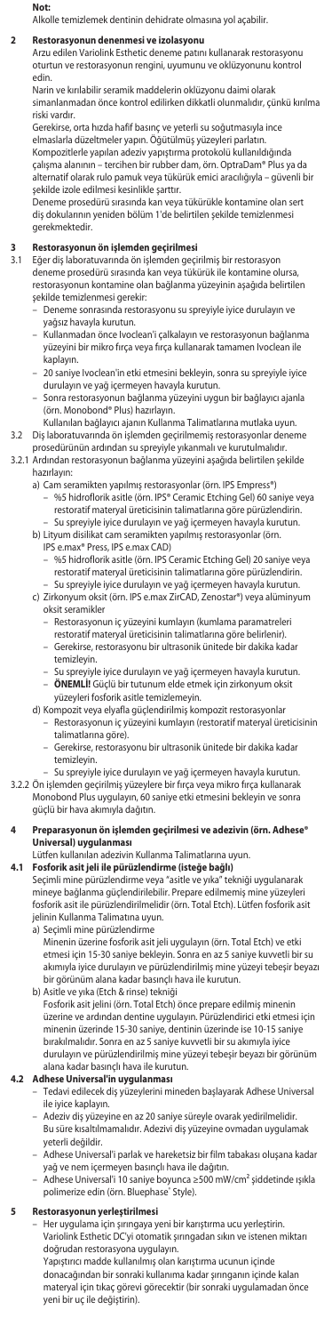**Not:**
Alkolle temizlemek dentinin dehidrate olmasına yol açabilir.

## 2 Restorasyonun denenmesi ve izolasyonu

Arzu edilen Variolink Esthetic deneme patını kullanarak restorasyonu oturtun ve restorasyonun rengini, uyumunu ve oklüzyonunu kontrol edin.

Narin ve kırılabilir seramik maddelerin oklüzyonu daimi olarak simanlanmadan önce kontrol edilirken dikkatli olunmalıdır, çünkü kırılma riski vardır.

Gerekirse, orta hızda hafif basınç ve yeterli su soğutmasıyla ince elmaslarla düzeltmeler yapın. Öğütülmüş yüzeyleri parlatın.

Kompozitlerle yapılan adeziv yapıştırma protokolü kullanıldığında çalışma alanının – tercihen bir rubber dam, örn. OptraDam® Plus ya da alternatif olarak rulo pamuk veya tükürük emici aracılığıyla – güvenli bir şekilde izole edilmesi kesinlikle şarttır.

Deneme prosedürü sırasında kan veya tükürükle kontamine olan sert diş dokularının yeniden bölüm 1'de belirtilen şekilde temizlenmesi gerekmektedir.

## 3 Restorasyonun ön işlemden geçirilmesi

3.1 Eğer diş laboratuvarında ön işlemden geçirilmiş bir restorasyon deneme prosedürü sırasında kan veya tükürük ile kontamine olursa, restorasyonun kontamine olan bağlanma yüzeyinin aşağıda belirtilen şekilde temizlenmesi gerekir:

- Deneme sonrasında restorasyonu su spreyiyle iyice durulayın ve yağsız havayla kurutun.
- Kullanmadan önce Ivoclean'i çalkalayın ve restorasyonun bağlanma yüzeyini bir mikro fırça veya fırça kullanarak tamamen Ivoclean ile kaplayın.
- 20 saniye Ivoclean'in etki etmesini bekleyin, sonra su spreyiyle iyice durulayın ve yağ içermeyen havayla kurutun.
- Sonra restorasyonun bağlanma yüzeyini uygun bir bağlayıcı ajanla (örn. Monobond® Plus) hazırlayın.
  Kullanılan bağlayıcı ajanın Kullanma Talimatlarına mutlaka uyun.

3.2 Diş laboratuvarında ön işlemden geçirilmemiş restorasyonlar deneme prosedürünün ardından su spreyiyle yıkanmalı ve kurutulmalıdır.

3.2.1 Ardından restorasyonun bağlanma yüzeyi aşağıda belirtilen şekilde hazırlanır:

a) Cam seramikten yapılmış restorasyonlar (örn. IPS Empress®)
   - %5 hidroflorik asitle (örn. IPS® Ceramic Etching Gel) 60 saniye veya restoratif materyal üreticisinin talimatlarına göre pürüzlendirin.
   - Su spreyiyle iyice durulayın ve yağ içermeyen havayla kurutun.

b) Lityum disilikat cam seramikten yapılmış restorasyonlar (örn. IPS e.max® Press, IPS e.max CAD)
   - %5 hidroflorik asitle (örn. IPS Ceramic Etching Gel) 20 saniye veya restoratif materyal üreticisinin talimatlarına göre pürüzlendirin.
   - Su spreyiyle iyice durulayın ve yağ içermeyen havayla kurutun.

c) Zirkonyum oksit (örn. IPS e.max ZirCAD, Zenostar®) veya alüminyum oksit seramikler
   - Restorasyonun iç yüzeyini kumlayın (kumlama paramatreleri restoratif materyal üreticisinin talimatlarına göre belirlenir).
   - Gerekirse, restorasyonu bir ultrasonik ünitede bir dakika kadar temizleyin.
   - Su spreyiyle iyice durulayın ve yağ içermeyen havayla kurutun.
   - **ÖNEMLİ!** Güçlü bir tutunum elde etmek için zirkonyum oksit yüzeyleri fosforik asitle temizlemeyin.

d) Kompozit veya elyafla güçlendirilmiş kompozit restorasyonlar
   - Restorasyonun iç yüzeyini kumlayın (restoratif materyal üreticisinin talimatlarına göre).
   - Gerekirse, restorasyonu bir ultrasonik ünitede bir dakika kadar temizleyin.
   - Su spreyiyle iyice durulayın ve yağ içermeyen havayla kurutun.

3.2.2 Ön işlemden geçirilmiş yüzeylere bir fırça veya mikro fırça kullanarak Monobond Plus uygulayın, 60 saniye etki etmesini bekleyin ve sonra güçlü bir hava akımıyla dağıtın.

## 4 Preparasyonun ön işlemden geçirilmesi ve adezivin (örn. Adhese® Universal) uygulanması

Lütfen kullanılan adezivin Kullanma Talimatlarına uyun.

### 4.1 Fosforik asit jeli ile pürüzlendirme (isteğe bağlı)

Seçimli mine pürüzlendirme veya "asitle ve yıka" tekniği uygulanarak mineye bağlanma güçlendirilebilir. Prepare edilmemiş mine yüzeyleri fosforik asit ile pürüzlendirilmelidir (örn. Total Etch). Lütfen fosforik asit jelinin Kullanma Talimatına uyun.

a) Seçimli mine pürüzlendirme
   Minenin üzerine fosforik asit jeli uygulayın (örn. Total Etch) ve etki etmesi için 15-30 saniye bekleyin. Sonra en az 5 saniye kuvvetli bir su akımıyla iyice durulayın ve pürüzlendirilmiş mine yüzeyi tebeşir beyazı bir görünüm alana kadar basınçlı hava ile kurutun.

b) Asitle ve yıka (Etch & rinse) tekniği
   Fosforik asit jelini (örn. Total Etch) önce prepare edilmiş minenin üzerine ve ardından dentine uygulayın. Pürüzlendirici etki etmesi için minenin üzerinde 15-30 saniye, dentinin üzerinde ise 10-15 saniye bırakılmalıdır. Sonra en az 5 saniye kuvvetli bir su akımıyla iyice durulayın ve pürüzlendirilmiş mine yüzeyi tebeşir beyazı bir görünüm alana kadar basınçlı hava ile kurutun.

### 4.2 Adhese Universal'in uygulanması

- Tedavi edilecek diş yüzeylerini mineden başlayarak Adhese Universal ile iyice kaplayın.
- Adeziv diş yüzeyine en az 20 saniye süreyle ovarak yedirilmelidir. Bu süre kısaltılmamalıdır. Adezivi diş yüzeyine ovmadan uygulamak yeterli değildir.
- Adhese Universal'i parlak ve hareketsiz bir film tabakası oluşana kadar yağ ve nem içermeyen basınçlı hava ile dağıtın.
- Adhese Universal'i 10 saniye boyunca ≥500 mW/cm² şiddetinde ışıkla polimerize edin (örn. Bluephase® Style).

## 5 Restorasyonun yerleştirilmesi

- Her uygulama için şırıngaya yeni bir karıştırma ucu yerleştirin. Variolink Esthetic DC'yi otomatik şırıngadan sıkın ve istenen miktarı doğrudan restorasyona uygulayın.
  Yapıştırıcı madde kullanılmış olan karıştırma ucunun içinde donacağından bir sonraki kullanıma kadar şırınganın içinde kalan materyal için tıkaç görevi görecektir (bir sonraki uygulamadan önce yeni bir uç ile değiştirin).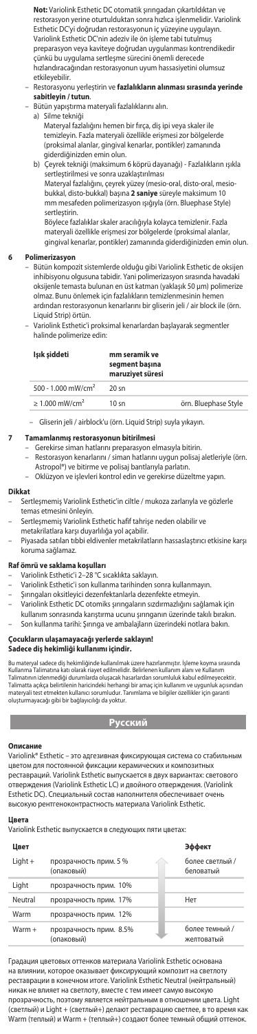**Not:** Variolink Esthetic DC otomatik şırıngadan çıkartıldıktan ve restorasyon yerine oturtulduktan sonra hızlıca işlenmelidir. Variolink Esthetic DC'yi doğrudan restorasyonun iç yüzeyine uygulayın. Variolink Esthetic DC'nin adeziv ile ön işleme tabi tutulmuş preparasyon veya kaviteye doğrudan uygulanması kontrendikedir çünkü bu uygulama sertleşme sürecini önemli derecede hızlandıracağından restorasyonun uyum hassasiyetini olumsuz etkileyebilir.

- Restorasyonu yerleştirin ve **fazlalıkların alınması sırasında yerinde sabitleyin / tutun**.
- Bütün yapıştırma materyali fazlalıklarını alın.
  - a) Silme tekniği
    Materyal fazlalığını hemen bir fırça, diş ipi veya skaler ile temizleyin. Fazla materyali özellikle erişmesi zor bölgelerde (proksimal alanlar, gingival kenarlar, pontikler) zamanında giderdiğinizden emin olun.
  - b) Çeyrek tekniği (maksimum 6 köprü dayanağı) - Fazlalıkların ışıkla sertleştirilmesi ve sonra uzaklaştırılması
    Materyal fazlalığını, çeyrek yüzey (mesio-oral, disto-oral, mesio-bukkal, disto-bukkal) başına **2 saniye** süreyle maksimum 10 mm mesafeden polimerizasyon ışığıyla (örn. Bluephase Style) sertleştirin.
    Böylece fazlalıklar skaler aracılığıyla kolayca temizlenir. Fazla materyali özellikle erişmesi zor bölgelerde (proksimal alanlar, gingival kenarlar, pontikler) zamanında giderdiğinizden emin olun.

## 6 Polimerizasyon

- Bütün kompozit sistemlerde olduğu gibi Variolink Esthetic de oksijen inhibisyonu olgusuna tabidir. Yani polimerizasyon sırasında havadaki oksijenle temasta bulunan en üst katman (yaklaşık 50 µm) polimerize olmaz. Bunu önlemek için fazlalıkların temizlenmesinin hemen ardından restorasyonun kenarlarını bir gliserin jeli / air block ile (örn. Liquid Strip) örtün.
- Variolink Esthetic'i proksimal kenarlardan başlayarak segmentler halinde polimerize edin:

| Işık şiddeti | mm seramik ve segment başına maruziyet süresi | |
|---|---|---|
| 500 - 1.000 mW/cm² | 20 sn | |
| ≥ 1.000 mW/cm² | 10 sn | örn. Bluephase Style |

- Gliserin jeli / airblock'u (örn. Liquid Strip) suyla yıkayın.

## 7 Tamamlanmış restorasyonun bitirilmesi

- Gerekirse siman hatlarını preparasyon elmasıyla bitirin.
- Restorasyon kenarlarını / siman hatlarını uygun polisaj aletleriyle (örn. Astropol®) ve bitirme ve polisaj bantlarıyla parlatın.
- Oklüzyon ve işlevleri kontrol edin ve gerekirse düzeltme yapın.

## Dikkat

- Sertleşmemiş Variolink Esthetic'in ciltle / mukoza zarlarıyla ve gözlerle temas etmesini önleyin.
- Sertleşmemiş Variolink Esthetic hafif tahrişe neden olabilir ve metakrilatlara karşı duyarlılığa yol açabilir.
- Piyasada satılan tıbbi eldivenler metakrilatların hassaslaştırıcı etkisine karşı koruma sağlamaz.

## Raf ömrü ve saklama koşulları

- Variolink Esthetic'i 2–28 °C sıcaklıkta saklayın.
- Variolink Esthetic'i son kullanma tarihinden sonra kullanmayın.
- Şırıngaları oksitleyici dezenfektanlarla dezenfekte etmeyin.
- Variolink Esthetic DC otomiks şırıngaların sızdırmazlığını sağlamak için kullanım sonrasında karıştırma ucunu şırınganın üzerinde takılı bırakın.
- Son kullanma tarihi: Şırınga ve ambalajların üzerindeki notlara bakın.

**Çocukların ulaşamayacağı yerlerde saklayın!**
**Sadece diş hekimliği kullanımı içindir.**

Bu materyal sadece diş hekimliğinde kullanılmak üzere hazırlanmıştır. İşleme koyma sırasında Kullanma Talimatına katı olarak riayet edilmelidir. Belirlenen kullanım alanı ve Kullanım Talimatının izlenmediği durumlarda oluşacak hasarlardan sorumluluk kabul edilmeyecektir. Talimatta açıkça belirtilenin haricindeki herhangi bir amaç için kullanım ve uygunluk açısından materyali test etmekten kullanıcı sorumludur. Tanımlama ve bilgiler özellikler için garanti oluşturmayacağı gibi bir bağlayıcılığı da yoktur.

# Русский

## Описание

Variolink® Esthetic – это адгезивная фиксирующая система со стабильным цветом для постоянной фиксации керамических и композитных реставраций. Variolink Esthetic выпускается в двух вариантах: светового отверждения (Variolink Esthetic LC) и двойного отверждения. (Variolink Esthetic DC). Специальный состав наполнителя обеспечивает очень высокую рентгеноконтрастность материала Variolink Esthetic.

## Цвета

Variolink Esthetic выпускается в следующих пяти цветах:

| Цвет | | Эффект |
|---|---|---|
| Light + | прозрачность прим. 5 % (опаковый) | более светлый / беловатый |
| Light | прозрачность прим. 10% | |
| Neutral | прозрачность прим. 17% | Нет |
| Warm | прозрачность прим. 12% | |
| Warm + | прозрачность прим. 8.5% (опаковый) | более темный / желтоватый |

Градация цветовых оттенков материала Variolink Esthetic основана на влиянии, которое оказывает фиксирующий композит на светлоту реставрации в конечном итоге. Variolink Esthetic Neutral (нейтральный) никак не влияет на светлоту, вместе с тем имеет самую высокую прозрачность, поэтому является нейтральным в отношении цвета. Light (светлый) и Light + (светлый+) делают реставрацию светлее, в то время как Warm (теплый) и Warm + (теплый+) создают более темный общий оттенок.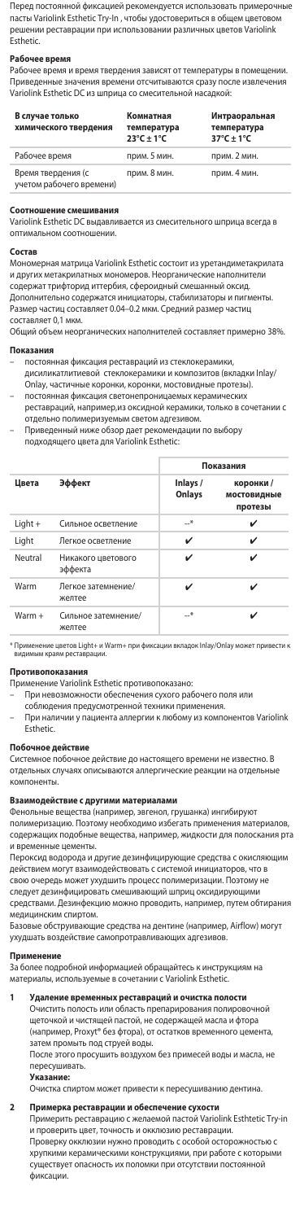Перед постоянной фиксацией рекомендуется использовать примерочные пасты Variolink Esthetic Try-In , чтобы удостовериться в общем цветовом решении реставрации при использовании различных цветов Variolink Esthetic.

**Рабочее время**

Рабочее время и время твердения зависят от температуры в помещении. Приведенные значения времени отсчитываются сразу после извлечения Variolink Esthetic DC из шприца со смесительной насадкой:

| В случае только химического твердения | Комнатная температура 23°C ± 1°C | Интраоральная температура 37°C ± 1°C |
|---|---|---|
| Рабочее время | прим. 5 мин. | прим. 2 мин. |
| Время твердения (с учетом рабочего времени) | прим. 8 мин. | прим. 4 мин. |

**Соотношение смешивания**

Variolink Esthetic DC выдавливается из смесительного шприца всегда в оптимальном соотношении.

**Состав**

Мономерная матрица Variolink Esthetic состоит из уретандиметакрилата и других метакрилатных мономеров. Неорганические наполнители содержат трифторид иттербия, сфероидный смешанный оксид. Дополнительно содержатся инициаторы, стабилизаторы и пигменты. Размер частиц составляет 0.04–0.2 мкм. Средний размер частиц составляет 0,1 мкм.
Общий объем неорганических наполнителей составляет примерно 38%.

**Показания**

- постоянная фиксация реставраций из стеклокерамики, дисиликатлитиевой стеклокерамики и композитов (вкладки Inlay/Onlay, частичные коронки, коронки, мостовидные протезы).
- постоянная фиксация светонепроницаемых керамических реставраций, например,из оксидной керамики, только в сочетании с отдельно полимеризуемым светом адгезивом.
- Приведенный ниже обзор дает рекомендации по выбору подходящего цвета для Variolink Esthetic:

| Цвета | Эффект | Показания | |
|---|---|---|---|
| | | Inlays / Onlays | коронки / мостовидные протезы |
| Light + | Сильное осветление | –* | ✔ |
| Light | Легкое осветление | ✔ | ✔ |
| Neutral | Никакого цветового эффекта | ✔ | ✔ |
| Warm | Легкое затемнение/ желтее | ✔ | ✔ |
| Warm + | Сильное затемнение/ желтее | –* | ✔ |

\* Применение цветов Light+ и Warm+ при фиксации вкладок Inlay/Onlay может привести к видимым краям реставрации.

**Противопоказания**

Применение Variolink Esthetic противопоказано:
- При невозможности обеспечения сухого рабочего поля или соблюдения предусмотренной техники применения.
- При наличии у пациента аллергии к любому из компонентов Variolink Esthetic.

**Побочное действие**

Системное побочное действие до настоящего времени не известно. В отдельных случаях описываются аллергические реакции на отдельные компоненты.

**Взаимодействие с другими материалами**

Фенольные вещества (например, эвгенол, грушанка) ингибируют полимеризацию. Поэтому необходимо избегать применения материалов, содержащих подобные вещества, например, жидкости для полоскания рта и временные цементы.
Пероксид водорода и другие дезинфицирующие средства с окисляющим действием могут взаимодействовать с системой инициаторов, что в свою очередь может ухудшить процесс полимеризации. Поэтому не следует дезинфицировать смешивающий шприц оксидирующими средствами. Дезинфекцию можно проводить, например, путем обтирания медицинским спиртом.
Базовые обструирующие средства на дентине (например, Airflow) могут ухудшать воздействие самопротравливающих адгезивов.

**Применение**

За более подробной информацией обращайтесь к инструкциям на материалы, используемые в сочетании с Variolink Esthetic.

**1 Удаление временных реставраций и очистка полости**

Очистить полость или область препарирования полировочной щеточкой и чистящей пастой, не содержащей масла и фтора (например, Proxyt® без фтора), от остатков временного цемента, затем промыть под струей воды.
После этого просушить воздухом без примесей воды и масла, не пересушивать.
**Указание:**
Очистка спиртом может привести к пересушиванию дентина.

**2 Примерка реставрации и обеспечение сухости**

Примерить реставрацию с желаемой пастой Variolink Eshthetic Try-in и проверить цвет, точность и окклюзию реставрации.
Проверку окклюзии нужно проводить с особой осторожностью с хрупкими керамическими конструкциями, при работе с которыми существует опасность их поломки при отсутствии постоянной фиксации.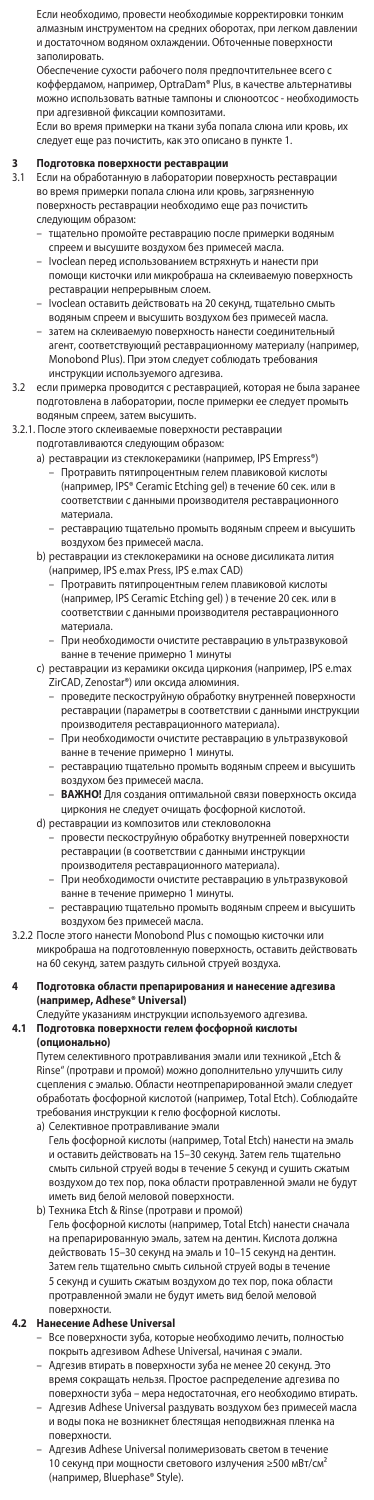Если необходимо, провести необходимые корректировки тонким алмазным инструментом на средних оборотах, при легком давлении и достаточном водяном охлаждении. Обточенные поверхности заполировать.

Обеспечение сухости рабочего поля предпочтительнее всего с коффердамом, например, OptraDam® Plus, в качестве альтернативы можно использовать ватные тампоны и слюноотсос - необходимость при адгезивной фиксации композитами.

Если во время примерки на ткани зуба попала слюна или кровь, их следует еще раз почистить, как это описано в пункте 1.

## 3 Подготовка поверхности реставрации

3.1 Если на обработанную в лаборатории поверхность реставрации во время примерки попала слюна или кровь, загрязненную поверхность реставрации необходимо еще раз почистить следующим образом:

- тщательно промойте реставрацию после примерки водяным спреем и высушите воздухом без примесей масла.
- Ivoclean перед использованием встряхнуть и нанести при помощи кисточки или микробраша на склеиваемую поверхность реставрации непрерывным слоем.
- Ivoclean оставить действовать на 20 секунд, тщательно смыть водяным спреем и высушить воздухом без примесей масла.
- затем на склеиваемую поверхность нанести соединительный агент, соответствующий реставрационному материалу (например, Monobond Plus). При этом следует соблюдать требования инструкции используемого адгезива.

3.2 если примерка проводится с реставрацией, которая не была заранее подготовлена в лаборатории, после примерки ее следует промыть водяным спреем, затем высушить.

3.2.1. После этого склеиваемые поверхности реставрации подготавливаются следующим образом:

a) реставрации из стеклокерамики (например, IPS Empress®)
   - Протравить пятипроцентным гелем плавиковой кислоты (например, IPS® Ceramic Etching gel) в течение 60 сек. или в соответствии с данными производителя реставрационного материала.
   - реставрацию тщательно промыть водяным спреем и высушить воздухом без примесей масла.

b) реставрации из стеклокерамики на основе дисиликата лития (например, IPS e.max Press, IPS e.max CAD)
   - Протравить пятипроцентным гелем плавиковой кислоты (например, IPS Ceramic Etching gel) ) в течение 20 сек. или в соответствии с данными производителя реставрационного материала.
   - При необходимости очистите реставрацию в ультразвуковой ванне в течение примерно 1 минуты

c) реставрации из керамики оксида циркония (например, IPS e.max ZirCAD, Zenostar®) или оксида алюминия.
   - проведите пескоструйную обработку внутренней поверхности реставрации (параметры в соответствии с данными инструкции производителя реставрационного материала).
   - При необходимости очистите реставрацию в ультразвуковой ванне в течение примерно 1 минуты.
   - реставрацию тщательно промыть водяным спреем и высушить воздухом без примесей масла.
   - **ВАЖНО!** Для создания оптимальной связи поверхность оксида циркония не следует очищать фосфорной кислотой.

d) реставрации из композитов или стекловолокна
   - провести пескоструйную обработку внутренней поверхности реставрации (в соответствии с данными инструкции производителя реставрационного материала).
   - При необходимости очистите реставрацию в ультразвуковой ванне в течение примерно 1 минуты.
   - реставрацию тщательно промыть водяным спреем и высушить воздухом без примесей масла.

3.2.2 После этого нанести Monobond Plus с помощью кисточки или микробраша на подготовленную поверхность, оставить действовать на 60 секунд, затем раздуть сильной струей воздуха.

## 4 Подготовка области препарирования и нанесение адгезива (например, Adhese® Universal)

Следуйте указаниям инструкции используемого адгезива.

### 4.1 Подготовка поверхности гелем фосфорной кислоты (опционально)

Путем селективного протравливания эмали или техникой „Etch & Rinse" (протрави и промой) можно дополнительно улучшить силу сцепления с эмалью. Области неотпрепарированной эмали следует обработать фосфорной кислотой (например, Total Etch). Соблюдайте требования инструкции к гелю фосфорной кислоты.

a) Селективное протравливание эмали
   Гель фосфорной кислоты (например, Total Etch) нанести на эмаль и оставить действовать на 15–30 секунд. Затем гель тщательно смыть сильной струей воды в течение 5 секунд и сушить сжатым воздухом до тех пор, пока области протравленной эмали не будут иметь вид белой меловой поверхности.

b) Техника Etch & Rinse (протрави и промой)
   Гель фосфорной кислоты (например, Total Etch) нанести сначала на препарированную эмаль, затем на дентин. Кислота должна действовать 15–30 секунд на эмаль и 10–15 секунд на дентин. Затем гель тщательно смыть сильной струей воды в течение 5 секунд и сушить сжатым воздухом до тех пор, пока области протравленной эмали не будут иметь вид белой меловой поверхности.

### 4.2 Нанесение Adhese Universal

- Все поверхности зуба, которые необходимо лечить, полностью покрыть адгезивом Adhese Universal, начиная с эмали.
- Адгезив втирать в поверхности зуба не менее 20 секунд. Это время сокращать нельзя. Простое распределение адгезива по поверхности зуба – мера недостаточная, его необходимо втирать.
- Адгезив Adhese Universal раздувать воздухом без примесей масла и воды пока не возникнет блестящая неподвижная пленка на поверхности.
- Адгезив Adhese Universal полимеризовать светом в течение 10 секунд при мощности светового излучения ≥500 мВт/см$^2$ (например, Bluephase® Style).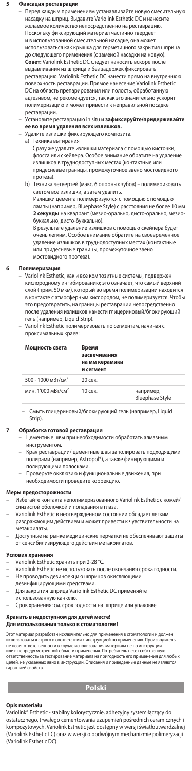## 5 Фиксация реставрации

– Перед каждым применением устанавливайте новую смесительную насадку на шприц. Выдавите Variolink Esthetic DC и нанесите желаемое количество непосредственно на реставрацию. Поскольку фиксирующий материал частично твердеет и в использованной смесительной насадке, она может использоваться как крышка для герметичного закрытия шприца до следующего применения (с заменой насадки на новую). **Совет:** Variolink Esthetic DC следует наносить вскоре после выдавливания из шприца и без задержек фиксировать реставрацию. Variolink Esthetic DC нанести прямо на внутреннюю поверхность реставрации. Прямое нанесение Variolink Esthetic DC на область препарирования или полость, обработанную адгезивом, не рекомендуется, так как это значительно ускорит полимеризацию и может привести к неправильной посадке реставрации.
– Установите реставрацию in situ и **зафиксируйте/придерживайте ее во время удаления всех излишков.**
– Удалите излишки фиксирующего композита.
  a) Техника вытирания
  Сразу же удалите излишки материала с помощью кисточки, флосса или скейлера. Особое внимание обратите на удаление излишков в труднодоступных местах (контактные или придесневые границы, промежуточное звено мостовидного протеза).
  b) Техника четвертей (макс. 6 опорных зубов) – полимеризовать светом все излишки, а затем удалить.
  Излишки цемента полимеризуются с помощью с помощью лампы (например, Bluephase Style) с расстояния не более 10 мм **2 секунды** на квадрант (мезио-орально, дисто-орально, мезио-буккально, дисто-буккально).
  В результате удаление излишков с помощью скейлера будет очень легким. Особое внимание обратите на своевременное удаление излишков в труднодоступных местах (контактные или придесневые границы, промежуточное звено мостовидного протеза).

## 6 Полимеризация

– Variolink Esthetic, как и все композитные системы, подвержен кислородному ингибированию; это означает, что самый верхний слой (прим. 50 мкм), который во время полимеризации находится в контакте с атмосферным кислородом, не полимеризуется. Чтобы это предотвратить, на границы реставрации непосредственно после удаления излишков нанести глицериновый/блокирующий гель (например, Liquid Strip).
– Variolink Esthetic полимеризовать по сегментам, начиная с проксимальных краев:

| Мощность света | Время засвечивания на мм керамики и сегмент | |
|---|---|---|
| 500 - 1000 мВт/см² | 20 сек. | |
| мин. 1000 мВт/см² | 10 сек. | например, Bluephase Style |

– Смыть глицериновый/блокирующий гель (например, Liquid Strip).

## 7 Обработка готовой реставрации

– Цементные швы при необходимости обработать алмазным инструментом.
– Края реставрации/ цементные швы заполировать подходящими полирами (например, Astropol®), а также финирующими и полирующими полосками.
– Проверьте окклюзию и функциональные движения, при необходимости проведите коррекцию.

## Меры предосторожности

– Избегайте контакта неполимеризованного Variolink Esthetic с кожей/слизистой оболочкой и попадания в глаза.
– Variolink Esthetic в неотвержденном состоянии обладает легким раздражающим действием и может привести к чувствительности на метакрилаты.
– Доступные на рынке медицинские перчатки не обеспечивают защиты от сенсибилизирующего действия метакрилатов.

## Условия хранения

– Variolink Esthetic хранить при 2-28 °C.
– Variolink Esthetic не использовать после окончания срока годности.
– Не проводить дезинфекцию шприцов окисляющими дезинфицирующими средствами.
– Для закрытия шприца Variolink Esthetic DC применяйте использованную канюлю.
– Срок хранения: см. срок годности на шприце или упаковке

**Хранить в недоступном для детей месте!**
**Для использования только в стоматологии!**

Этот материал разработан исключительно для применения в стоматологии и должен использоваться строго в соответствии с инструкцией по применению. Производитель не несет ответственности в случае использования материала не по инструкции или в непредусмотренной области применения. Потребитель несет собственную ответственность за тестирование материала на пригодность его применения для любых целей, не указанных явно в инструкции. Описания и приведенные данные не являются гарантией свойств.

# Polski

## Opis materiału

Variolink® Esthetic - stabilny kolorystycznie, adhezyjny system łączący do ostatecznego, trwałego cementowania uzupełnień pośrednich ceramicznych i kompozytowych. Variolink Esthetic jest dostępny w wersji światłoutwardzalnej (Variolink Esthetic LC) oraz w wersji o podwójnym mechanizmie polimeryzacji (Variolink Esthetic DC).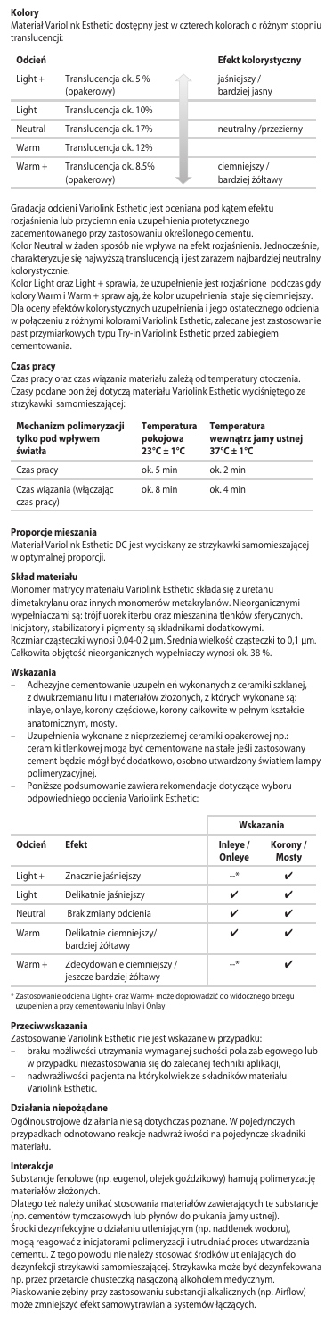## Kolory

Materiał Variolink Esthetic dostępny jest w czterech kolorach o różnym stopniu translucencji:

| Odcień | | Efekt kolorystyczny |
|---|---|---|
| Light + | Translucencja ok. 5 % (opakerowy) | jaśniejszy / bardziej jasny |
| Light | Translucencja ok. 10% | |
| Neutral | Translucencja ok. 17% | neutralny /przezierny |
| Warm | Translucencja ok. 12% | |
| Warm + | Translucencja ok. 8.5% (opakerowy) | ciemniejszy / bardziej żółtawy |

Gradacja odcieni Variolink Esthetic jest oceniana pod kątem efektu rozjaśnienia lub przyciemnienia uzupełnienia protetycznego zacementowanego przy zastosowaniu określonego cementu.
Kolor Neutral w żaden sposób nie wpływa na efekt rozjaśnienia. Jednocześnie, charakteryzuje się najwyższą translucencją i jest zarazem najbardziej neutralny kolorystycznie.
Kolor Light oraz Light + sprawia, że uzupełnienie jest rozjaśnione podczas gdy kolory Warm i Warm + sprawiają, że kolor uzupełnienia staje się ciemniejszy. Dla oceny efektów kolorystycznych uzupełnienia i jego ostatecznego odcienia w połączeniu z różnymi kolorami Variolink Esthetic, zalecane jest zastosowanie past przymiarkowych typu Try-in Variolink Esthetic przed zabiegiem cementowania.

## Czas pracy

Czas pracy oraz czas wiązania materiału zależą od temperatury otoczenia. Czasy podane poniżej dotyczą materiału Variolink Esthetic wyciśniętego ze strzykawki samomieszającej:

| Mechanizm polimeryzacji tylko pod wpływem światła | Temperatura pokojowa 23°C ± 1°C | Temperatura wewnątrz jamy ustnej 37°C ± 1°C |
|---|---|---|
| Czas pracy | ok. 5 min | ok. 2 min |
| Czas wiązania (włączając czas pracy) | ok. 8 min | ok. 4 min |

## Proporcje mieszania

Materiał Variolink Esthetic DC jest wyciskany ze strzykawki samomieszającej w optymalnej proporcji.

## Skład materiału

Monomer matrycy materiału Variolink Esthetic składa się z uretanu dimetakrylanu oraz innych monomerów metakrylanów. Nieorganicznymi wypełniaczami są: trójfluorek iterbu oraz mieszanina tlenków sferycznych. Inicjatory, stabilizatory i pigmenty są składnikami dodatkowymi.
Rozmiar cząsteczki wynosi 0.04-0.2 µm. Średnia wielkość cząsteczki to 0,1 µm. Całkowita objętość nieorganicznych wypełniaczy wynosi ok. 38 %.

## Wskazania

- Adhezyjne cementowanie uzupełnień wykonanych z ceramiki szklanej, z dwukrzemianu litu i materiałów złożonych, z których wykonane są: inlaye, onlaye, korony częściowe, korony całkowite w pełnym kształcie anatomicznym, mosty.
- Uzupełnienia wykonane z nieprzeziernej ceramiki opakerowej np.: ceramiki tlenkowej mogą być cementowane na stałe jeśli zastosowany cement będzie mógł być dodatkowo, osobno utwardzony światłem lampy polimeryzacyjnej.
- Poniższe podsumowanie zawiera rekomendacje dotyczące wyboru odpowiedniego odcienia Variolink Esthetic.

| | | Wskazania | |
|---|---|---|---|
| Odcień | Efekt | Inleye / Onleye | Korony / Mosty |
| Light + | Znacznie jaśniejszy | –* | ✔ |
| Light | Delikatnie jaśniejszy | ✔ | ✔ |
| Neutral | Brak zmiany odcienia | ✔ | ✔ |
| Warm | Delikatnie ciemniejszy/ bardziej żółtawy | ✔ | ✔ |
| Warm + | Zdecydowanie ciemniejszy / jeszcze bardziej żółtawy | –* | ✔ |

\* Zastosowanie odcienia Light+ oraz Warm+ może doprowadzić do widocznego brzegu uzupełnienia przy cementowaniu Inlay i Onlay

## Przeciwwskazania

Zastosowanie Variolink Esthetic nie jest wskazane w przypadku:
- braku możliwości utrzymania wymaganej suchości pola zabiegowego lub w przypadku niezastosowania się do zalecanej techniki aplikacji,
- nadwrażliwości pacjenta na którykolwiek ze składników materiału Variolink Esthetic.

## Działania niepożądane

Ogólnoustrojowe działania nie są dotychczas poznane. W pojedynczych przypadkach odnotowano reakcje nadwrażliwości na pojedyncze składniki materiału.

## Interakcje

Substancje fenolowe (np. eugenol, olejek goździkowy) hamują polimeryzację materiałów złożonych.
Dlatego też należy unikać stosowania materiałów zawierających te substancje (np. cementów tymczasowych lub płynów do płukania jamy ustnej).
Środki dezynfekcyjne o działaniu utleniającym (np. nadtlenek wodoru), mogą reagować z inicjatorami polimeryzacji i utrudniać proces utwardzania cementu. Z tego powodu nie należy stosować środków utleniających do dezynfekcji strzykawki samomieszającej. Strzykawka może być dezynfekowana np. przez przetarcie chusteczką nasączoną alkoholem medycznym.
Piaskowanie zębiny przy zastosowaniu substancji alkalicznych (np. Airflow) może zmniejszyć efekt samowytrawiania systemów łączących.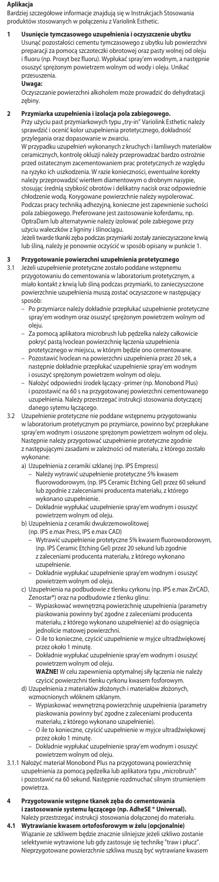## Aplikacja

Bardziej szczegółowe informacje znajdują się w Instrukcjach Stosowania produktów stosowanych w połączeniu z Variolink Esthetic.

### 1 Usunięcie tymczasowego uzupełnienia i oczyszczenie ubytku

Usunąć pozostałości cementu tymczasowego z ubytku lub powierzchni preparacji za pomocą szczoteczki obrotowej oraz pasty wolnej od oleju i fluoru (np. Proxyt bez fluoru). Wypłukać spray'em wodnym, a następnie osuszyć sprężonym powietrzem wolnym od wody i oleju. Unikać przesuszenia.

**Uwaga:**
Oczyszczanie powierzchni alkoholem może prowadzić do dehydratacji zębiny.

### 2 Przymiarka uzupełnienia i izolacja pola zabiegowego.

Przy użyciu past przymiarkowych typu „try-in" Variolink Esthetic należy sprawdzić i ocenić kolor uzupełnienia protetycznego, dokładność przylegania oraz dopasowanie w zwarciu.

W przypadku uzupełnień wykonanych z kruchych i łamliwych materiałów ceramicznych, kontrolę okluzji należy przeprowadzać bardzo ostrożnie przed ostatecznym zacementowaniem prac protetycznych ze względu na ryzyko ich uszkodzenia. W razie konieczności, ewentualne korekty należy przeprowadzić wiertłem diamentowym o drobnym nasypie, stosując średnią szybkość obrotów i delikatny nacisk oraz odpowiednie chłodzenie wodą. Korygowane powierzchnie należy wypolerować.

Podczas pracy techniką adhezyjną, konieczne jest zapewnienie suchości pola zabiegowego. Preferowane jest zastosowanie koferdamu, np. OptraDam lub alternatywnie należy izolować pole zabiegowe przy użyciu wałeczków z ligniny i ślinociągu.

Jeżeli twarde tkanki zęba podczas przymiarki zostały zanieczyszczone krwią lub śliną, należy je ponownie oczyścić w sposób opisany w punkcie 1.

### 3 Przygotowanie powierzchni uzupełnienia protetycznego

3.1 Jeżeli uzupełnienie protetyczne zostało poddane wstępnemu przygotowaniu do cementowania w laboratorium protetycznym, a miało kontakt z krwią lub śliną podczas przymiarki, to zanieczyszczone powierzchnie uzupełnienia muszą zostać oczyszczone w następujący sposób:

- Po przymiarce należy dokładnie przepłukać uzupełnienie protetyczne spray'em wodnym oraz osuszyć sprężonym powietrzem wolnym od oleju.
- Za pomocą aplikatora microbrush lub pędzelka należy całkowicie pokryć pastą Ivoclean powierzchnię łączenia uzupełnienia protetycznego w miejscu, w którym będzie ono cementowane.
- Pozostawić Ivoclean na powierzchni uzupełnienia przez 20 sek, a następnie dokładnie przepłukać uzupełnienie spray'em wodnym i osuszyć sprężonym powietrzem wolnym od oleju.
- Nałożyć odpowiedni środek łączący -primer (np. Monobond Plus) i pozostawić na 60 s na przygotowanej powierzchni cementowanego uzupełnienia. Należy przestrzegać instrukcji stosowania dotyczącej danego sytemu łączącego.

3.2 Uzupełnienie protetyczne nie poddane wstępnemu przygotowaniu w laboratorium protetycznym po przymiarce, powinno być przepłukane spray'em wodnym i osuszone sprężonym powietrzem wolnym od oleju. Następnie należy przygotować uzupełnienie protetyczne zgodnie z następującymi zasadami w zależności od materiału, z którego zostało wykonane:

a) Uzupełnienia z ceramiki szklanej (np. IPS Empress)
- Należy wytrawić uzupełnienie protetyczne 5% kwasem fluorowodorowym, (np. IPS Ceramic Etching Gel) przez 60 sekund lub zgodnie z zaleceniami producenta materiału, z którego wykonano uzupełnienie.
- Dokładnie wypłukać uzupełnienie spray'em wodnym i osuszyć powietrzem wolnym od oleju.

b) Uzupełnienia z ceramiki dwukrzemowolitowej (np. IPS e.max Press, IPS e.max CAD)
- Wytrawić uzupełnienie protetyczne 5% kwasem fluorowodorowym, (np. IPS Ceramic Etching Gel) przez 20 sekund lub zgodnie z zaleceniami producenta materiału, z którego wykonano uzupełnienie.
- Dokładnie wypłukać uzupełnienie spray'em wodnym i osuszyć powietrzem wolnym od oleju.

c) Uzupełnienia na podbudowie z tlenku cyrkonu (np. IPS e.max ZirCAD, Zenostar®) oraz na podbudowie z tlenku glinu:
- Wypiaskować wewnętrzną powierzchnię uzupełnienia (parametry piaskowania powinny być zgodne z zaleceniami producenta materiału, z którego wykonano uzupełnienie) aż do osiągnięcia jednolicie matowej powierzchni.
- O ile to konieczne, czyścić uzupełnienie w myjce ultradźwiękowej przez około 1 minutę.
- Dokładnie wypłukać uzupełnienie spray'em wodnym i osuszyć powietrzem wolnym od oleju.

**WAŻNE!** W celu zapewnienia optymalnej siły łączenia nie należy czyścić powierzchni tlenku cyrkonu kwasem fosforowym.

d) Uzupełnienia z materiałów złożonych i materiałów złożonych, wzmocnionych włóknem szklanym.
- Wypiaskować wewnętrzną powierzchnię uzupełnienia (parametry piaskowania powinny być zgodne z zaleceniami producenta materiału, z którego wykonano uzupełnienie).
- O ile to konieczne, czyścić uzupełnienie w myjce ultradźwiękowej przez około 1 minutę.
- Dokładnie wypłukać uzupełnienie spray'em wodnym i osuszyć powietrzem wolnym od oleju.

3.1.1 Nałożyć materiał Monobond Plus na przygotowaną powierzchnię uzupełnienia za pomocą pędzelka lub aplikatora typu „microbrush" i pozostawić na 60 sekund. Następnie rozdmuchać silnym strumieniem powietrza.

### 4 Przygotowanie wstępne tkanek zęba do cementowania i zastosowanie systemu łączącego (np. AdheSE ® Universal).

Należy przestrzegać instrukcji stosowania dołączonej do materiału.

#### 4.1 Wytrawianie kwasem ortofosforowym w żelu (opcjonalnie)

Wiązanie ze szkliwem będzie znacznie silniejsze jeżeli szkliwo zostanie selektywnie wytrawione lub gdy zastosuje się technikę "traw i płucz". Nieprzygotowane powierzchnie szkliwa muszą być wytrawiane kwasem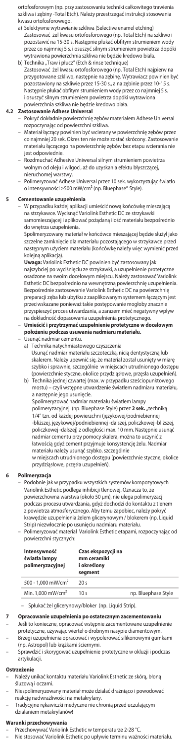ortofosforowym (np. przy zastosowaniu techniki całkowitego trawienia szkliwa i zębiny -Total Etch). Należy przestrzegać instrukcji stosowania kwasu ortofosforowego.

a) Selektywne wytrawianie szkliwa (Selective enamel etching)
Zastosować żel kwasu ortofosforowego (np. Total Etch) na szkliwo i pozostawić na 15-30 s. Następnie płukać obfitym strumieniem wody przez co najmniej 5 s. i osuszyć silnym strumieniem powietrza dopóki wytrawiona powierzchnia szkliwa nie będzie kredowo biała.

b) Technika „Traw i płucz" (Etch & rinse technique)
Zastosować żel kwasu ortofosforowego (np. Total Etch) najpierw na przygotowane szkliwo, następnie na zębinę. Wytrawiacz powinien być pozostawiony na szkliwie przez 15-30 s., a na zębinie przez 10-15 s. Następnie płukać obfitym strumieniem wody przez co najmniej 5 s. i osuszyć silnym strumieniem powietrza dopóki wytrawiona powierzchnia szkliwa nie będzie kredowo biała.

### 4.2 Zastosowanie Adhese Universal

- Pokryć dokładnie powierzchnię zębów materiałem Adhese Universal rozpoczynając od powierzchni szkliwa.
- Materiał łączący powinien być wcierany w powierzchnię zębów przez co najmniej 20 sek. Okres ten nie może zostać skrócony. Zastosowanie materiału łączącego na powierzchnię zębów bez etapu wcierania nie jest odpowiednie.
- Rozdmuchać Adhesive Uniwersal silnym strumieniem powietrza wolnym od oleju i wilgoci, aż do uzyskania efektu błyszczącej, nieruchomej warstwy.
- Polimeryzować Adhese Universal przez 10 sek. wykorzystując światło o intensywności ≥500 mW/cm² (np. Bluephase® Style).

## 5 Cementowanie uzupełnienia

- W przypadku każdej aplikacji umieścić nową końcówkę mieszającą na strzykawce. Wycisnąć Variolink Esthetic DC ze strzykawki samomieszającej i aplikować pożądaną ilość materiału bezpośrednio do wnętrza uzupełnienia.
Spolimeryzowany materiał w końcówce mieszającej będzie służył jako szczelne zamknięcie dla materiału pozostającego w strzykawce przed następnym użyciem materiału (końcówkę należy więc wymienić przed kolejną aplikacją).
**Uwaga:** Variolink Esthetic DC powinien być zastosowany jak najszybciej po wyciśnięciu ze strzykawki, a uzupełnienie protetyczne osadzone na swoim docelowym miejscu. Należy zastosować Variolink Esthetic DC bezpośrednio na wewnętrzną powierzchnię uzupełnienia. Bezpośrednie zastosowanie Variolink Esthetic DC na powierzchnię preparacji zęba lub ubytku z zaaplikowanym systemem łączącym jest przeciwskazane ponieważ takie postępowanie mogłoby znacznie przyspieszyć proces utwardzania, a zarazem mieć negatywny wpływ na dokładność dopasowania uzupełnienia protetycznego.
- **Umieścić i przytrzymać uzupełnienie protetyczne w docelowym położeniu podczas usuwania nadmiaru materiału.**
- Usunąć nadmiar cementu.
  a) Technika natychmiastowego czyszczenia
  Usunąć nadmiar materiału szczoteczką, nicią dentystyczną lub skalerem. Należy upewnić się, że materiał został usunięty w miarę szybko i sprawnie, szczególnie w miejscach utrudnionego dostępu (powierzchnie styczne, okolice przydziąsłowe, przęsła uzupełnień).
  b) Technika jednej czwartej (max. w przypadku sześciopunktowego mostu) – czyli wstępne utwardzenie światłem nadmiaru materiału, a następnie jego usunięcie.
  Spolimeryzować nadmiar materiału światłem lampy polimeryzacyjnej (np. Bluephase Style) przez **2 sek.** „techniką 1/4" tzn. od każdej powierzchni (językowej/podniebiennej -bliższej, językowej/podniebiennej -dalszej, policzkowej -bliższej, policzkowej -dalszej) z odległości max. 10 mm. Następnie usunąć nadmiar cementu przy pomocy skalera, można to uczynić z łatwością gdyż cement przyjmuje konsystencję żelu. Nadmiar materiału należy usunąć szybko, szczególnie w miejscach utrudnionego dostępu (powierzchnie styczne, okolice przydziąsłowe, przęsła uzupełnień).

## 6 Polimeryzacja

- Podobnie jak w przypadku wszystkich systemów kompozytowych Variolink Esthetic podlega inhibicji tlenowej. Oznacza to, że powierzchnowa warstwa (około 50 µm), nie ulega polimeryzacji podczas procesu utwardzania, gdyż dochodzi do kontaktu z tlenem z powietrza atmosferycznego. Aby temu zapobiec, należy pokryć krawędzie uzupełnienia żelem glicerynowym / blokerem (np. Liquid Strip) niezwłocznie po usunięciu nadmiaru materiału.
- Polimeryzować materiał Variolink Esthetic etapami, rozpoczynając od powierzchni stycznych:

| Intensywność światła lampy polimeryzacyjnej | Czas ekspozycji na mm ceramiki i określony segment | |
|---|---|---|
| 500 - 1,000 mW/cm² | 20 s | |
| Min. 1,000 mW/cm² | 10 s | np. Bluephase Style |

- Spłukać żel glicerynowy/bloker (np. Liquid Strip).

## 7 Opracowanie uzupełnienia po ostatecznym zacementowaniu

- Jeśli to konieczne, opracować wstępnie zacementowane uzupełnienie protetyczne, używając wierteł o drobnym nasypie diamentowym.
- Brzegi uzupełnienia opracować i wypolerować silikonowymi gumkami (np. Astropol) lub krążkami ściernymi.
- Sprawdzić i skorygować uzupełnienie protetyczne w okluzji i podczas artykulacji.

### Ostrzeżenie

- Należy unikać kontaktu materiału Variolink Esthetic ze skórą, błoną śluzową i oczami.
- Niespolimeryzowany materiał może działać drażniąco i powodować reakcję nadwrażliwości na metakrylany.
- Tradycyjne rękawiczki medyczne nie chronią przed uczulającym działaniem metakrylanów!

### Warunki przechowywania

- Przechowywać Variolink Esthetic w temperaturze 2-28 °C.
- Nie stosować Variolink Esthetic po upływie terminu ważności materiału.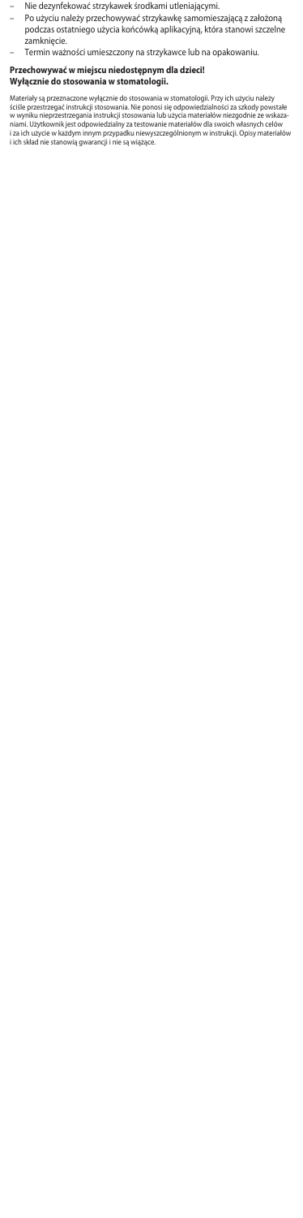- Nie dezynfekować strzykawek środkami utleniającymi.
- Po użyciu należy przechowywać strzykawkę samomieszającą z założoną podczas ostatniego użycia końcówką aplikacyjną, która stanowi szczelne zamknięcie.
- Termin ważności umieszczony na strzykawce lub na opakowaniu.

**Przechowywać w miejscu niedostępnym dla dzieci!**
**Wyłącznie do stosowania w stomatologii.**

Materiały są przeznaczone wyłącznie do stosowania w stomatologii. Przy ich użyciu należy ściśle przestrzegać instrukcji stosowania. Nie ponosi się odpowiedzialności za szkody powstałe w wyniku nieprzestrzegania instrukcji stosowania lub użycia materiałów niezgodnie ze wskazaniami. Użytkownik jest odpowiedzialny za testowanie materiałów dla swoich własnych celów i za ich użycie w każdym innym przypadku niewyszczególnionym w instrukcji. Opisy materiałów i ich skład nie stanowią gwarancji i nie są wiążące.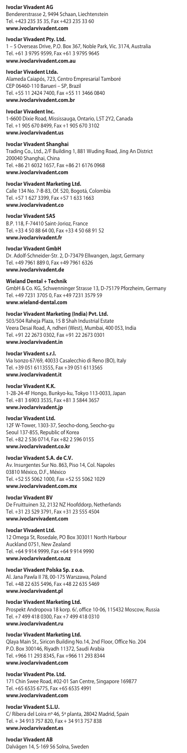**Ivoclar Vivadent AG**
Bendererstrasse 2, 9494 Schaan, Liechtenstein
Tel. +423 235 35 35, Fax +423 235 33 60
**www.ivoclarvivadent.com**

**Ivoclar Vivadent Pty. Ltd.**
1 – 5 Overseas Drive, P.O. Box 367, Noble Park, Vic. 3174, Australia
Tel. +61 3 9795 9599, Fax +61 3 9795 9645
**www.ivoclarvivadent.com.au**

**Ivoclar Vivadent Ltda.**
Alameda Caiapós, 723, Centro Empresarial Tamboré
CEP 06460-110 Barueri – SP, Brazil
Tel. +55 11 2424 7400, Fax +55 11 3466 0840
**www.ivoclarvivadent.com.br**

**Ivoclar Vivadent Inc.**
1-6600 Dixie Road, Mississauga, Ontario, L5T 2Y2, Canada
Tel. +1 905 670 8499, Fax +1 905 670 3102
**www.ivoclarvivadent.us**

**Ivoclar Vivadent Shanghai**
Trading Co., Ltd., 2/F Building 1, 881 Wuding Road, Jing An District
200040 Shanghai, China
Tel. +86 21 6032 1657, Fax +86 21 6176 0968
**www.ivoclarvivadent.com**

**Ivoclar Vivadent Marketing Ltd.**
Calle 134 No. 7-B-83, Of. 520, Bogotá, Colombia
Tel. +57 1 627 3399, Fax +57 1 633 1663
**www.ivoclarvivadent.co**

**Ivoclar Vivadent SAS**
B.P. 118, F-74410 Saint-Jorioz, France
Tel. +33 4 50 88 64 00, Fax +33 4 50 68 91 52
**www.ivoclarvivadent.fr**

**Ivoclar Vivadent GmbH**
Dr. Adolf-Schneider-Str. 2, D-73479 Ellwangen, Jagst, Germany
Tel. +49 7961 889 0, Fax +49 7961 6326
**www.ivoclarvivadent.de**

**Wieland Dental + Technik**
GmbH & Co. KG, Schwenninger Strasse 13, D-75179 Pforzheim, Germany
Tel. +49 7231 3705 0, Fax +49 7231 3579 59
**www.wieland-dental.com**

**Ivoclar Vivadent Marketing (India) Pvt. Ltd.**
503/504 Raheja Plaza, 15 B Shah Industrial Estate
Veera Desai Road, A, ndheri (West), Mumbai, 400 053, India
Tel. +91 22 2673 0302, Fax +91 22 2673 0301
**www.ivoclarvivadent.in**

**Ivoclar Vivadent s.r.l.**
Via Isonzo 67/69, 40033 Casalecchio di Reno (BO), Italy
Tel. +39 051 6113555, Fax +39 051 6113565
**www.ivoclarvivadent.it**

**Ivoclar Vivadent K.K.**
1-28-24-4F Hongo, Bunkyo-ku, Tokyo 113-0033, Japan
Tel. +81 3 6903 3535, Fax +81 3 5844 3657
**www.ivoclarvivadent.jp**

**Ivoclar Vivadent Ltd.**
12F W-Tower, 1303-37, Seocho-dong, Seocho-gu
Seoul 137-855, Republic of Korea
Tel. +82 2 536 0714, Fax +82 2 596 0155
**www.ivoclarvivadent.co.kr**

**Ivoclar Vivadent S.A. de C.V.**
Av. Insurgentes Sur No. 863, Piso 14, Col. Napoles
03810 México, D.F., México
Tel. +52 55 5062 1000, Fax +52 55 5062 1029
**www.ivoclarvivadent.com.mx**

**Ivoclar Vivadent BV**
De Fruittuinen 32, 2132 NZ Hoofddorp, Netherlands
Tel. +31 23 529 3791, Fax +31 23 555 4504
**www.ivoclarvivadent.com**

**Ivoclar Vivadent Ltd.**
12 Omega St, Rosedale, PO Box 303011 North Harbour
Auckland 0751, New Zealand
Tel. +64 9 914 9999, Fax +64 9 914 9990
**www.ivoclarvivadent.co.nz**

**Ivoclar Vivadent Polska Sp. z o.o.**
Al. Jana Pawla II 78, 00-175 Warszawa, Poland
Tel. +48 22 635 5496, Fax +48 22 635 5469
**www.ivoclarvivadent.pl**

**Ivoclar Vivadent Marketing Ltd.**
Prospekt Andropova 18 korp. 6/, office 10-06, 115432 Moscow, Russia
Tel. +7 499 418 0300, Fax +7 499 418 0310
**www.ivoclarvivadent.ru**

**Ivoclar Vivadent Marketing Ltd.**
Qlaya Main St., Siricon Building No.14, 2nd Floor, Office No. 204
P.O. Box 300146, Riyadh 11372, Saudi Arabia
Tel. +966 11 293 8345, Fax +966 11 293 8344
**www.ivoclarvivadent.com**

**Ivoclar Vivadent Pte. Ltd.**
171 Chin Swee Road, #02-01 San Centre, Singapore 169877
Tel. +65 6535 6775, Fax +65 6535 4991
**www.ivoclarvivadent.com**

**Ivoclar Vivadent S.L.U.**
C/ Ribera del Loira nº 46, 5ª planta, 28042 Madrid, Spain
Tel. + 34 913 757 820, Fax + 34 913 757 838
**www.ivoclarvivadent.es**

**Ivoclar Vivadent AB**
Dalvägen 14, S-169 56 Solna, Sweden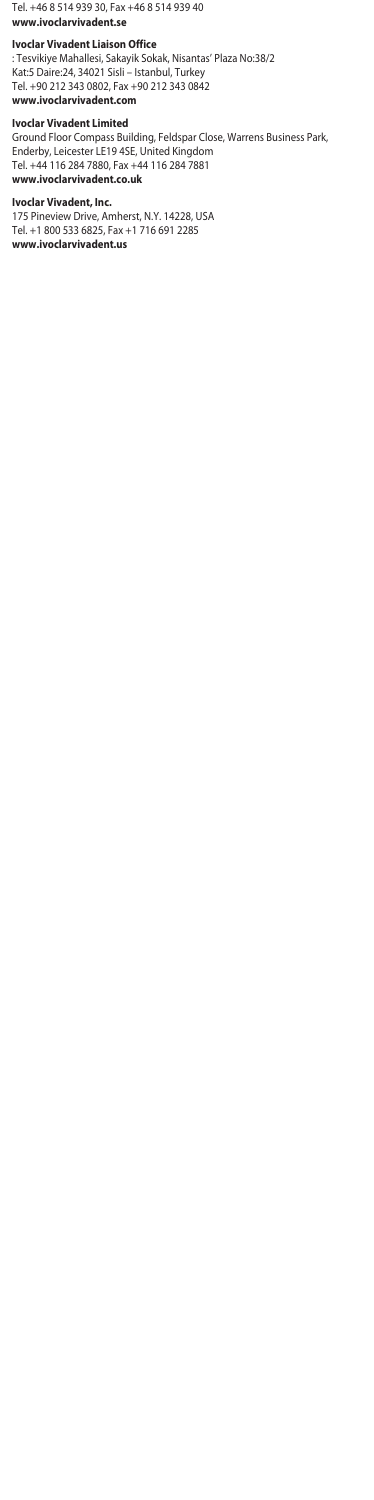Tel. +46 8 514 939 30, Fax +46 8 514 939 40
**www.ivoclarvivadent.se**

**Ivoclar Vivadent Liaison Office**
: Tesvikiye Mahallesi, Sakayik Sokak, Nisantas' Plaza No:38/2
Kat:5 Daire:24, 34021 Sisli – Istanbul, Turkey
Tel. +90 212 343 0802, Fax +90 212 343 0842
**www.ivoclarvivadent.com**

**Ivoclar Vivadent Limited**
Ground Floor Compass Building, Feldspar Close, Warrens Business Park,
Enderby, Leicester LE19 4SE, United Kingdom
Tel. +44 116 284 7880, Fax +44 116 284 7881
**www.ivoclarvivadent.co.uk**

**Ivoclar Vivadent, Inc.**
175 Pineview Drive, Amherst, N.Y. 14228, USA
Tel. +1 800 533 6825, Fax +1 716 691 2285
**www.ivoclarvivadent.us**